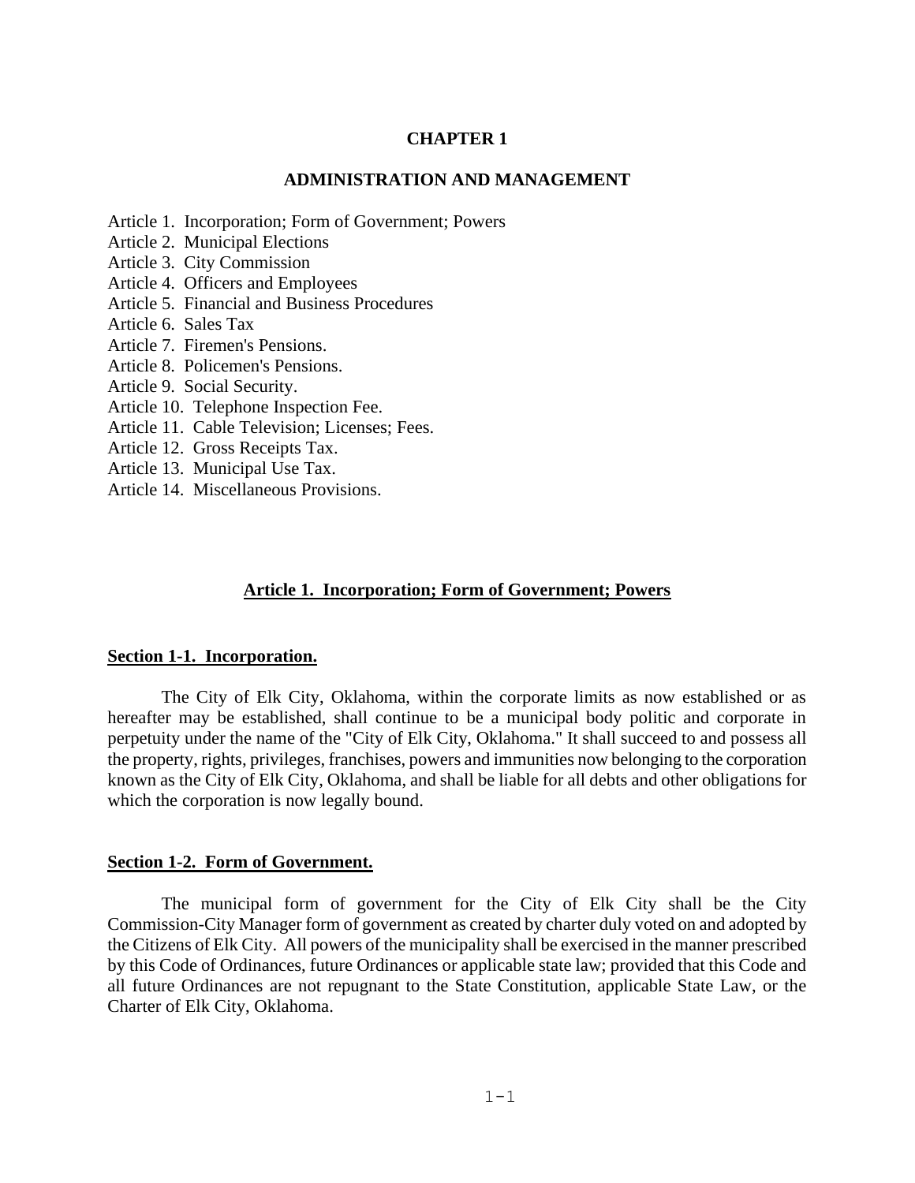# CHAPTER 1

## ADMINISTRATION AND MANAGEMENT

Article 1. Incorporation; Form of Government; Powers
Article 2. Municipal Elections
Article 3. City Commission
Article 4. Officers and Employees
Article 5. Financial and Business Procedures
Article 6. Sales Tax
Article 7. Firemen's Pensions.
Article 8. Policemen's Pensions.
Article 9. Social Security.
Article 10. Telephone Inspection Fee.
Article 11. Cable Television; Licenses; Fees.
Article 12. Gross Receipts Tax.
Article 13. Municipal Use Tax.
Article 14. Miscellaneous Provisions.

## Article 1. Incorporation; Form of Government; Powers

### Section 1-1. Incorporation.

The City of Elk City, Oklahoma, within the corporate limits as now established or as hereafter may be established, shall continue to be a municipal body politic and corporate in perpetuity under the name of the "City of Elk City, Oklahoma." It shall succeed to and possess all the property, rights, privileges, franchises, powers and immunities now belonging to the corporation known as the City of Elk City, Oklahoma, and shall be liable for all debts and other obligations for which the corporation is now legally bound.

### Section 1-2. Form of Government.

The municipal form of government for the City of Elk City shall be the City Commission-City Manager form of government as created by charter duly voted on and adopted by the Citizens of Elk City. All powers of the municipality shall be exercised in the manner prescribed by this Code of Ordinances, future Ordinances or applicable state law; provided that this Code and all future Ordinances are not repugnant to the State Constitution, applicable State Law, or the Charter of Elk City, Oklahoma.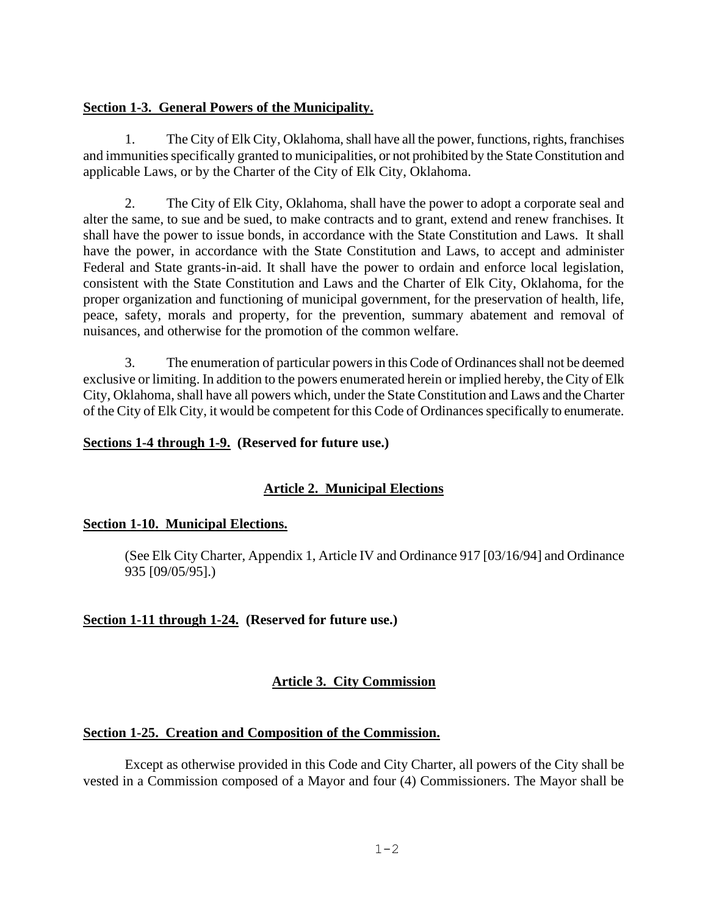**Section 1-3. General Powers of the Municipality.**

1. The City of Elk City, Oklahoma, shall have all the power, functions, rights, franchises and immunities specifically granted to municipalities, or not prohibited by the State Constitution and applicable Laws, or by the Charter of the City of Elk City, Oklahoma.

2. The City of Elk City, Oklahoma, shall have the power to adopt a corporate seal and alter the same, to sue and be sued, to make contracts and to grant, extend and renew franchises. It shall have the power to issue bonds, in accordance with the State Constitution and Laws. It shall have the power, in accordance with the State Constitution and Laws, to accept and administer Federal and State grants-in-aid. It shall have the power to ordain and enforce local legislation, consistent with the State Constitution and Laws and the Charter of Elk City, Oklahoma, for the proper organization and functioning of municipal government, for the preservation of health, life, peace, safety, morals and property, for the prevention, summary abatement and removal of nuisances, and otherwise for the promotion of the common welfare.

3. The enumeration of particular powers in this Code of Ordinances shall not be deemed exclusive or limiting. In addition to the powers enumerated herein or implied hereby, the City of Elk City, Oklahoma, shall have all powers which, under the State Constitution and Laws and the Charter of the City of Elk City, it would be competent for this Code of Ordinances specifically to enumerate.

**Sections 1-4 through 1-9. (Reserved for future use.)**

## Article 2. Municipal Elections

**Section 1-10. Municipal Elections.**

(See Elk City Charter, Appendix 1, Article IV and Ordinance 917 [03/16/94] and Ordinance 935 [09/05/95].)

**Section 1-11 through 1-24. (Reserved for future use.)**

## Article 3. City Commission

**Section 1-25. Creation and Composition of the Commission.**

Except as otherwise provided in this Code and City Charter, all powers of the City shall be vested in a Commission composed of a Mayor and four (4) Commissioners. The Mayor shall be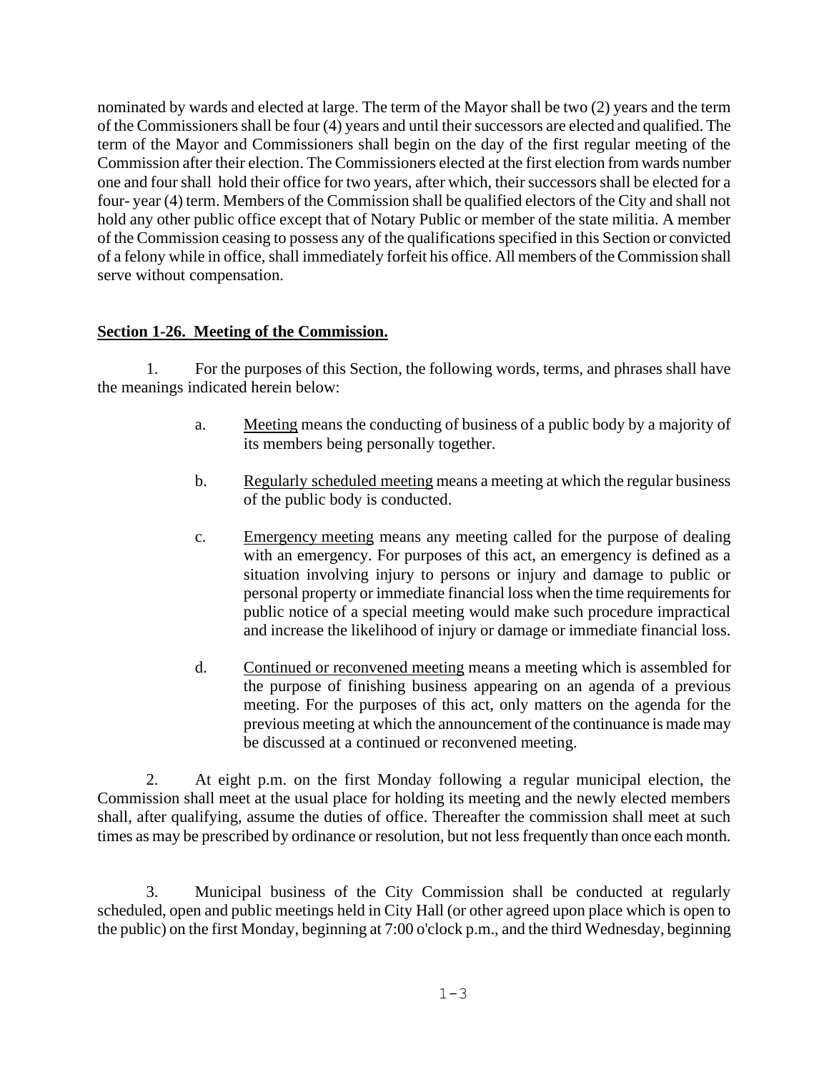nominated by wards and elected at large. The term of the Mayor shall be two (2) years and the term of the Commissioners shall be four (4) years and until their successors are elected and qualified. The term of the Mayor and Commissioners shall begin on the day of the first regular meeting of the Commission after their election. The Commissioners elected at the first election from wards number one and four shall hold their office for two years, after which, their successors shall be elected for a four- year (4) term. Members of the Commission shall be qualified electors of the City and shall not hold any other public office except that of Notary Public or member of the state militia. A member of the Commission ceasing to possess any of the qualifications specified in this Section or convicted of a felony while in office, shall immediately forfeit his office. All members of the Commission shall serve without compensation.

**Section 1-26. Meeting of the Commission.**

1. For the purposes of this Section, the following words, terms, and phrases shall have the meanings indicated herein below:

   a. Meeting means the conducting of business of a public body by a majority of its members being personally together.

   b. Regularly scheduled meeting means a meeting at which the regular business of the public body is conducted.

   c. Emergency meeting means any meeting called for the purpose of dealing with an emergency. For purposes of this act, an emergency is defined as a situation involving injury to persons or injury and damage to public or personal property or immediate financial loss when the time requirements for public notice of a special meeting would make such procedure impractical and increase the likelihood of injury or damage or immediate financial loss.

   d. Continued or reconvened meeting means a meeting which is assembled for the purpose of finishing business appearing on an agenda of a previous meeting. For the purposes of this act, only matters on the agenda for the previous meeting at which the announcement of the continuance is made may be discussed at a continued or reconvened meeting.

2. At eight p.m. on the first Monday following a regular municipal election, the Commission shall meet at the usual place for holding its meeting and the newly elected members shall, after qualifying, assume the duties of office. Thereafter the commission shall meet at such times as may be prescribed by ordinance or resolution, but not less frequently than once each month.

3. Municipal business of the City Commission shall be conducted at regularly scheduled, open and public meetings held in City Hall (or other agreed upon place which is open to the public) on the first Monday, beginning at 7:00 o'clock p.m., and the third Wednesday, beginning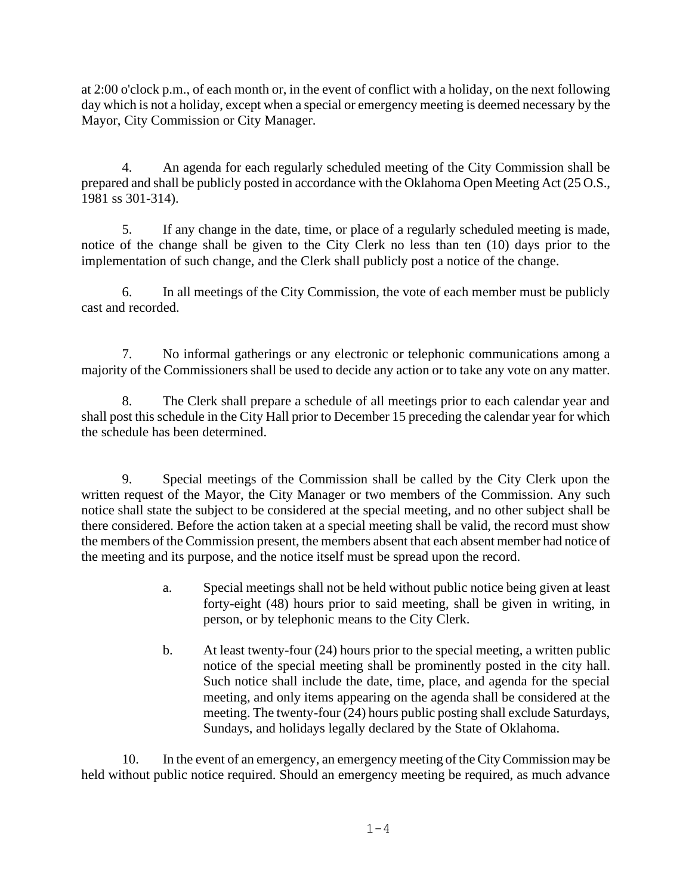at 2:00 o'clock p.m., of each month or, in the event of conflict with a holiday, on the next following day which is not a holiday, except when a special or emergency meeting is deemed necessary by the Mayor, City Commission or City Manager.

4. An agenda for each regularly scheduled meeting of the City Commission shall be prepared and shall be publicly posted in accordance with the Oklahoma Open Meeting Act (25 O.S., 1981 ss 301-314).

5. If any change in the date, time, or place of a regularly scheduled meeting is made, notice of the change shall be given to the City Clerk no less than ten (10) days prior to the implementation of such change, and the Clerk shall publicly post a notice of the change.

6. In all meetings of the City Commission, the vote of each member must be publicly cast and recorded.

7. No informal gatherings or any electronic or telephonic communications among a majority of the Commissioners shall be used to decide any action or to take any vote on any matter.

8. The Clerk shall prepare a schedule of all meetings prior to each calendar year and shall post this schedule in the City Hall prior to December 15 preceding the calendar year for which the schedule has been determined.

9. Special meetings of the Commission shall be called by the City Clerk upon the written request of the Mayor, the City Manager or two members of the Commission. Any such notice shall state the subject to be considered at the special meeting, and no other subject shall be there considered. Before the action taken at a special meeting shall be valid, the record must show the members of the Commission present, the members absent that each absent member had notice of the meeting and its purpose, and the notice itself must be spread upon the record.

   a. Special meetings shall not be held without public notice being given at least forty-eight (48) hours prior to said meeting, shall be given in writing, in person, or by telephonic means to the City Clerk.

   b. At least twenty-four (24) hours prior to the special meeting, a written public notice of the special meeting shall be prominently posted in the city hall. Such notice shall include the date, time, place, and agenda for the special meeting, and only items appearing on the agenda shall be considered at the meeting. The twenty-four (24) hours public posting shall exclude Saturdays, Sundays, and holidays legally declared by the State of Oklahoma.

10. In the event of an emergency, an emergency meeting of the City Commission may be held without public notice required. Should an emergency meeting be required, as much advance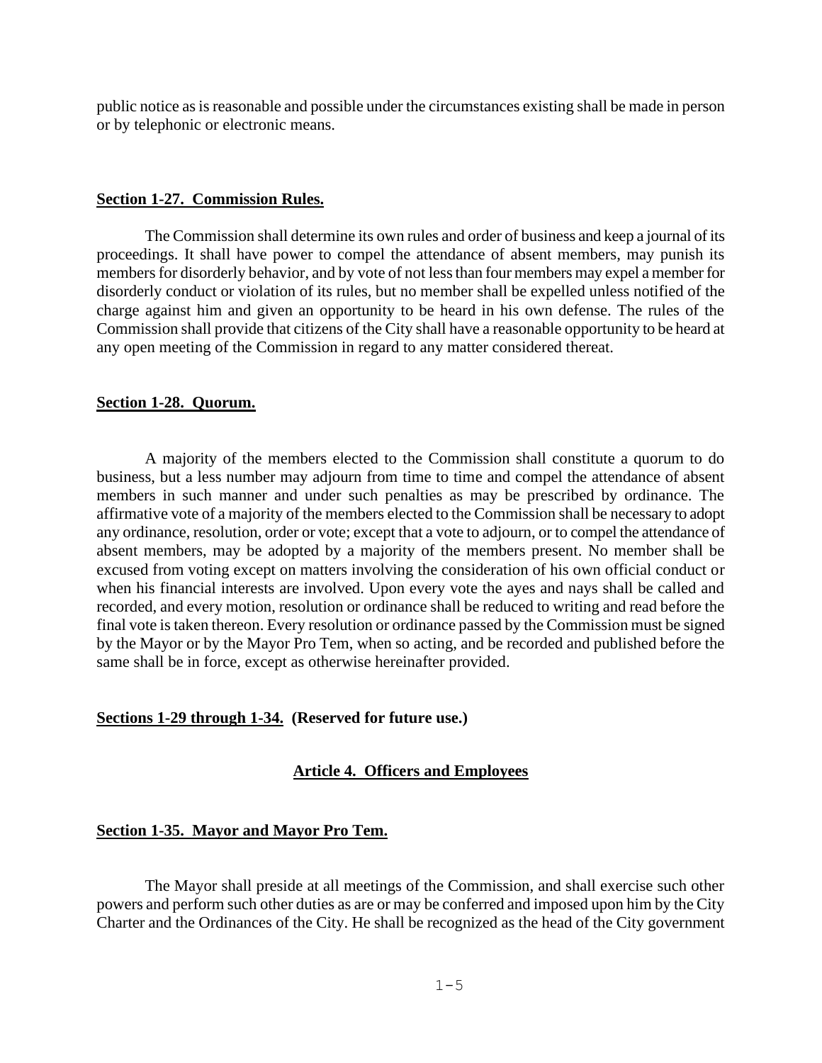public notice as is reasonable and possible under the circumstances existing shall be made in person or by telephonic or electronic means.

**Section 1-27. Commission Rules.**

The Commission shall determine its own rules and order of business and keep a journal of its proceedings. It shall have power to compel the attendance of absent members, may punish its members for disorderly behavior, and by vote of not less than four members may expel a member for disorderly conduct or violation of its rules, but no member shall be expelled unless notified of the charge against him and given an opportunity to be heard in his own defense. The rules of the Commission shall provide that citizens of the City shall have a reasonable opportunity to be heard at any open meeting of the Commission in regard to any matter considered thereat.

**Section 1-28. Quorum.**

A majority of the members elected to the Commission shall constitute a quorum to do business, but a less number may adjourn from time to time and compel the attendance of absent members in such manner and under such penalties as may be prescribed by ordinance. The affirmative vote of a majority of the members elected to the Commission shall be necessary to adopt any ordinance, resolution, order or vote; except that a vote to adjourn, or to compel the attendance of absent members, may be adopted by a majority of the members present. No member shall be excused from voting except on matters involving the consideration of his own official conduct or when his financial interests are involved. Upon every vote the ayes and nays shall be called and recorded, and every motion, resolution or ordinance shall be reduced to writing and read before the final vote is taken thereon. Every resolution or ordinance passed by the Commission must be signed by the Mayor or by the Mayor Pro Tem, when so acting, and be recorded and published before the same shall be in force, except as otherwise hereinafter provided.

**Sections 1-29 through 1-34. (Reserved for future use.)**

## Article 4. Officers and Employees

**Section 1-35. Mayor and Mayor Pro Tem.**

The Mayor shall preside at all meetings of the Commission, and shall exercise such other powers and perform such other duties as are or may be conferred and imposed upon him by the City Charter and the Ordinances of the City. He shall be recognized as the head of the City government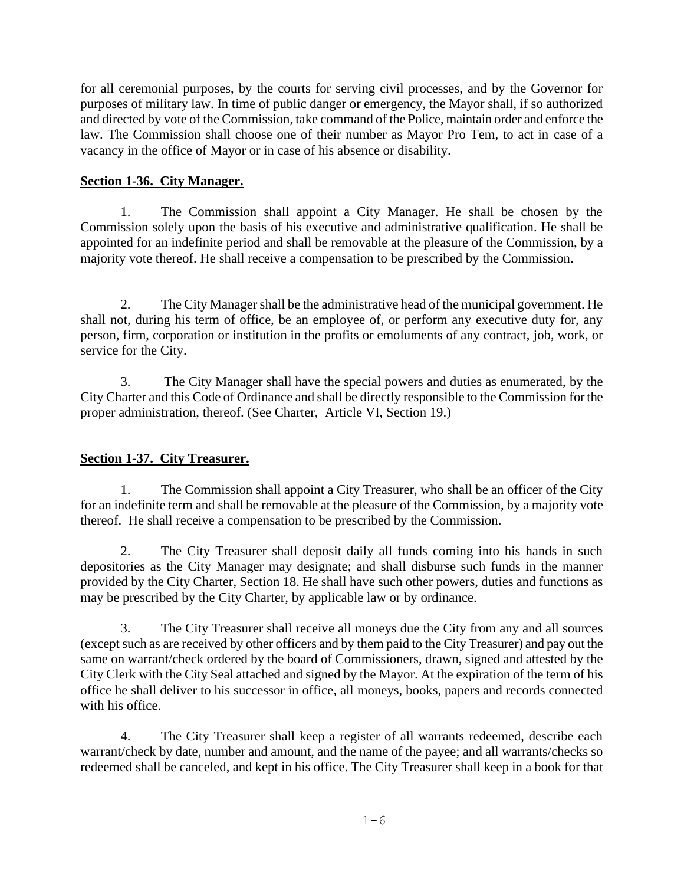for all ceremonial purposes, by the courts for serving civil processes, and by the Governor for purposes of military law. In time of public danger or emergency, the Mayor shall, if so authorized and directed by vote of the Commission, take command of the Police, maintain order and enforce the law. The Commission shall choose one of their number as Mayor Pro Tem, to act in case of a vacancy in the office of Mayor or in case of his absence or disability.

## Section 1-36. City Manager.

1. The Commission shall appoint a City Manager. He shall be chosen by the Commission solely upon the basis of his executive and administrative qualification. He shall be appointed for an indefinite period and shall be removable at the pleasure of the Commission, by a majority vote thereof. He shall receive a compensation to be prescribed by the Commission.

2. The City Manager shall be the administrative head of the municipal government. He shall not, during his term of office, be an employee of, or perform any executive duty for, any person, firm, corporation or institution in the profits or emoluments of any contract, job, work, or service for the City.

3. The City Manager shall have the special powers and duties as enumerated, by the City Charter and this Code of Ordinance and shall be directly responsible to the Commission for the proper administration, thereof. (See Charter, Article VI, Section 19.)

## Section 1-37. City Treasurer.

1. The Commission shall appoint a City Treasurer, who shall be an officer of the City for an indefinite term and shall be removable at the pleasure of the Commission, by a majority vote thereof. He shall receive a compensation to be prescribed by the Commission.

2. The City Treasurer shall deposit daily all funds coming into his hands in such depositories as the City Manager may designate; and shall disburse such funds in the manner provided by the City Charter, Section 18. He shall have such other powers, duties and functions as may be prescribed by the City Charter, by applicable law or by ordinance.

3. The City Treasurer shall receive all moneys due the City from any and all sources (except such as are received by other officers and by them paid to the City Treasurer) and pay out the same on warrant/check ordered by the board of Commissioners, drawn, signed and attested by the City Clerk with the City Seal attached and signed by the Mayor. At the expiration of the term of his office he shall deliver to his successor in office, all moneys, books, papers and records connected with his office.

4. The City Treasurer shall keep a register of all warrants redeemed, describe each warrant/check by date, number and amount, and the name of the payee; and all warrants/checks so redeemed shall be canceled, and kept in his office. The City Treasurer shall keep in a book for that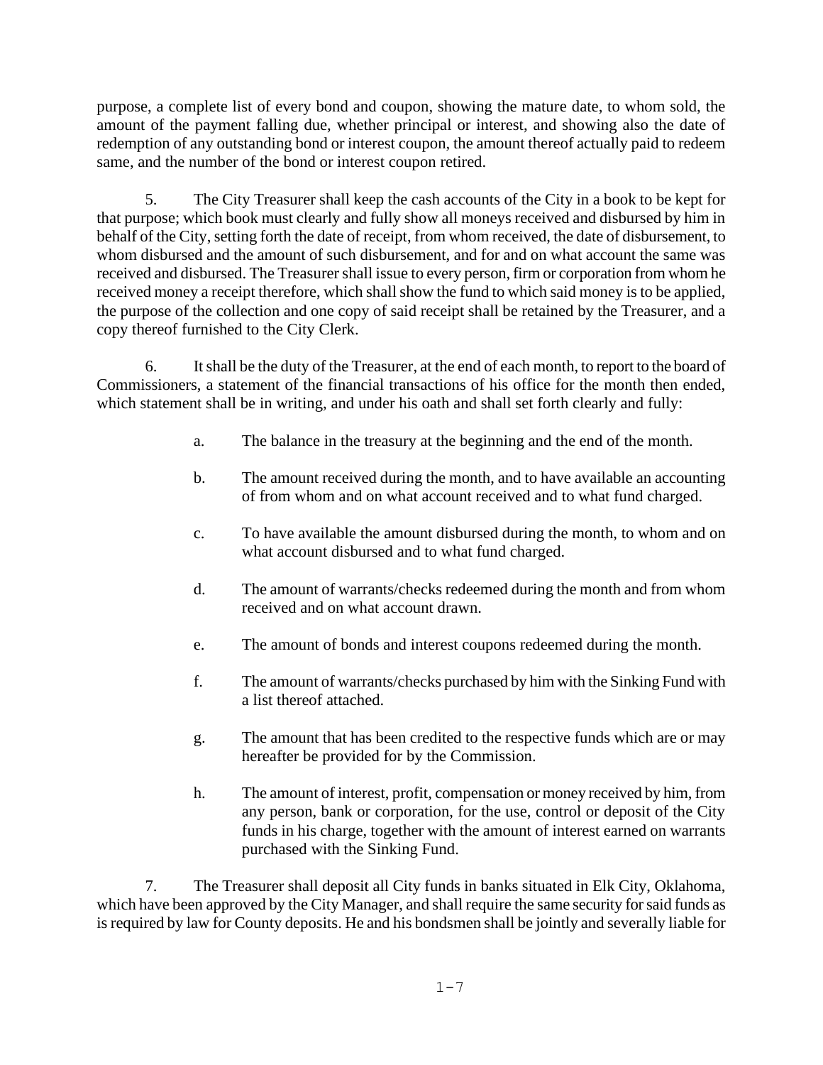purpose, a complete list of every bond and coupon, showing the mature date, to whom sold, the amount of the payment falling due, whether principal or interest, and showing also the date of redemption of any outstanding bond or interest coupon, the amount thereof actually paid to redeem same, and the number of the bond or interest coupon retired.

5. The City Treasurer shall keep the cash accounts of the City in a book to be kept for that purpose; which book must clearly and fully show all moneys received and disbursed by him in behalf of the City, setting forth the date of receipt, from whom received, the date of disbursement, to whom disbursed and the amount of such disbursement, and for and on what account the same was received and disbursed. The Treasurer shall issue to every person, firm or corporation from whom he received money a receipt therefore, which shall show the fund to which said money is to be applied, the purpose of the collection and one copy of said receipt shall be retained by the Treasurer, and a copy thereof furnished to the City Clerk.

6. It shall be the duty of the Treasurer, at the end of each month, to report to the board of Commissioners, a statement of the financial transactions of his office for the month then ended, which statement shall be in writing, and under his oath and shall set forth clearly and fully:

a. The balance in the treasury at the beginning and the end of the month.

b. The amount received during the month, and to have available an accounting of from whom and on what account received and to what fund charged.

c. To have available the amount disbursed during the month, to whom and on what account disbursed and to what fund charged.

d. The amount of warrants/checks redeemed during the month and from whom received and on what account drawn.

e. The amount of bonds and interest coupons redeemed during the month.

f. The amount of warrants/checks purchased by him with the Sinking Fund with a list thereof attached.

g. The amount that has been credited to the respective funds which are or may hereafter be provided for by the Commission.

h. The amount of interest, profit, compensation or money received by him, from any person, bank or corporation, for the use, control or deposit of the City funds in his charge, together with the amount of interest earned on warrants purchased with the Sinking Fund.

7. The Treasurer shall deposit all City funds in banks situated in Elk City, Oklahoma, which have been approved by the City Manager, and shall require the same security for said funds as is required by law for County deposits. He and his bondsmen shall be jointly and severally liable for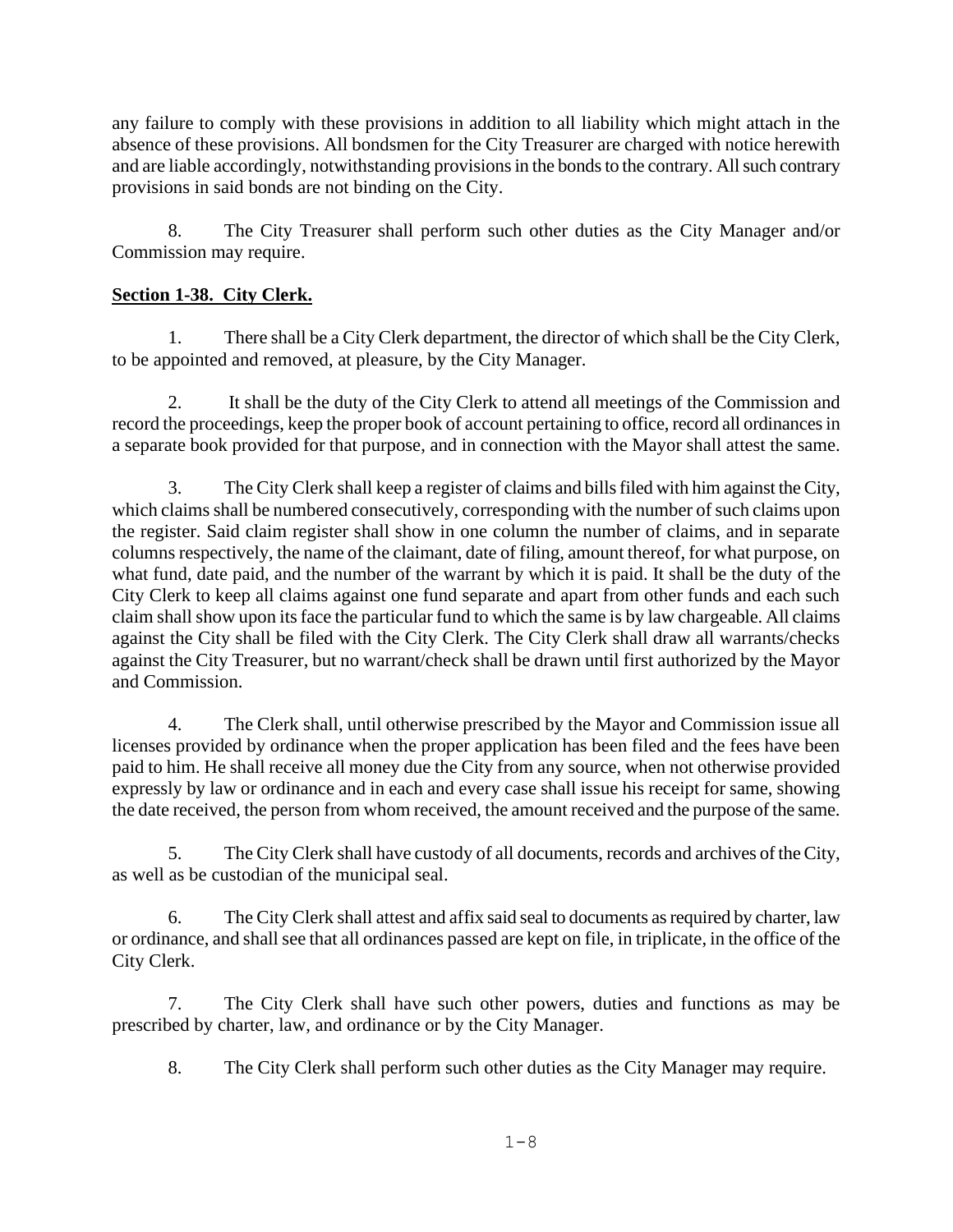any failure to comply with these provisions in addition to all liability which might attach in the absence of these provisions. All bondsmen for the City Treasurer are charged with notice herewith and are liable accordingly, notwithstanding provisions in the bonds to the contrary. All such contrary provisions in said bonds are not binding on the City.

8. The City Treasurer shall perform such other duties as the City Manager and/or Commission may require.

**Section 1-38. City Clerk.**

1. There shall be a City Clerk department, the director of which shall be the City Clerk, to be appointed and removed, at pleasure, by the City Manager.

2. It shall be the duty of the City Clerk to attend all meetings of the Commission and record the proceedings, keep the proper book of account pertaining to office, record all ordinances in a separate book provided for that purpose, and in connection with the Mayor shall attest the same.

3. The City Clerk shall keep a register of claims and bills filed with him against the City, which claims shall be numbered consecutively, corresponding with the number of such claims upon the register. Said claim register shall show in one column the number of claims, and in separate columns respectively, the name of the claimant, date of filing, amount thereof, for what purpose, on what fund, date paid, and the number of the warrant by which it is paid. It shall be the duty of the City Clerk to keep all claims against one fund separate and apart from other funds and each such claim shall show upon its face the particular fund to which the same is by law chargeable. All claims against the City shall be filed with the City Clerk. The City Clerk shall draw all warrants/checks against the City Treasurer, but no warrant/check shall be drawn until first authorized by the Mayor and Commission.

4. The Clerk shall, until otherwise prescribed by the Mayor and Commission issue all licenses provided by ordinance when the proper application has been filed and the fees have been paid to him. He shall receive all money due the City from any source, when not otherwise provided expressly by law or ordinance and in each and every case shall issue his receipt for same, showing the date received, the person from whom received, the amount received and the purpose of the same.

5. The City Clerk shall have custody of all documents, records and archives of the City, as well as be custodian of the municipal seal.

6. The City Clerk shall attest and affix said seal to documents as required by charter, law or ordinance, and shall see that all ordinances passed are kept on file, in triplicate, in the office of the City Clerk.

7. The City Clerk shall have such other powers, duties and functions as may be prescribed by charter, law, and ordinance or by the City Manager.

8. The City Clerk shall perform such other duties as the City Manager may require.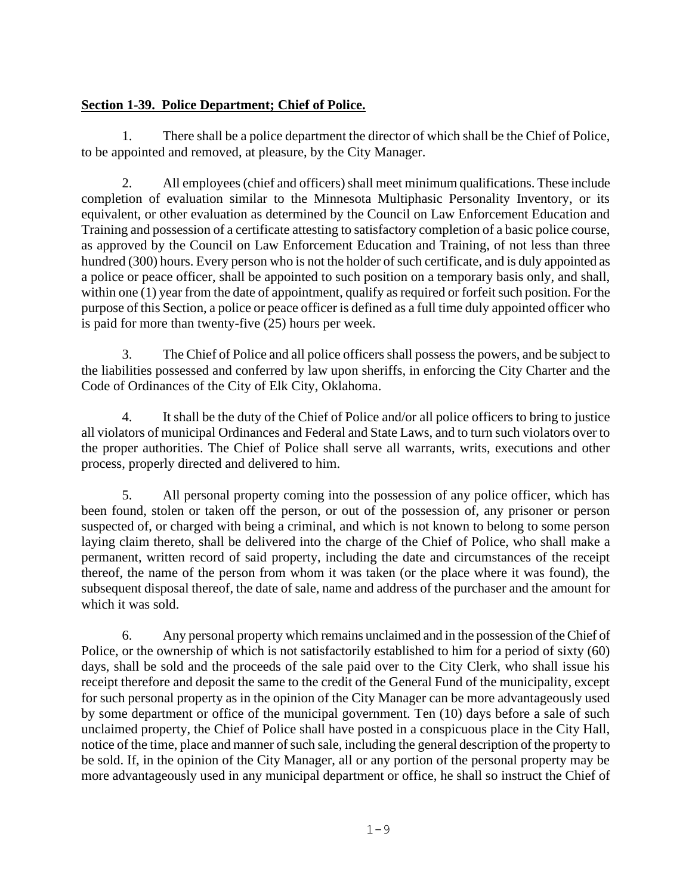**Section 1-39. Police Department; Chief of Police.**

1. There shall be a police department the director of which shall be the Chief of Police, to be appointed and removed, at pleasure, by the City Manager.

2. All employees (chief and officers) shall meet minimum qualifications. These include completion of evaluation similar to the Minnesota Multiphasic Personality Inventory, or its equivalent, or other evaluation as determined by the Council on Law Enforcement Education and Training and possession of a certificate attesting to satisfactory completion of a basic police course, as approved by the Council on Law Enforcement Education and Training, of not less than three hundred (300) hours. Every person who is not the holder of such certificate, and is duly appointed as a police or peace officer, shall be appointed to such position on a temporary basis only, and shall, within one (1) year from the date of appointment, qualify as required or forfeit such position. For the purpose of this Section, a police or peace officer is defined as a full time duly appointed officer who is paid for more than twenty-five (25) hours per week.

3. The Chief of Police and all police officers shall possess the powers, and be subject to the liabilities possessed and conferred by law upon sheriffs, in enforcing the City Charter and the Code of Ordinances of the City of Elk City, Oklahoma.

4. It shall be the duty of the Chief of Police and/or all police officers to bring to justice all violators of municipal Ordinances and Federal and State Laws, and to turn such violators over to the proper authorities. The Chief of Police shall serve all warrants, writs, executions and other process, properly directed and delivered to him.

5. All personal property coming into the possession of any police officer, which has been found, stolen or taken off the person, or out of the possession of, any prisoner or person suspected of, or charged with being a criminal, and which is not known to belong to some person laying claim thereto, shall be delivered into the charge of the Chief of Police, who shall make a permanent, written record of said property, including the date and circumstances of the receipt thereof, the name of the person from whom it was taken (or the place where it was found), the subsequent disposal thereof, the date of sale, name and address of the purchaser and the amount for which it was sold.

6. Any personal property which remains unclaimed and in the possession of the Chief of Police, or the ownership of which is not satisfactorily established to him for a period of sixty (60) days, shall be sold and the proceeds of the sale paid over to the City Clerk, who shall issue his receipt therefore and deposit the same to the credit of the General Fund of the municipality, except for such personal property as in the opinion of the City Manager can be more advantageously used by some department or office of the municipal government. Ten (10) days before a sale of such unclaimed property, the Chief of Police shall have posted in a conspicuous place in the City Hall, notice of the time, place and manner of such sale, including the general description of the property to be sold. If, in the opinion of the City Manager, all or any portion of the personal property may be more advantageously used in any municipal department or office, he shall so instruct the Chief of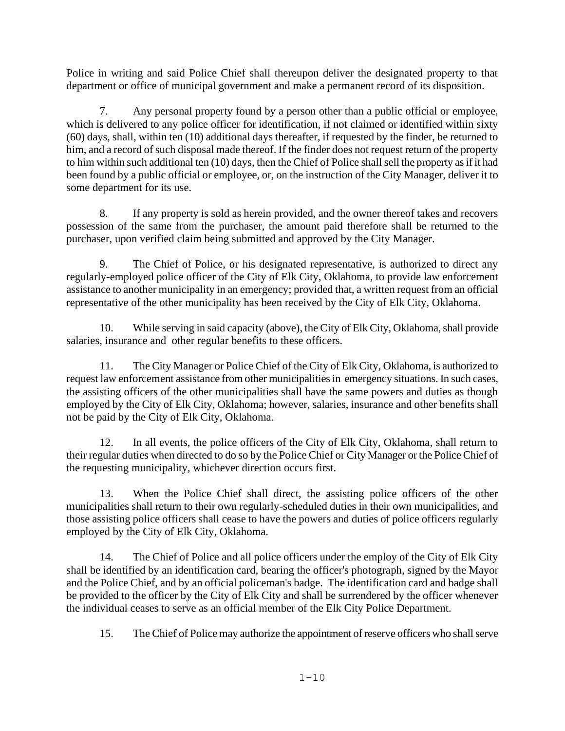Police in writing and said Police Chief shall thereupon deliver the designated property to that department or office of municipal government and make a permanent record of its disposition.

7. Any personal property found by a person other than a public official or employee, which is delivered to any police officer for identification, if not claimed or identified within sixty (60) days, shall, within ten (10) additional days thereafter, if requested by the finder, be returned to him, and a record of such disposal made thereof. If the finder does not request return of the property to him within such additional ten (10) days, then the Chief of Police shall sell the property as if it had been found by a public official or employee, or, on the instruction of the City Manager, deliver it to some department for its use.

8. If any property is sold as herein provided, and the owner thereof takes and recovers possession of the same from the purchaser, the amount paid therefore shall be returned to the purchaser, upon verified claim being submitted and approved by the City Manager.

9. The Chief of Police, or his designated representative, is authorized to direct any regularly-employed police officer of the City of Elk City, Oklahoma, to provide law enforcement assistance to another municipality in an emergency; provided that, a written request from an official representative of the other municipality has been received by the City of Elk City, Oklahoma.

10. While serving in said capacity (above), the City of Elk City, Oklahoma, shall provide salaries, insurance and other regular benefits to these officers.

11. The City Manager or Police Chief of the City of Elk City, Oklahoma, is authorized to request law enforcement assistance from other municipalities in emergency situations. In such cases, the assisting officers of the other municipalities shall have the same powers and duties as though employed by the City of Elk City, Oklahoma; however, salaries, insurance and other benefits shall not be paid by the City of Elk City, Oklahoma.

12. In all events, the police officers of the City of Elk City, Oklahoma, shall return to their regular duties when directed to do so by the Police Chief or City Manager or the Police Chief of the requesting municipality, whichever direction occurs first.

13. When the Police Chief shall direct, the assisting police officers of the other municipalities shall return to their own regularly-scheduled duties in their own municipalities, and those assisting police officers shall cease to have the powers and duties of police officers regularly employed by the City of Elk City, Oklahoma.

14. The Chief of Police and all police officers under the employ of the City of Elk City shall be identified by an identification card, bearing the officer's photograph, signed by the Mayor and the Police Chief, and by an official policeman's badge. The identification card and badge shall be provided to the officer by the City of Elk City and shall be surrendered by the officer whenever the individual ceases to serve as an official member of the Elk City Police Department.

15. The Chief of Police may authorize the appointment of reserve officers who shall serve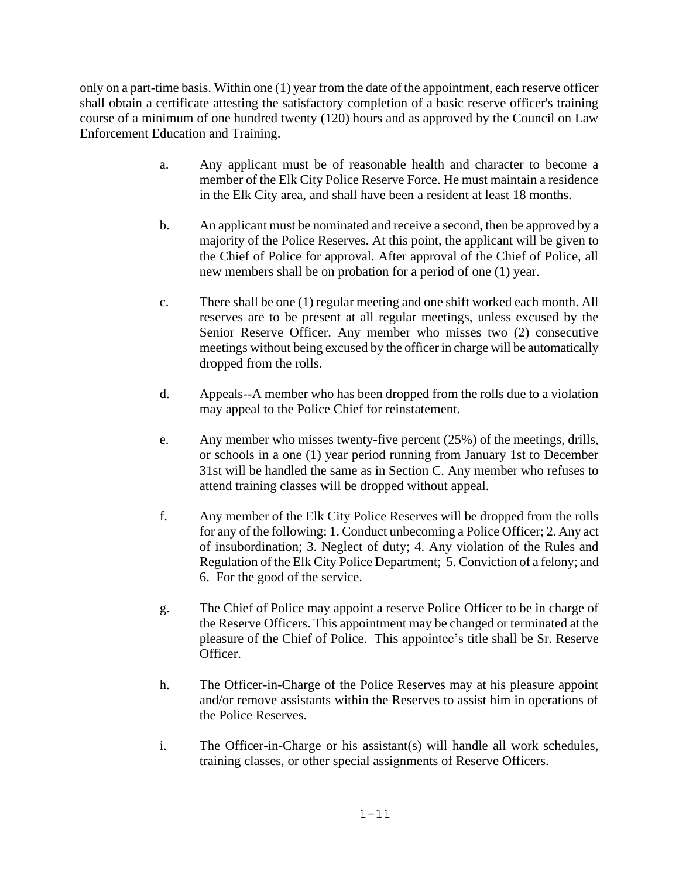only on a part-time basis. Within one (1) year from the date of the appointment, each reserve officer shall obtain a certificate attesting the satisfactory completion of a basic reserve officer's training course of a minimum of one hundred twenty (120) hours and as approved by the Council on Law Enforcement Education and Training.

a. Any applicant must be of reasonable health and character to become a member of the Elk City Police Reserve Force. He must maintain a residence in the Elk City area, and shall have been a resident at least 18 months.

b. An applicant must be nominated and receive a second, then be approved by a majority of the Police Reserves. At this point, the applicant will be given to the Chief of Police for approval. After approval of the Chief of Police, all new members shall be on probation for a period of one (1) year.

c. There shall be one (1) regular meeting and one shift worked each month. All reserves are to be present at all regular meetings, unless excused by the Senior Reserve Officer. Any member who misses two (2) consecutive meetings without being excused by the officer in charge will be automatically dropped from the rolls.

d. Appeals--A member who has been dropped from the rolls due to a violation may appeal to the Police Chief for reinstatement.

e. Any member who misses twenty-five percent (25%) of the meetings, drills, or schools in a one (1) year period running from January 1st to December 31st will be handled the same as in Section C. Any member who refuses to attend training classes will be dropped without appeal.

f. Any member of the Elk City Police Reserves will be dropped from the rolls for any of the following: 1. Conduct unbecoming a Police Officer; 2. Any act of insubordination; 3. Neglect of duty; 4. Any violation of the Rules and Regulation of the Elk City Police Department; 5. Conviction of a felony; and 6. For the good of the service.

g. The Chief of Police may appoint a reserve Police Officer to be in charge of the Reserve Officers. This appointment may be changed or terminated at the pleasure of the Chief of Police. This appointee's title shall be Sr. Reserve Officer.

h. The Officer-in-Charge of the Police Reserves may at his pleasure appoint and/or remove assistants within the Reserves to assist him in operations of the Police Reserves.

i. The Officer-in-Charge or his assistant(s) will handle all work schedules, training classes, or other special assignments of Reserve Officers.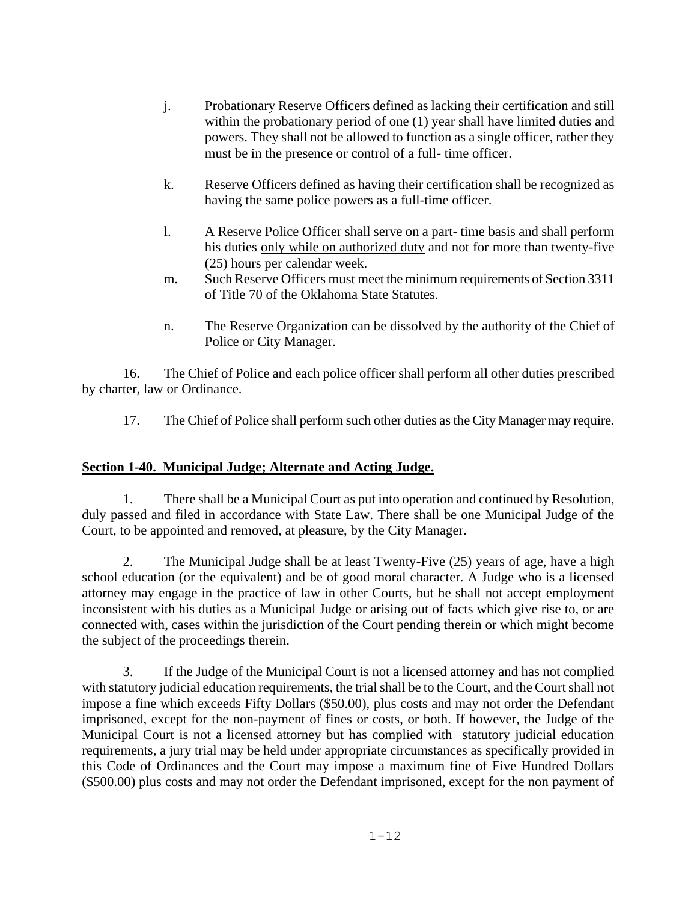j. Probationary Reserve Officers defined as lacking their certification and still within the probationary period of one (1) year shall have limited duties and powers. They shall not be allowed to function as a single officer, rather they must be in the presence or control of a full- time officer.

k. Reserve Officers defined as having their certification shall be recognized as having the same police powers as a full-time officer.

l. A Reserve Police Officer shall serve on a <u>part- time basis</u> and shall perform his duties <u>only while on authorized duty</u> and not for more than twenty-five (25) hours per calendar week.

m. Such Reserve Officers must meet the minimum requirements of Section 3311 of Title 70 of the Oklahoma State Statutes.

n. The Reserve Organization can be dissolved by the authority of the Chief of Police or City Manager.

16. The Chief of Police and each police officer shall perform all other duties prescribed by charter, law or Ordinance.

17. The Chief of Police shall perform such other duties as the City Manager may require.

## **<u>Section 1-40. Municipal Judge; Alternate and Acting Judge.</u>**

1. There shall be a Municipal Court as put into operation and continued by Resolution, duly passed and filed in accordance with State Law. There shall be one Municipal Judge of the Court, to be appointed and removed, at pleasure, by the City Manager.

2. The Municipal Judge shall be at least Twenty-Five (25) years of age, have a high school education (or the equivalent) and be of good moral character. A Judge who is a licensed attorney may engage in the practice of law in other Courts, but he shall not accept employment inconsistent with his duties as a Municipal Judge or arising out of facts which give rise to, or are connected with, cases within the jurisdiction of the Court pending therein or which might become the subject of the proceedings therein.

3. If the Judge of the Municipal Court is not a licensed attorney and has not complied with statutory judicial education requirements, the trial shall be to the Court, and the Court shall not impose a fine which exceeds Fifty Dollars ($50.00), plus costs and may not order the Defendant imprisoned, except for the non-payment of fines or costs, or both. If however, the Judge of the Municipal Court is not a licensed attorney but has complied with statutory judicial education requirements, a jury trial may be held under appropriate circumstances as specifically provided in this Code of Ordinances and the Court may impose a maximum fine of Five Hundred Dollars ($500.00) plus costs and may not order the Defendant imprisoned, except for the non payment of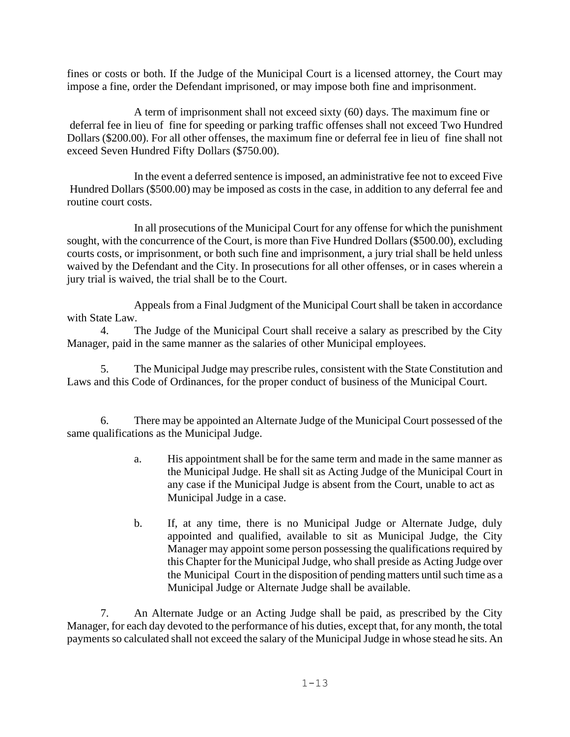fines or costs or both. If the Judge of the Municipal Court is a licensed attorney, the Court may impose a fine, order the Defendant imprisoned, or may impose both fine and imprisonment.

A term of imprisonment shall not exceed sixty (60) days. The maximum fine or deferral fee in lieu of fine for speeding or parking traffic offenses shall not exceed Two Hundred Dollars ($200.00). For all other offenses, the maximum fine or deferral fee in lieu of fine shall not exceed Seven Hundred Fifty Dollars ($750.00).

In the event a deferred sentence is imposed, an administrative fee not to exceed Five Hundred Dollars ($500.00) may be imposed as costs in the case, in addition to any deferral fee and routine court costs.

In all prosecutions of the Municipal Court for any offense for which the punishment sought, with the concurrence of the Court, is more than Five Hundred Dollars ($500.00), excluding courts costs, or imprisonment, or both such fine and imprisonment, a jury trial shall be held unless waived by the Defendant and the City. In prosecutions for all other offenses, or in cases wherein a jury trial is waived, the trial shall be to the Court.

Appeals from a Final Judgment of the Municipal Court shall be taken in accordance with State Law.

4. The Judge of the Municipal Court shall receive a salary as prescribed by the City Manager, paid in the same manner as the salaries of other Municipal employees.

5. The Municipal Judge may prescribe rules, consistent with the State Constitution and Laws and this Code of Ordinances, for the proper conduct of business of the Municipal Court.

6. There may be appointed an Alternate Judge of the Municipal Court possessed of the same qualifications as the Municipal Judge.

   a. His appointment shall be for the same term and made in the same manner as the Municipal Judge. He shall sit as Acting Judge of the Municipal Court in any case if the Municipal Judge is absent from the Court, unable to act as Municipal Judge in a case.

   b. If, at any time, there is no Municipal Judge or Alternate Judge, duly appointed and qualified, available to sit as Municipal Judge, the City Manager may appoint some person possessing the qualifications required by this Chapter for the Municipal Judge, who shall preside as Acting Judge over the Municipal Court in the disposition of pending matters until such time as a Municipal Judge or Alternate Judge shall be available.

7. An Alternate Judge or an Acting Judge shall be paid, as prescribed by the City Manager, for each day devoted to the performance of his duties, except that, for any month, the total payments so calculated shall not exceed the salary of the Municipal Judge in whose stead he sits. An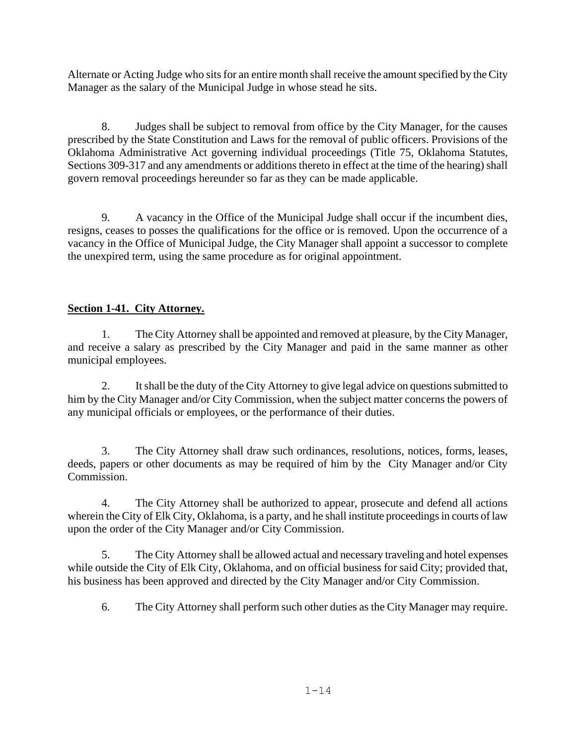Alternate or Acting Judge who sits for an entire month shall receive the amount specified by the City Manager as the salary of the Municipal Judge in whose stead he sits.

8. Judges shall be subject to removal from office by the City Manager, for the causes prescribed by the State Constitution and Laws for the removal of public officers. Provisions of the Oklahoma Administrative Act governing individual proceedings (Title 75, Oklahoma Statutes, Sections 309-317 and any amendments or additions thereto in effect at the time of the hearing) shall govern removal proceedings hereunder so far as they can be made applicable.

9. A vacancy in the Office of the Municipal Judge shall occur if the incumbent dies, resigns, ceases to posses the qualifications for the office or is removed. Upon the occurrence of a vacancy in the Office of Municipal Judge, the City Manager shall appoint a successor to complete the unexpired term, using the same procedure as for original appointment.

**Section 1-41. City Attorney.**

1. The City Attorney shall be appointed and removed at pleasure, by the City Manager, and receive a salary as prescribed by the City Manager and paid in the same manner as other municipal employees.

2. It shall be the duty of the City Attorney to give legal advice on questions submitted to him by the City Manager and/or City Commission, when the subject matter concerns the powers of any municipal officials or employees, or the performance of their duties.

3. The City Attorney shall draw such ordinances, resolutions, notices, forms, leases, deeds, papers or other documents as may be required of him by the City Manager and/or City Commission.

4. The City Attorney shall be authorized to appear, prosecute and defend all actions wherein the City of Elk City, Oklahoma, is a party, and he shall institute proceedings in courts of law upon the order of the City Manager and/or City Commission.

5. The City Attorney shall be allowed actual and necessary traveling and hotel expenses while outside the City of Elk City, Oklahoma, and on official business for said City; provided that, his business has been approved and directed by the City Manager and/or City Commission.

6. The City Attorney shall perform such other duties as the City Manager may require.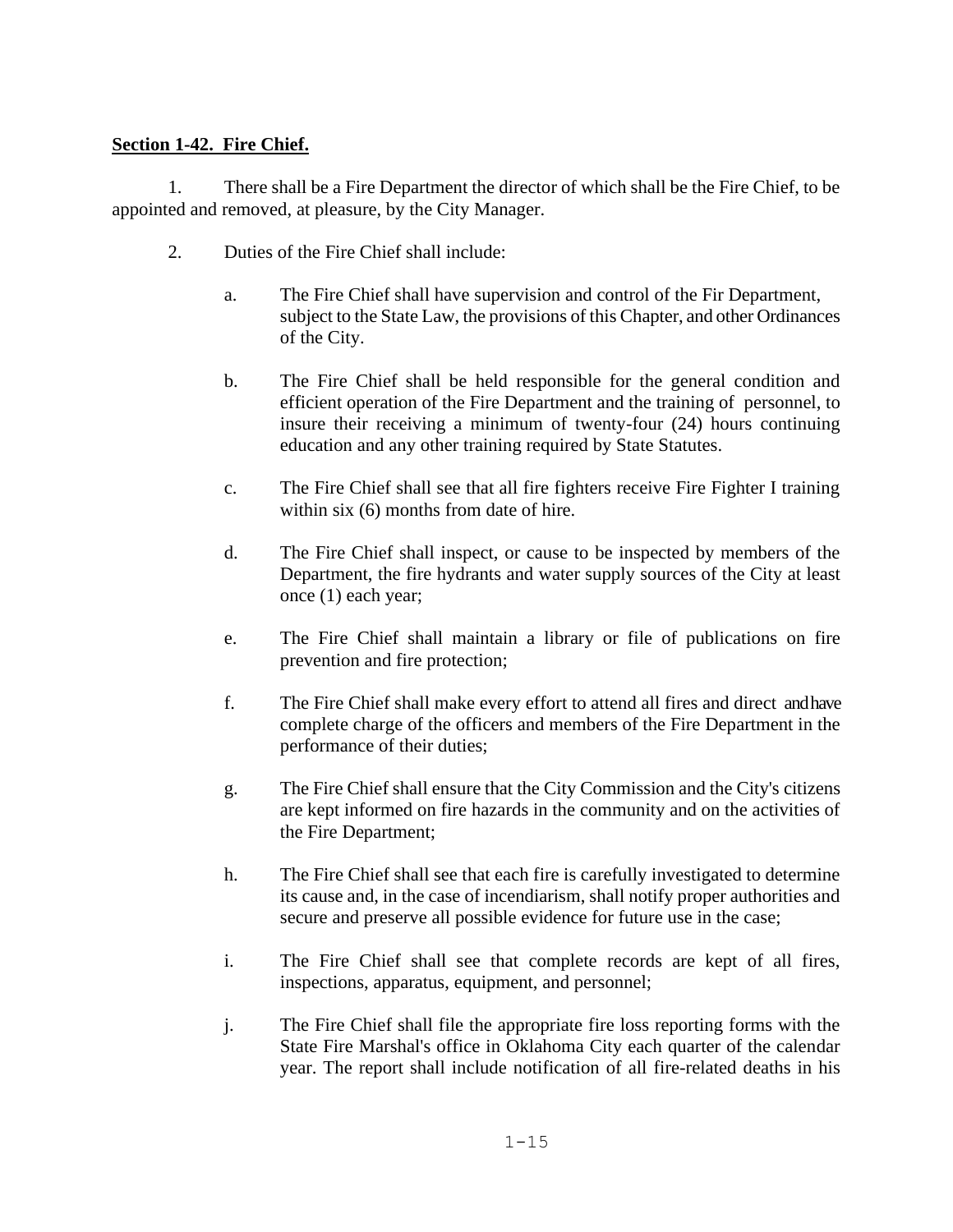**Section 1-42. Fire Chief.**

1. There shall be a Fire Department the director of which shall be the Fire Chief, to be appointed and removed, at pleasure, by the City Manager.

2. Duties of the Fire Chief shall include:

   a. The Fire Chief shall have supervision and control of the Fir Department, subject to the State Law, the provisions of this Chapter, and other Ordinances of the City.

   b. The Fire Chief shall be held responsible for the general condition and efficient operation of the Fire Department and the training of personnel, to insure their receiving a minimum of twenty-four (24) hours continuing education and any other training required by State Statutes.

   c. The Fire Chief shall see that all fire fighters receive Fire Fighter I training within six (6) months from date of hire.

   d. The Fire Chief shall inspect, or cause to be inspected by members of the Department, the fire hydrants and water supply sources of the City at least once (1) each year;

   e. The Fire Chief shall maintain a library or file of publications on fire prevention and fire protection;

   f. The Fire Chief shall make every effort to attend all fires and direct and have complete charge of the officers and members of the Fire Department in the performance of their duties;

   g. The Fire Chief shall ensure that the City Commission and the City's citizens are kept informed on fire hazards in the community and on the activities of the Fire Department;

   h. The Fire Chief shall see that each fire is carefully investigated to determine its cause and, in the case of incendiarism, shall notify proper authorities and secure and preserve all possible evidence for future use in the case;

   i. The Fire Chief shall see that complete records are kept of all fires, inspections, apparatus, equipment, and personnel;

   j. The Fire Chief shall file the appropriate fire loss reporting forms with the State Fire Marshal's office in Oklahoma City each quarter of the calendar year. The report shall include notification of all fire-related deaths in his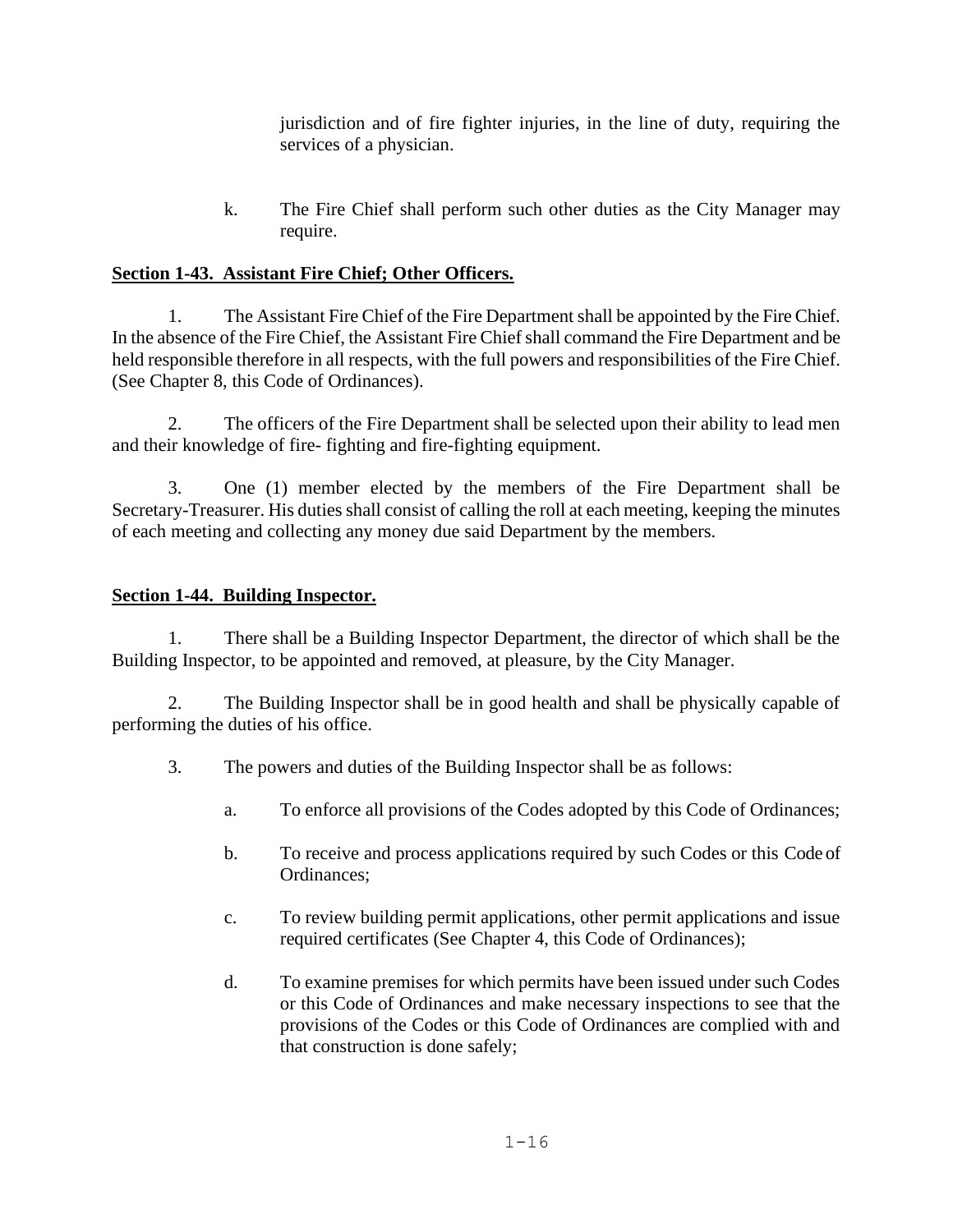jurisdiction and of fire fighter injuries, in the line of duty, requiring the services of a physician.

k. The Fire Chief shall perform such other duties as the City Manager may require.

**Section 1-43. Assistant Fire Chief; Other Officers.**

1. The Assistant Fire Chief of the Fire Department shall be appointed by the Fire Chief. In the absence of the Fire Chief, the Assistant Fire Chief shall command the Fire Department and be held responsible therefore in all respects, with the full powers and responsibilities of the Fire Chief. (See Chapter 8, this Code of Ordinances).

2. The officers of the Fire Department shall be selected upon their ability to lead men and their knowledge of fire- fighting and fire-fighting equipment.

3. One (1) member elected by the members of the Fire Department shall be Secretary-Treasurer. His duties shall consist of calling the roll at each meeting, keeping the minutes of each meeting and collecting any money due said Department by the members.

**Section 1-44. Building Inspector.**

1. There shall be a Building Inspector Department, the director of which shall be the Building Inspector, to be appointed and removed, at pleasure, by the City Manager.

2. The Building Inspector shall be in good health and shall be physically capable of performing the duties of his office.

3. The powers and duties of the Building Inspector shall be as follows:

a. To enforce all provisions of the Codes adopted by this Code of Ordinances;

b. To receive and process applications required by such Codes or this Code of Ordinances;

c. To review building permit applications, other permit applications and issue required certificates (See Chapter 4, this Code of Ordinances);

d. To examine premises for which permits have been issued under such Codes or this Code of Ordinances and make necessary inspections to see that the provisions of the Codes or this Code of Ordinances are complied with and that construction is done safely;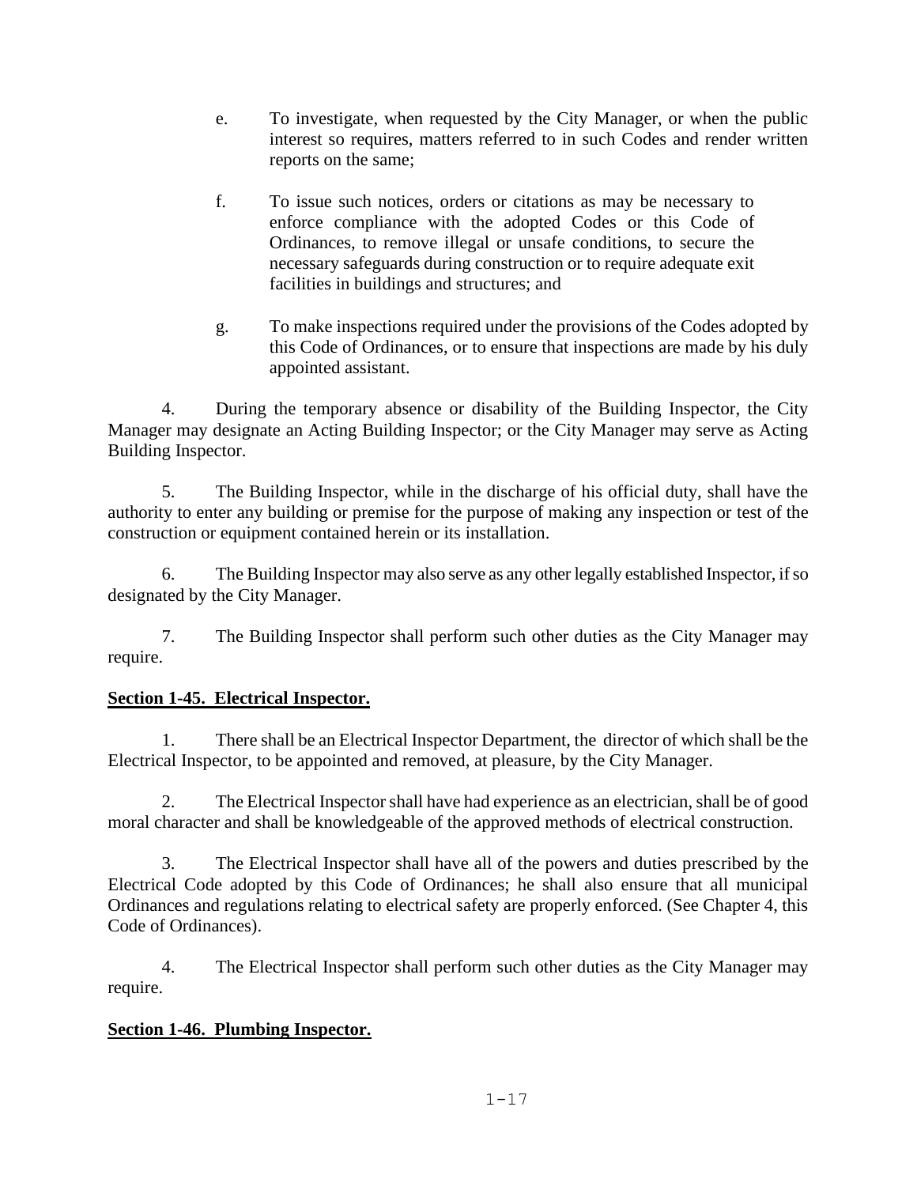e. To investigate, when requested by the City Manager, or when the public interest so requires, matters referred to in such Codes and render written reports on the same;

f. To issue such notices, orders or citations as may be necessary to enforce compliance with the adopted Codes or this Code of Ordinances, to remove illegal or unsafe conditions, to secure the necessary safeguards during construction or to require adequate exit facilities in buildings and structures; and

g. To make inspections required under the provisions of the Codes adopted by this Code of Ordinances, or to ensure that inspections are made by his duly appointed assistant.

4. During the temporary absence or disability of the Building Inspector, the City Manager may designate an Acting Building Inspector; or the City Manager may serve as Acting Building Inspector.

5. The Building Inspector, while in the discharge of his official duty, shall have the authority to enter any building or premise for the purpose of making any inspection or test of the construction or equipment contained herein or its installation.

6. The Building Inspector may also serve as any other legally established Inspector, if so designated by the City Manager.

7. The Building Inspector shall perform such other duties as the City Manager may require.

**Section 1-45. Electrical Inspector.**

1. There shall be an Electrical Inspector Department, the director of which shall be the Electrical Inspector, to be appointed and removed, at pleasure, by the City Manager.

2. The Electrical Inspector shall have had experience as an electrician, shall be of good moral character and shall be knowledgeable of the approved methods of electrical construction.

3. The Electrical Inspector shall have all of the powers and duties prescribed by the Electrical Code adopted by this Code of Ordinances; he shall also ensure that all municipal Ordinances and regulations relating to electrical safety are properly enforced. (See Chapter 4, this Code of Ordinances).

4. The Electrical Inspector shall perform such other duties as the City Manager may require.

**Section 1-46. Plumbing Inspector.**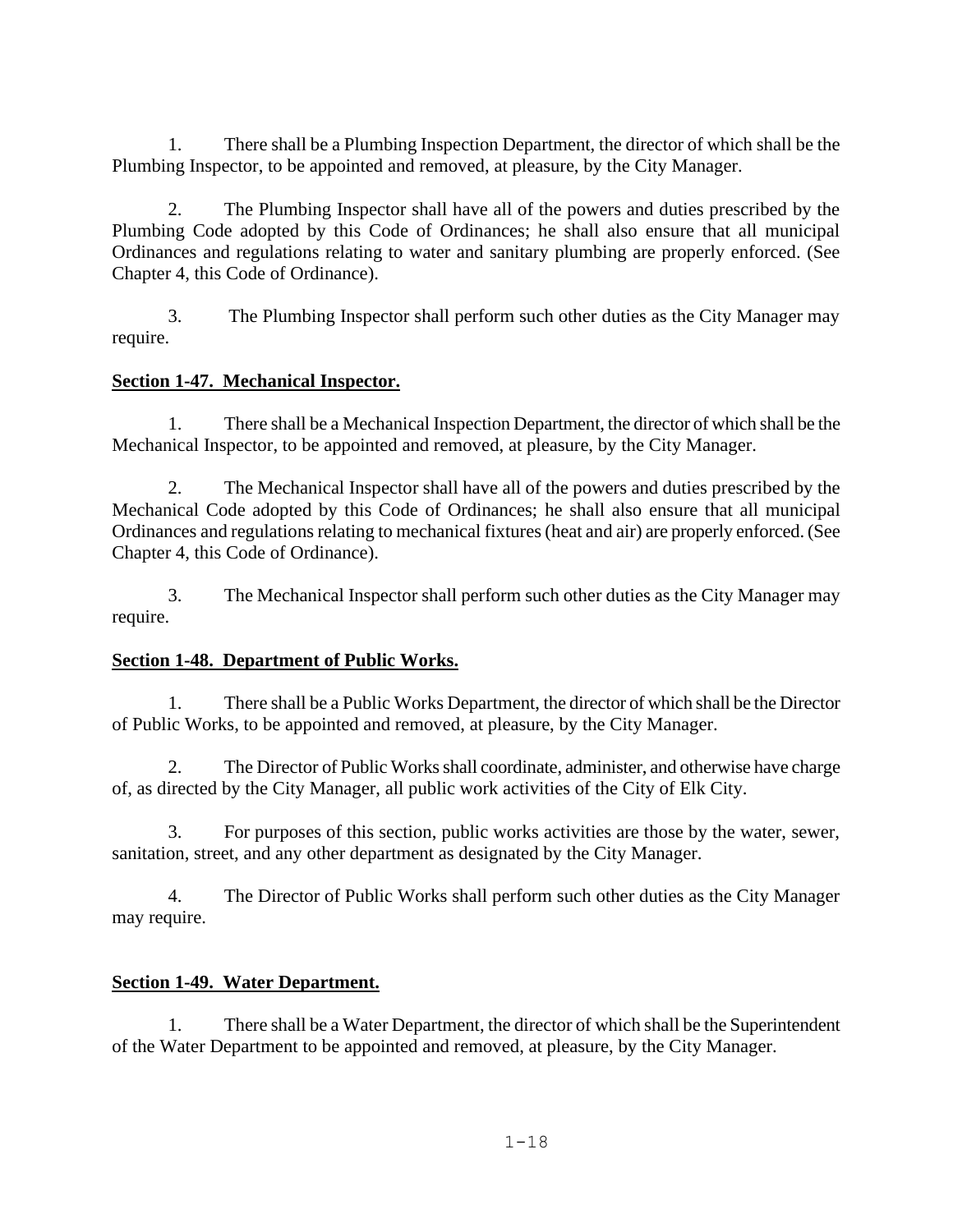1. There shall be a Plumbing Inspection Department, the director of which shall be the Plumbing Inspector, to be appointed and removed, at pleasure, by the City Manager.

2. The Plumbing Inspector shall have all of the powers and duties prescribed by the Plumbing Code adopted by this Code of Ordinances; he shall also ensure that all municipal Ordinances and regulations relating to water and sanitary plumbing are properly enforced. (See Chapter 4, this Code of Ordinance).

3. The Plumbing Inspector shall perform such other duties as the City Manager may require.

**Section 1-47. Mechanical Inspector.**

1. There shall be a Mechanical Inspection Department, the director of which shall be the Mechanical Inspector, to be appointed and removed, at pleasure, by the City Manager.

2. The Mechanical Inspector shall have all of the powers and duties prescribed by the Mechanical Code adopted by this Code of Ordinances; he shall also ensure that all municipal Ordinances and regulations relating to mechanical fixtures (heat and air) are properly enforced. (See Chapter 4, this Code of Ordinance).

3. The Mechanical Inspector shall perform such other duties as the City Manager may require.

**Section 1-48. Department of Public Works.**

1. There shall be a Public Works Department, the director of which shall be the Director of Public Works, to be appointed and removed, at pleasure, by the City Manager.

2. The Director of Public Works shall coordinate, administer, and otherwise have charge of, as directed by the City Manager, all public work activities of the City of Elk City.

3. For purposes of this section, public works activities are those by the water, sewer, sanitation, street, and any other department as designated by the City Manager.

4. The Director of Public Works shall perform such other duties as the City Manager may require.

**Section 1-49. Water Department.**

1. There shall be a Water Department, the director of which shall be the Superintendent of the Water Department to be appointed and removed, at pleasure, by the City Manager.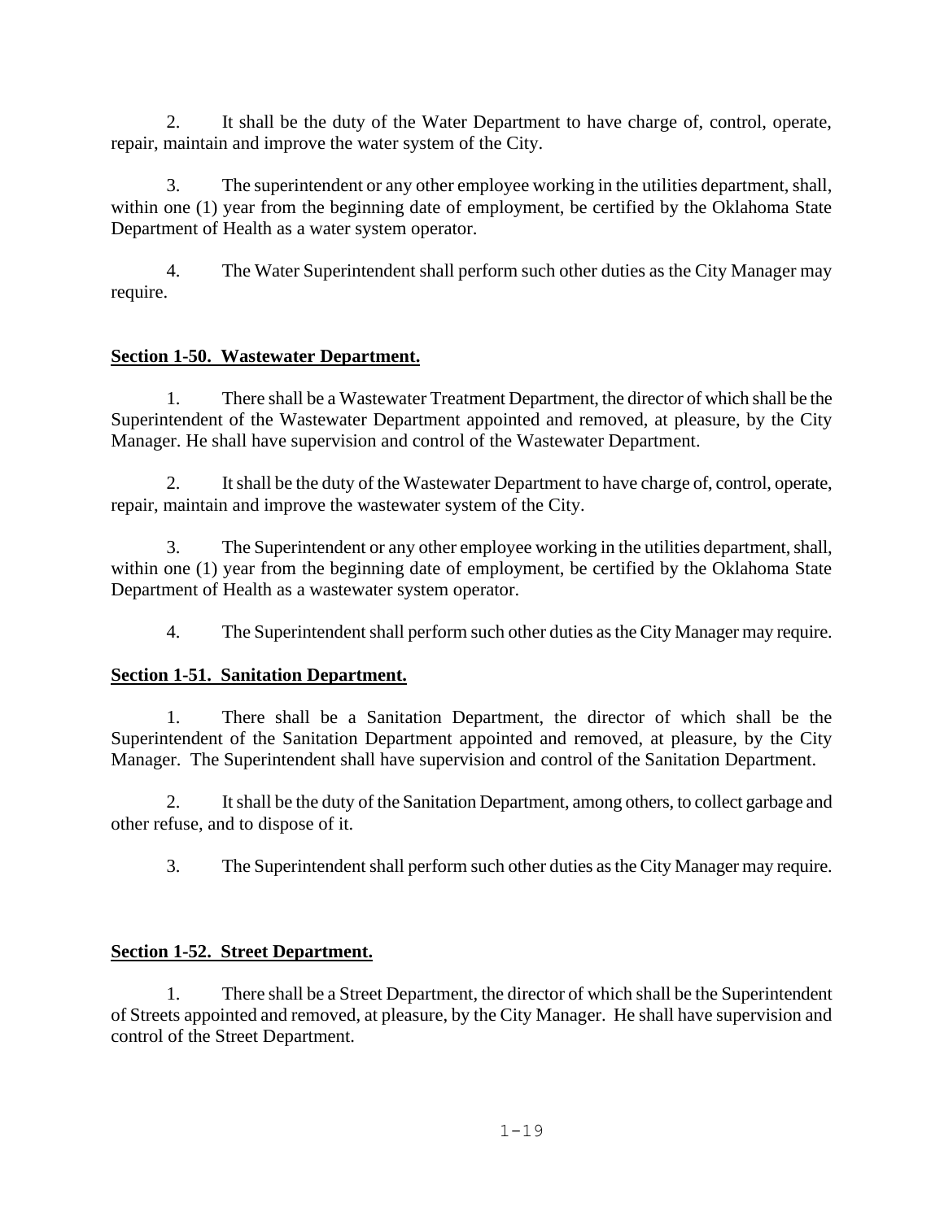2. It shall be the duty of the Water Department to have charge of, control, operate, repair, maintain and improve the water system of the City.

3. The superintendent or any other employee working in the utilities department, shall, within one (1) year from the beginning date of employment, be certified by the Oklahoma State Department of Health as a water system operator.

4. The Water Superintendent shall perform such other duties as the City Manager may require.

**Section 1-50. Wastewater Department.**

1. There shall be a Wastewater Treatment Department, the director of which shall be the Superintendent of the Wastewater Department appointed and removed, at pleasure, by the City Manager. He shall have supervision and control of the Wastewater Department.

2. It shall be the duty of the Wastewater Department to have charge of, control, operate, repair, maintain and improve the wastewater system of the City.

3. The Superintendent or any other employee working in the utilities department, shall, within one (1) year from the beginning date of employment, be certified by the Oklahoma State Department of Health as a wastewater system operator.

4. The Superintendent shall perform such other duties as the City Manager may require.

**Section 1-51. Sanitation Department.**

1. There shall be a Sanitation Department, the director of which shall be the Superintendent of the Sanitation Department appointed and removed, at pleasure, by the City Manager. The Superintendent shall have supervision and control of the Sanitation Department.

2. It shall be the duty of the Sanitation Department, among others, to collect garbage and other refuse, and to dispose of it.

3. The Superintendent shall perform such other duties as the City Manager may require.

**Section 1-52. Street Department.**

1. There shall be a Street Department, the director of which shall be the Superintendent of Streets appointed and removed, at pleasure, by the City Manager. He shall have supervision and control of the Street Department.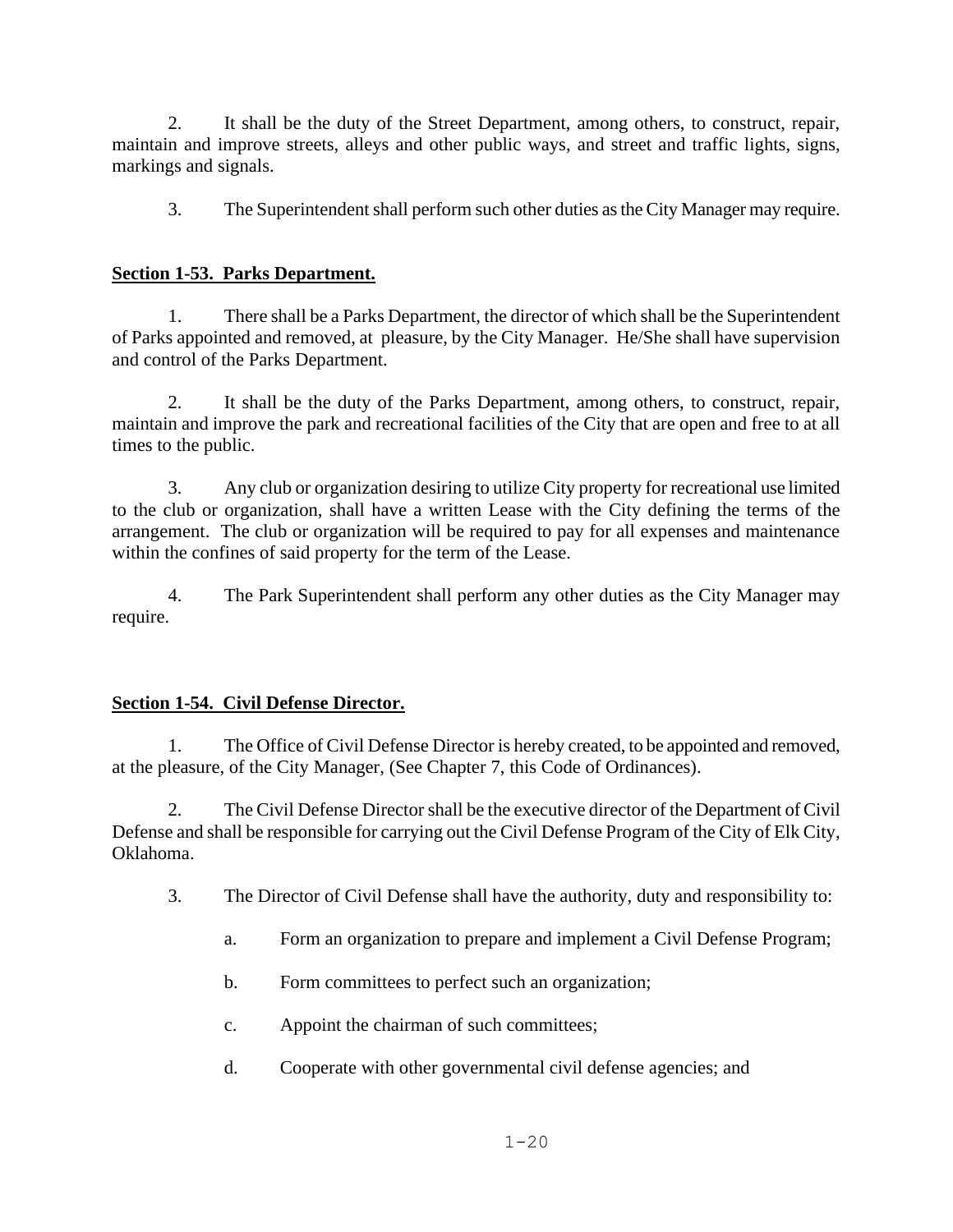2. It shall be the duty of the Street Department, among others, to construct, repair, maintain and improve streets, alleys and other public ways, and street and traffic lights, signs, markings and signals.

3. The Superintendent shall perform such other duties as the City Manager may require.

**Section 1-53. Parks Department.**

1. There shall be a Parks Department, the director of which shall be the Superintendent of Parks appointed and removed, at pleasure, by the City Manager. He/She shall have supervision and control of the Parks Department.

2. It shall be the duty of the Parks Department, among others, to construct, repair, maintain and improve the park and recreational facilities of the City that are open and free to at all times to the public.

3. Any club or organization desiring to utilize City property for recreational use limited to the club or organization, shall have a written Lease with the City defining the terms of the arrangement. The club or organization will be required to pay for all expenses and maintenance within the confines of said property for the term of the Lease.

4. The Park Superintendent shall perform any other duties as the City Manager may require.

**Section 1-54. Civil Defense Director.**

1. The Office of Civil Defense Director is hereby created, to be appointed and removed, at the pleasure, of the City Manager, (See Chapter 7, this Code of Ordinances).

2. The Civil Defense Director shall be the executive director of the Department of Civil Defense and shall be responsible for carrying out the Civil Defense Program of the City of Elk City, Oklahoma.

3. The Director of Civil Defense shall have the authority, duty and responsibility to:

   a. Form an organization to prepare and implement a Civil Defense Program;

   b. Form committees to perfect such an organization;

   c. Appoint the chairman of such committees;

   d. Cooperate with other governmental civil defense agencies; and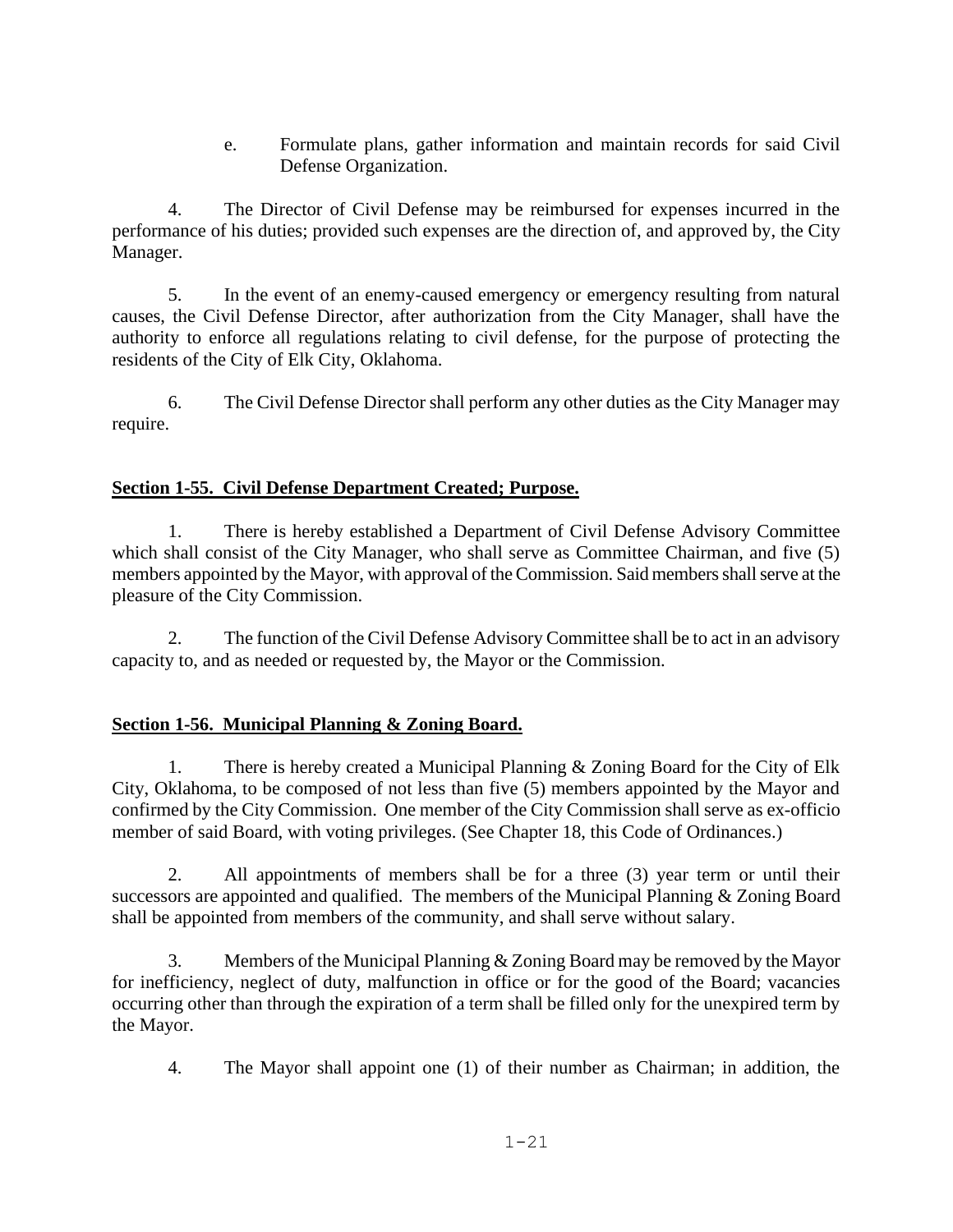e. Formulate plans, gather information and maintain records for said Civil Defense Organization.

4. The Director of Civil Defense may be reimbursed for expenses incurred in the performance of his duties; provided such expenses are the direction of, and approved by, the City Manager.

5. In the event of an enemy-caused emergency or emergency resulting from natural causes, the Civil Defense Director, after authorization from the City Manager, shall have the authority to enforce all regulations relating to civil defense, for the purpose of protecting the residents of the City of Elk City, Oklahoma.

6. The Civil Defense Director shall perform any other duties as the City Manager may require.

## Section 1-55. Civil Defense Department Created; Purpose.

1. There is hereby established a Department of Civil Defense Advisory Committee which shall consist of the City Manager, who shall serve as Committee Chairman, and five (5) members appointed by the Mayor, with approval of the Commission. Said members shall serve at the pleasure of the City Commission.

2. The function of the Civil Defense Advisory Committee shall be to act in an advisory capacity to, and as needed or requested by, the Mayor or the Commission.

## Section 1-56. Municipal Planning & Zoning Board.

1. There is hereby created a Municipal Planning & Zoning Board for the City of Elk City, Oklahoma, to be composed of not less than five (5) members appointed by the Mayor and confirmed by the City Commission. One member of the City Commission shall serve as ex-officio member of said Board, with voting privileges. (See Chapter 18, this Code of Ordinances.)

2. All appointments of members shall be for a three (3) year term or until their successors are appointed and qualified. The members of the Municipal Planning & Zoning Board shall be appointed from members of the community, and shall serve without salary.

3. Members of the Municipal Planning & Zoning Board may be removed by the Mayor for inefficiency, neglect of duty, malfunction in office or for the good of the Board; vacancies occurring other than through the expiration of a term shall be filled only for the unexpired term by the Mayor.

4. The Mayor shall appoint one (1) of their number as Chairman; in addition, the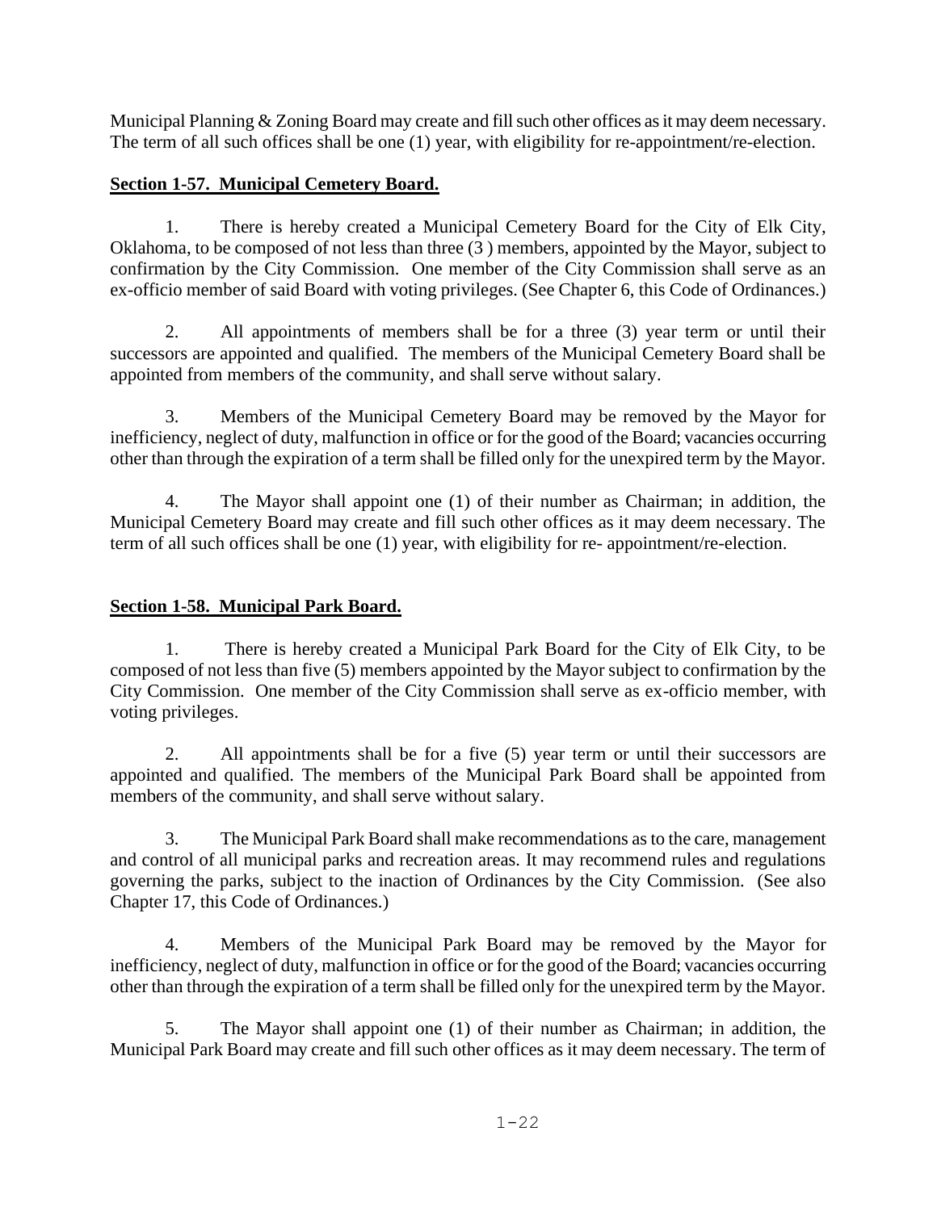Municipal Planning & Zoning Board may create and fill such other offices as it may deem necessary. The term of all such offices shall be one (1) year, with eligibility for re-appointment/re-election.

**Section 1-57. Municipal Cemetery Board.**

1. There is hereby created a Municipal Cemetery Board for the City of Elk City, Oklahoma, to be composed of not less than three (3 ) members, appointed by the Mayor, subject to confirmation by the City Commission. One member of the City Commission shall serve as an ex-officio member of said Board with voting privileges. (See Chapter 6, this Code of Ordinances.)

2. All appointments of members shall be for a three (3) year term or until their successors are appointed and qualified. The members of the Municipal Cemetery Board shall be appointed from members of the community, and shall serve without salary.

3. Members of the Municipal Cemetery Board may be removed by the Mayor for inefficiency, neglect of duty, malfunction in office or for the good of the Board; vacancies occurring other than through the expiration of a term shall be filled only for the unexpired term by the Mayor.

4. The Mayor shall appoint one (1) of their number as Chairman; in addition, the Municipal Cemetery Board may create and fill such other offices as it may deem necessary. The term of all such offices shall be one (1) year, with eligibility for re- appointment/re-election.

**Section 1-58. Municipal Park Board.**

1. There is hereby created a Municipal Park Board for the City of Elk City, to be composed of not less than five (5) members appointed by the Mayor subject to confirmation by the City Commission. One member of the City Commission shall serve as ex-officio member, with voting privileges.

2. All appointments shall be for a five (5) year term or until their successors are appointed and qualified. The members of the Municipal Park Board shall be appointed from members of the community, and shall serve without salary.

3. The Municipal Park Board shall make recommendations as to the care, management and control of all municipal parks and recreation areas. It may recommend rules and regulations governing the parks, subject to the inaction of Ordinances by the City Commission. (See also Chapter 17, this Code of Ordinances.)

4. Members of the Municipal Park Board may be removed by the Mayor for inefficiency, neglect of duty, malfunction in office or for the good of the Board; vacancies occurring other than through the expiration of a term shall be filled only for the unexpired term by the Mayor.

5. The Mayor shall appoint one (1) of their number as Chairman; in addition, the Municipal Park Board may create and fill such other offices as it may deem necessary. The term of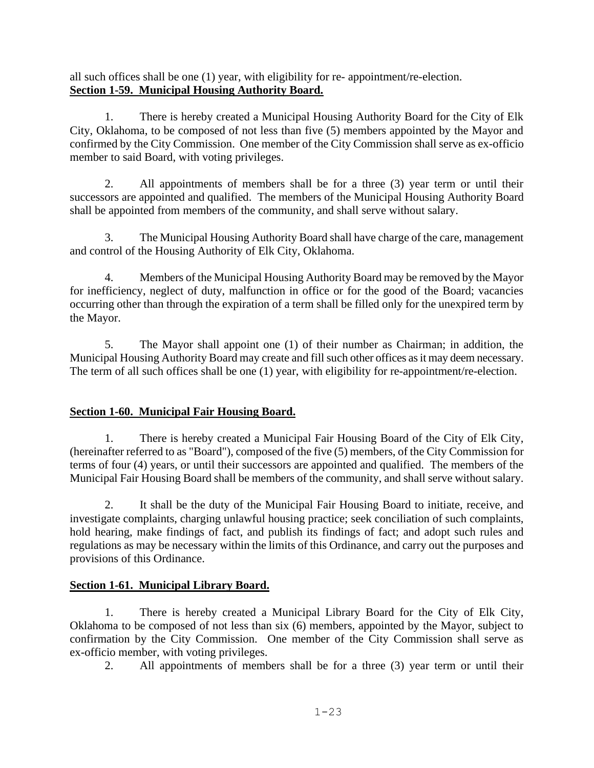all such offices shall be one (1) year, with eligibility for re- appointment/re-election.

**Section 1-59. Municipal Housing Authority Board.**

1. There is hereby created a Municipal Housing Authority Board for the City of Elk City, Oklahoma, to be composed of not less than five (5) members appointed by the Mayor and confirmed by the City Commission. One member of the City Commission shall serve as ex-officio member to said Board, with voting privileges.

2. All appointments of members shall be for a three (3) year term or until their successors are appointed and qualified. The members of the Municipal Housing Authority Board shall be appointed from members of the community, and shall serve without salary.

3. The Municipal Housing Authority Board shall have charge of the care, management and control of the Housing Authority of Elk City, Oklahoma.

4. Members of the Municipal Housing Authority Board may be removed by the Mayor for inefficiency, neglect of duty, malfunction in office or for the good of the Board; vacancies occurring other than through the expiration of a term shall be filled only for the unexpired term by the Mayor.

5. The Mayor shall appoint one (1) of their number as Chairman; in addition, the Municipal Housing Authority Board may create and fill such other offices as it may deem necessary. The term of all such offices shall be one (1) year, with eligibility for re-appointment/re-election.

**Section 1-60. Municipal Fair Housing Board.**

1. There is hereby created a Municipal Fair Housing Board of the City of Elk City, (hereinafter referred to as "Board"), composed of the five (5) members, of the City Commission for terms of four (4) years, or until their successors are appointed and qualified. The members of the Municipal Fair Housing Board shall be members of the community, and shall serve without salary.

2. It shall be the duty of the Municipal Fair Housing Board to initiate, receive, and investigate complaints, charging unlawful housing practice; seek conciliation of such complaints, hold hearing, make findings of fact, and publish its findings of fact; and adopt such rules and regulations as may be necessary within the limits of this Ordinance, and carry out the purposes and provisions of this Ordinance.

**Section 1-61. Municipal Library Board.**

1. There is hereby created a Municipal Library Board for the City of Elk City, Oklahoma to be composed of not less than six (6) members, appointed by the Mayor, subject to confirmation by the City Commission. One member of the City Commission shall serve as ex-officio member, with voting privileges.

2. All appointments of members shall be for a three (3) year term or until their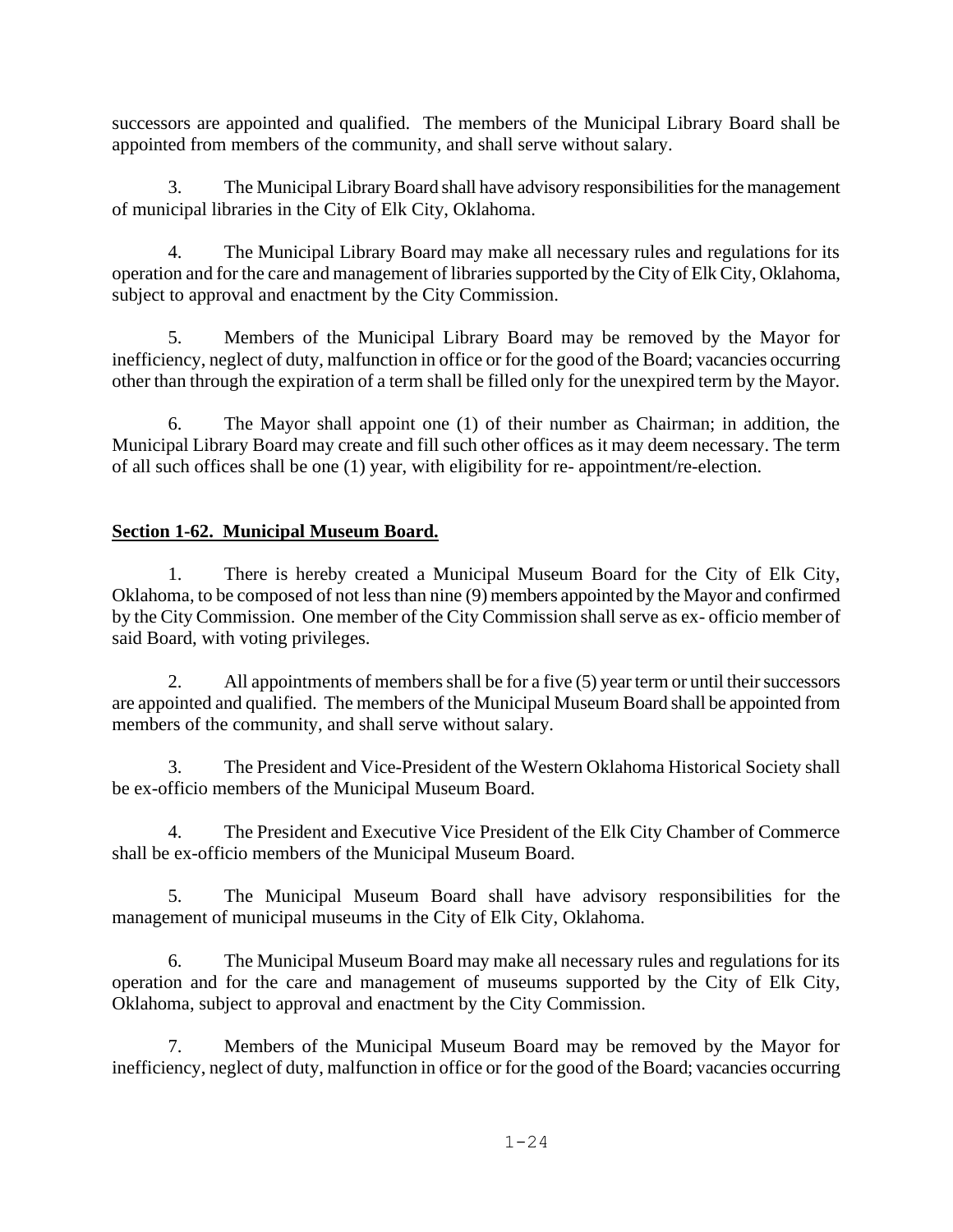successors are appointed and qualified. The members of the Municipal Library Board shall be appointed from members of the community, and shall serve without salary.

3. The Municipal Library Board shall have advisory responsibilities for the management of municipal libraries in the City of Elk City, Oklahoma.

4. The Municipal Library Board may make all necessary rules and regulations for its operation and for the care and management of libraries supported by the City of Elk City, Oklahoma, subject to approval and enactment by the City Commission.

5. Members of the Municipal Library Board may be removed by the Mayor for inefficiency, neglect of duty, malfunction in office or for the good of the Board; vacancies occurring other than through the expiration of a term shall be filled only for the unexpired term by the Mayor.

6. The Mayor shall appoint one (1) of their number as Chairman; in addition, the Municipal Library Board may create and fill such other offices as it may deem necessary. The term of all such offices shall be one (1) year, with eligibility for re- appointment/re-election.

## Section 1-62. Municipal Museum Board.

1. There is hereby created a Municipal Museum Board for the City of Elk City, Oklahoma, to be composed of not less than nine (9) members appointed by the Mayor and confirmed by the City Commission. One member of the City Commission shall serve as ex- officio member of said Board, with voting privileges.

2. All appointments of members shall be for a five (5) year term or until their successors are appointed and qualified. The members of the Municipal Museum Board shall be appointed from members of the community, and shall serve without salary.

3. The President and Vice-President of the Western Oklahoma Historical Society shall be ex-officio members of the Municipal Museum Board.

4. The President and Executive Vice President of the Elk City Chamber of Commerce shall be ex-officio members of the Municipal Museum Board.

5. The Municipal Museum Board shall have advisory responsibilities for the management of municipal museums in the City of Elk City, Oklahoma.

6. The Municipal Museum Board may make all necessary rules and regulations for its operation and for the care and management of museums supported by the City of Elk City, Oklahoma, subject to approval and enactment by the City Commission.

7. Members of the Municipal Museum Board may be removed by the Mayor for inefficiency, neglect of duty, malfunction in office or for the good of the Board; vacancies occurring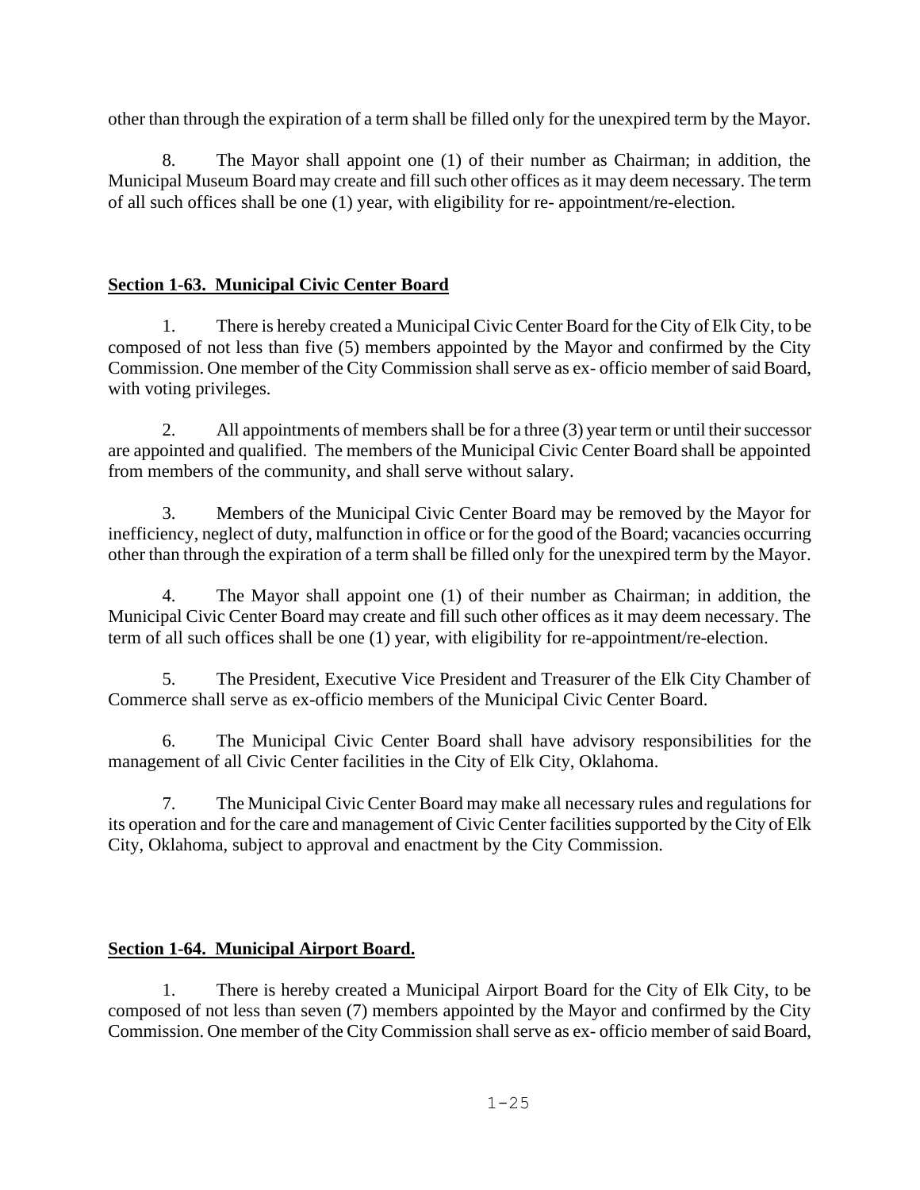other than through the expiration of a term shall be filled only for the unexpired term by the Mayor.

8. The Mayor shall appoint one (1) of their number as Chairman; in addition, the Municipal Museum Board may create and fill such other offices as it may deem necessary. The term of all such offices shall be one (1) year, with eligibility for re- appointment/re-election.

## **Section 1-63. Municipal Civic Center Board**

1. There is hereby created a Municipal Civic Center Board for the City of Elk City, to be composed of not less than five (5) members appointed by the Mayor and confirmed by the City Commission. One member of the City Commission shall serve as ex- officio member of said Board, with voting privileges.

2. All appointments of members shall be for a three (3) year term or until their successor are appointed and qualified. The members of the Municipal Civic Center Board shall be appointed from members of the community, and shall serve without salary.

3. Members of the Municipal Civic Center Board may be removed by the Mayor for inefficiency, neglect of duty, malfunction in office or for the good of the Board; vacancies occurring other than through the expiration of a term shall be filled only for the unexpired term by the Mayor.

4. The Mayor shall appoint one (1) of their number as Chairman; in addition, the Municipal Civic Center Board may create and fill such other offices as it may deem necessary. The term of all such offices shall be one (1) year, with eligibility for re-appointment/re-election.

5. The President, Executive Vice President and Treasurer of the Elk City Chamber of Commerce shall serve as ex-officio members of the Municipal Civic Center Board.

6. The Municipal Civic Center Board shall have advisory responsibilities for the management of all Civic Center facilities in the City of Elk City, Oklahoma.

7. The Municipal Civic Center Board may make all necessary rules and regulations for its operation and for the care and management of Civic Center facilities supported by the City of Elk City, Oklahoma, subject to approval and enactment by the City Commission.

## **Section 1-64. Municipal Airport Board.**

1. There is hereby created a Municipal Airport Board for the City of Elk City, to be composed of not less than seven (7) members appointed by the Mayor and confirmed by the City Commission. One member of the City Commission shall serve as ex- officio member of said Board,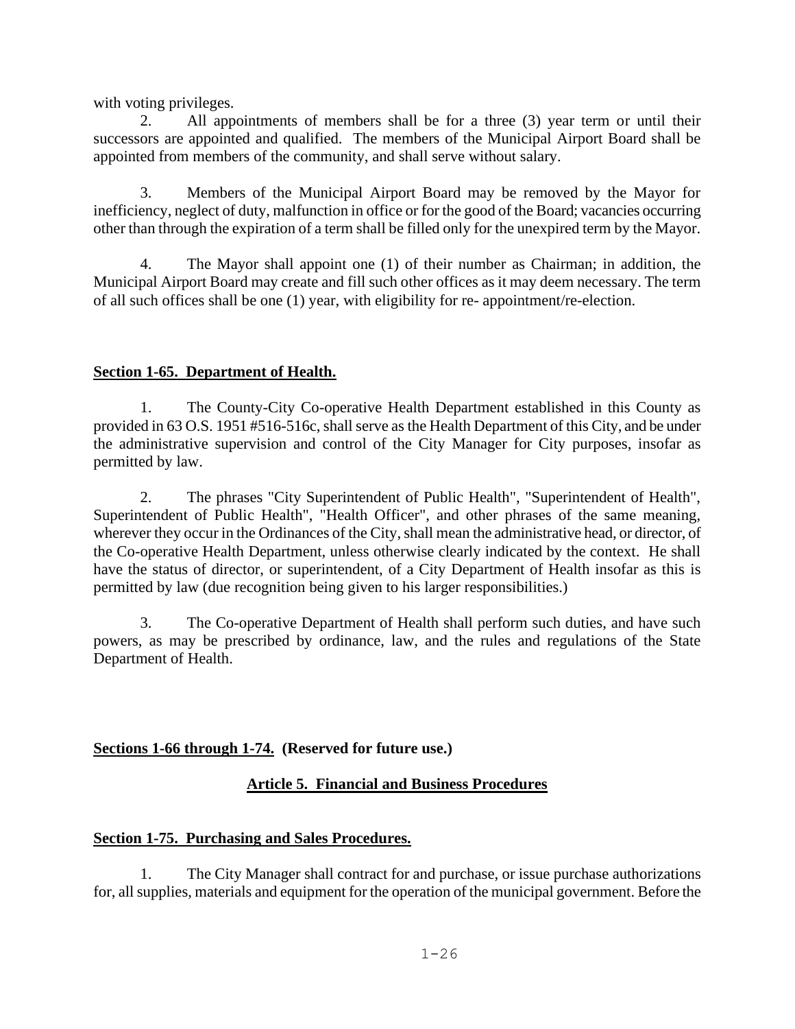with voting privileges.

2. All appointments of members shall be for a three (3) year term or until their successors are appointed and qualified. The members of the Municipal Airport Board shall be appointed from members of the community, and shall serve without salary.

3. Members of the Municipal Airport Board may be removed by the Mayor for inefficiency, neglect of duty, malfunction in office or for the good of the Board; vacancies occurring other than through the expiration of a term shall be filled only for the unexpired term by the Mayor.

4. The Mayor shall appoint one (1) of their number as Chairman; in addition, the Municipal Airport Board may create and fill such other offices as it may deem necessary. The term of all such offices shall be one (1) year, with eligibility for re- appointment/re-election.

**Section 1-65. Department of Health.**

1. The County-City Co-operative Health Department established in this County as provided in 63 O.S. 1951 #516-516c, shall serve as the Health Department of this City, and be under the administrative supervision and control of the City Manager for City purposes, insofar as permitted by law.

2. The phrases "City Superintendent of Public Health", "Superintendent of Health", Superintendent of Public Health", "Health Officer", and other phrases of the same meaning, wherever they occur in the Ordinances of the City, shall mean the administrative head, or director, of the Co-operative Health Department, unless otherwise clearly indicated by the context. He shall have the status of director, or superintendent, of a City Department of Health insofar as this is permitted by law (due recognition being given to his larger responsibilities.)

3. The Co-operative Department of Health shall perform such duties, and have such powers, as may be prescribed by ordinance, law, and the rules and regulations of the State Department of Health.

**Sections 1-66 through 1-74. (Reserved for future use.)**

## Article 5. Financial and Business Procedures

**Section 1-75. Purchasing and Sales Procedures.**

1. The City Manager shall contract for and purchase, or issue purchase authorizations for, all supplies, materials and equipment for the operation of the municipal government. Before the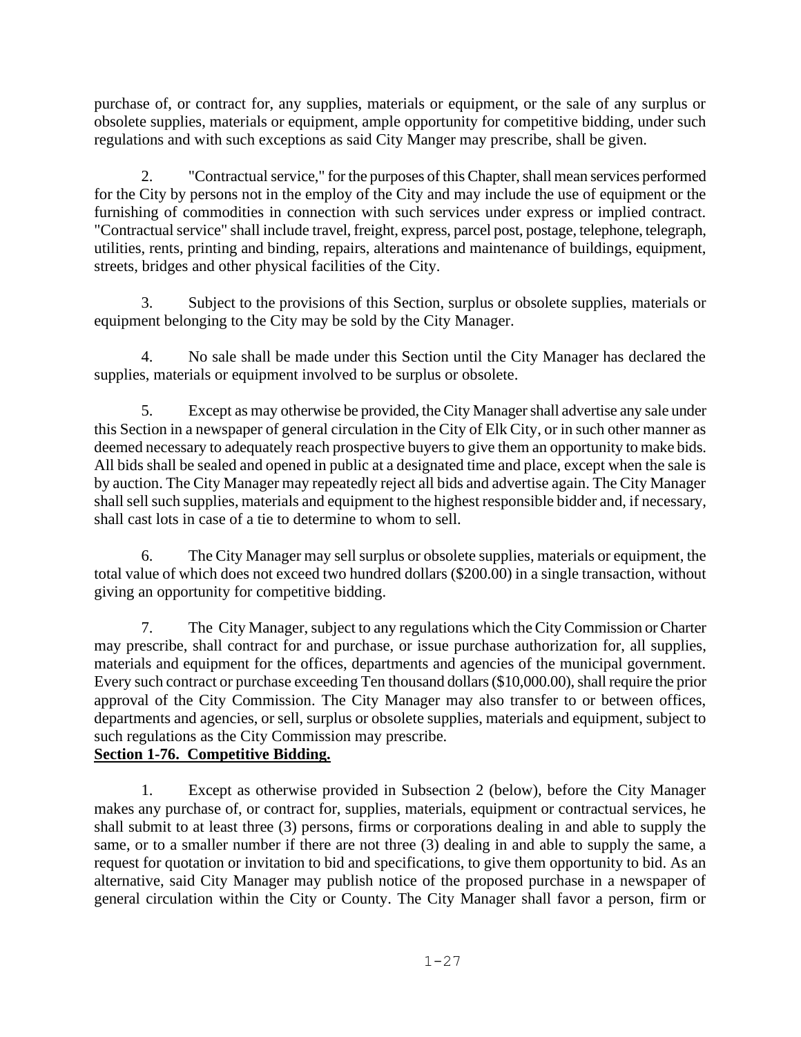purchase of, or contract for, any supplies, materials or equipment, or the sale of any surplus or obsolete supplies, materials or equipment, ample opportunity for competitive bidding, under such regulations and with such exceptions as said City Manger may prescribe, shall be given.

2. "Contractual service," for the purposes of this Chapter, shall mean services performed for the City by persons not in the employ of the City and may include the use of equipment or the furnishing of commodities in connection with such services under express or implied contract. "Contractual service" shall include travel, freight, express, parcel post, postage, telephone, telegraph, utilities, rents, printing and binding, repairs, alterations and maintenance of buildings, equipment, streets, bridges and other physical facilities of the City.

3. Subject to the provisions of this Section, surplus or obsolete supplies, materials or equipment belonging to the City may be sold by the City Manager.

4. No sale shall be made under this Section until the City Manager has declared the supplies, materials or equipment involved to be surplus or obsolete.

5. Except as may otherwise be provided, the City Manager shall advertise any sale under this Section in a newspaper of general circulation in the City of Elk City, or in such other manner as deemed necessary to adequately reach prospective buyers to give them an opportunity to make bids. All bids shall be sealed and opened in public at a designated time and place, except when the sale is by auction. The City Manager may repeatedly reject all bids and advertise again. The City Manager shall sell such supplies, materials and equipment to the highest responsible bidder and, if necessary, shall cast lots in case of a tie to determine to whom to sell.

6. The City Manager may sell surplus or obsolete supplies, materials or equipment, the total value of which does not exceed two hundred dollars ($200.00) in a single transaction, without giving an opportunity for competitive bidding.

7. The City Manager, subject to any regulations which the City Commission or Charter may prescribe, shall contract for and purchase, or issue purchase authorization for, all supplies, materials and equipment for the offices, departments and agencies of the municipal government. Every such contract or purchase exceeding Ten thousand dollars ($10,000.00), shall require the prior approval of the City Commission. The City Manager may also transfer to or between offices, departments and agencies, or sell, surplus or obsolete supplies, materials and equipment, subject to such regulations as the City Commission may prescribe.

**Section 1-76. Competitive Bidding.**

1. Except as otherwise provided in Subsection 2 (below), before the City Manager makes any purchase of, or contract for, supplies, materials, equipment or contractual services, he shall submit to at least three (3) persons, firms or corporations dealing in and able to supply the same, or to a smaller number if there are not three (3) dealing in and able to supply the same, a request for quotation or invitation to bid and specifications, to give them opportunity to bid. As an alternative, said City Manager may publish notice of the proposed purchase in a newspaper of general circulation within the City or County. The City Manager shall favor a person, firm or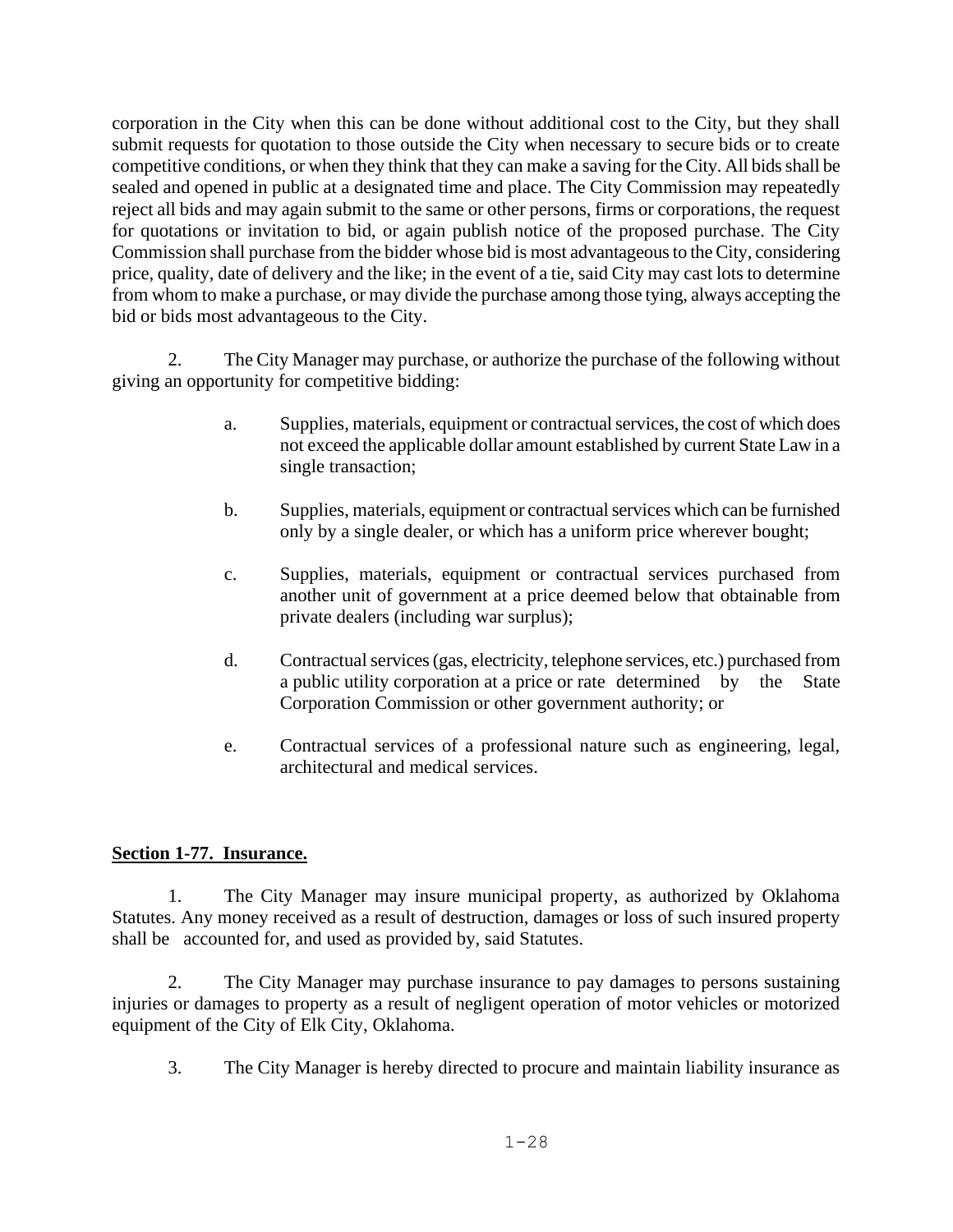corporation in the City when this can be done without additional cost to the City, but they shall submit requests for quotation to those outside the City when necessary to secure bids or to create competitive conditions, or when they think that they can make a saving for the City. All bids shall be sealed and opened in public at a designated time and place. The City Commission may repeatedly reject all bids and may again submit to the same or other persons, firms or corporations, the request for quotations or invitation to bid, or again publish notice of the proposed purchase. The City Commission shall purchase from the bidder whose bid is most advantageous to the City, considering price, quality, date of delivery and the like; in the event of a tie, said City may cast lots to determine from whom to make a purchase, or may divide the purchase among those tying, always accepting the bid or bids most advantageous to the City.

2. The City Manager may purchase, or authorize the purchase of the following without giving an opportunity for competitive bidding:

   a. Supplies, materials, equipment or contractual services, the cost of which does not exceed the applicable dollar amount established by current State Law in a single transaction;

   b. Supplies, materials, equipment or contractual services which can be furnished only by a single dealer, or which has a uniform price wherever bought;

   c. Supplies, materials, equipment or contractual services purchased from another unit of government at a price deemed below that obtainable from private dealers (including war surplus);

   d. Contractual services (gas, electricity, telephone services, etc.) purchased from a public utility corporation at a price or rate determined by the State Corporation Commission or other government authority; or

   e. Contractual services of a professional nature such as engineering, legal, architectural and medical services.

**Section 1-77. Insurance.**

1. The City Manager may insure municipal property, as authorized by Oklahoma Statutes. Any money received as a result of destruction, damages or loss of such insured property shall be accounted for, and used as provided by, said Statutes.

2. The City Manager may purchase insurance to pay damages to persons sustaining injuries or damages to property as a result of negligent operation of motor vehicles or motorized equipment of the City of Elk City, Oklahoma.

3. The City Manager is hereby directed to procure and maintain liability insurance as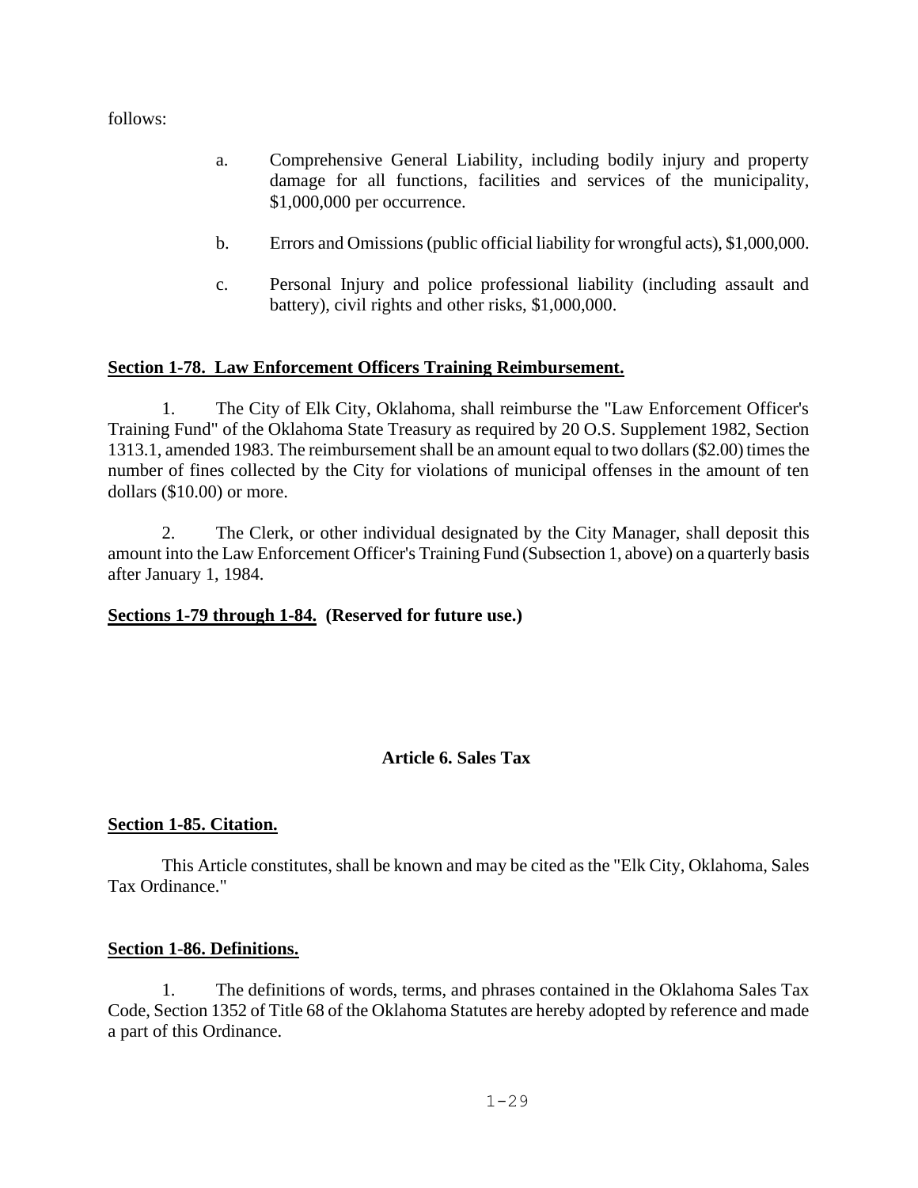follows:

a. Comprehensive General Liability, including bodily injury and property damage for all functions, facilities and services of the municipality, $1,000,000 per occurrence.

b. Errors and Omissions (public official liability for wrongful acts), $1,000,000.

c. Personal Injury and police professional liability (including assault and battery), civil rights and other risks, $1,000,000.

**Section 1-78. Law Enforcement Officers Training Reimbursement.**

1. The City of Elk City, Oklahoma, shall reimburse the "Law Enforcement Officer's Training Fund" of the Oklahoma State Treasury as required by 20 O.S. Supplement 1982, Section 1313.1, amended 1983. The reimbursement shall be an amount equal to two dollars ($2.00) times the number of fines collected by the City for violations of municipal offenses in the amount of ten dollars ($10.00) or more.

2. The Clerk, or other individual designated by the City Manager, shall deposit this amount into the Law Enforcement Officer's Training Fund (Subsection 1, above) on a quarterly basis after January 1, 1984.

**Sections 1-79 through 1-84. (Reserved for future use.)**

## Article 6. Sales Tax

**Section 1-85. Citation.**

This Article constitutes, shall be known and may be cited as the "Elk City, Oklahoma, Sales Tax Ordinance."

**Section 1-86. Definitions.**

1. The definitions of words, terms, and phrases contained in the Oklahoma Sales Tax Code, Section 1352 of Title 68 of the Oklahoma Statutes are hereby adopted by reference and made a part of this Ordinance.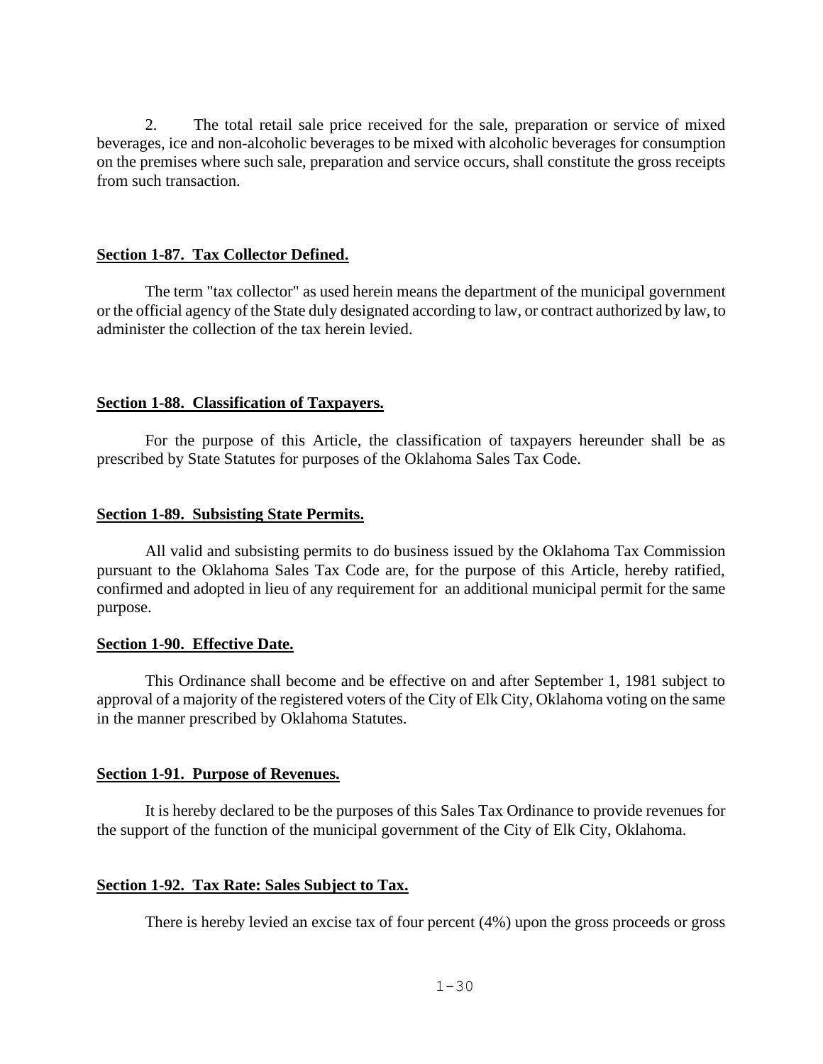2. The total retail sale price received for the sale, preparation or service of mixed beverages, ice and non-alcoholic beverages to be mixed with alcoholic beverages for consumption on the premises where such sale, preparation and service occurs, shall constitute the gross receipts from such transaction.

**Section 1-87. Tax Collector Defined.**

The term "tax collector" as used herein means the department of the municipal government or the official agency of the State duly designated according to law, or contract authorized by law, to administer the collection of the tax herein levied.

**Section 1-88. Classification of Taxpayers.**

For the purpose of this Article, the classification of taxpayers hereunder shall be as prescribed by State Statutes for purposes of the Oklahoma Sales Tax Code.

**Section 1-89. Subsisting State Permits.**

All valid and subsisting permits to do business issued by the Oklahoma Tax Commission pursuant to the Oklahoma Sales Tax Code are, for the purpose of this Article, hereby ratified, confirmed and adopted in lieu of any requirement for an additional municipal permit for the same purpose.

**Section 1-90. Effective Date.**

This Ordinance shall become and be effective on and after September 1, 1981 subject to approval of a majority of the registered voters of the City of Elk City, Oklahoma voting on the same in the manner prescribed by Oklahoma Statutes.

**Section 1-91. Purpose of Revenues.**

It is hereby declared to be the purposes of this Sales Tax Ordinance to provide revenues for the support of the function of the municipal government of the City of Elk City, Oklahoma.

**Section 1-92. Tax Rate: Sales Subject to Tax.**

There is hereby levied an excise tax of four percent (4%) upon the gross proceeds or gross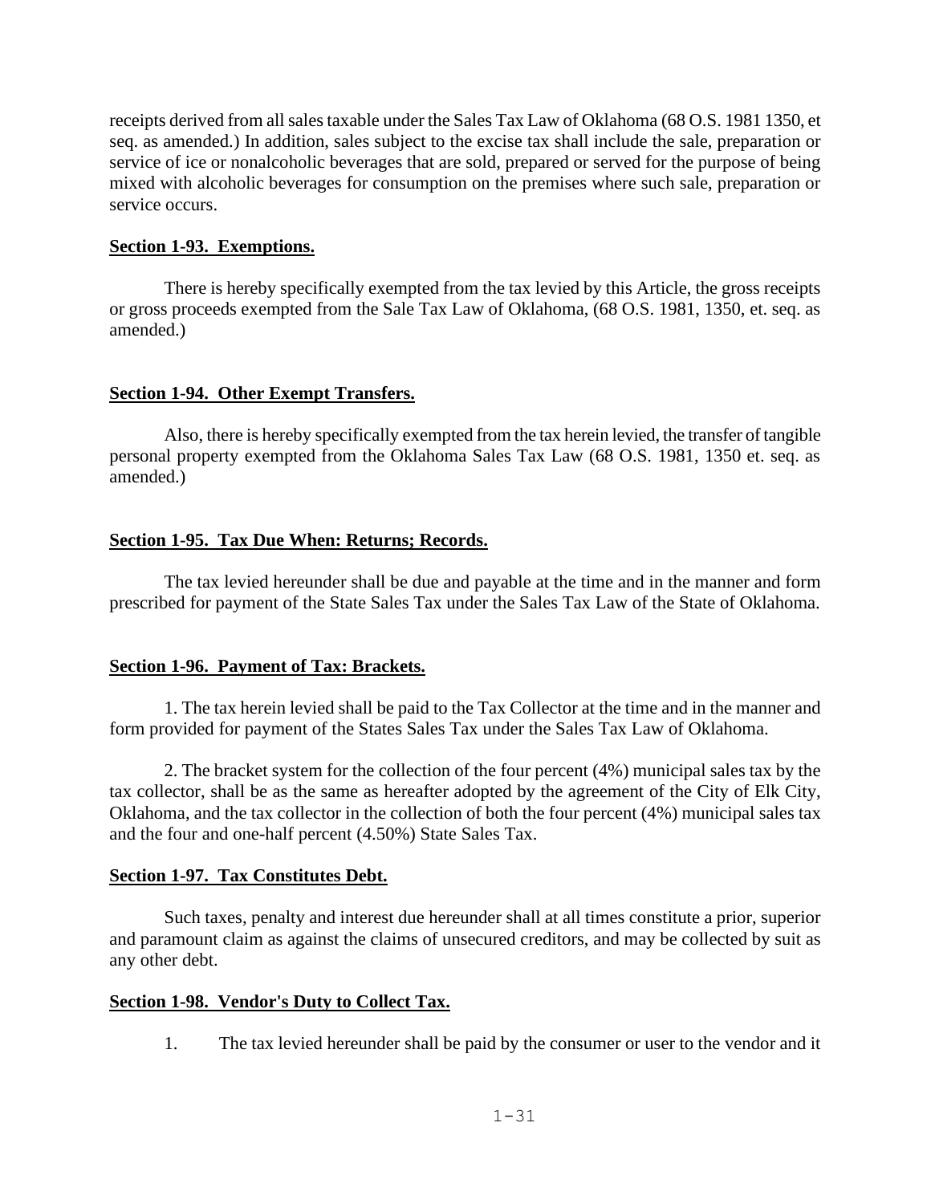receipts derived from all sales taxable under the Sales Tax Law of Oklahoma (68 O.S. 1981 1350, et seq. as amended.) In addition, sales subject to the excise tax shall include the sale, preparation or service of ice or nonalcoholic beverages that are sold, prepared or served for the purpose of being mixed with alcoholic beverages for consumption on the premises where such sale, preparation or service occurs.

**Section 1-93. Exemptions.**

There is hereby specifically exempted from the tax levied by this Article, the gross receipts or gross proceeds exempted from the Sale Tax Law of Oklahoma, (68 O.S. 1981, 1350, et. seq. as amended.)

**Section 1-94. Other Exempt Transfers.**

Also, there is hereby specifically exempted from the tax herein levied, the transfer of tangible personal property exempted from the Oklahoma Sales Tax Law (68 O.S. 1981, 1350 et. seq. as amended.)

**Section 1-95. Tax Due When: Returns; Records.**

The tax levied hereunder shall be due and payable at the time and in the manner and form prescribed for payment of the State Sales Tax under the Sales Tax Law of the State of Oklahoma.

**Section 1-96. Payment of Tax: Brackets.**

1. The tax herein levied shall be paid to the Tax Collector at the time and in the manner and form provided for payment of the States Sales Tax under the Sales Tax Law of Oklahoma.

2. The bracket system for the collection of the four percent (4%) municipal sales tax by the tax collector, shall be as the same as hereafter adopted by the agreement of the City of Elk City, Oklahoma, and the tax collector in the collection of both the four percent (4%) municipal sales tax and the four and one-half percent (4.50%) State Sales Tax.

**Section 1-97. Tax Constitutes Debt.**

Such taxes, penalty and interest due hereunder shall at all times constitute a prior, superior and paramount claim as against the claims of unsecured creditors, and may be collected by suit as any other debt.

**Section 1-98. Vendor's Duty to Collect Tax.**

1. The tax levied hereunder shall be paid by the consumer or user to the vendor and it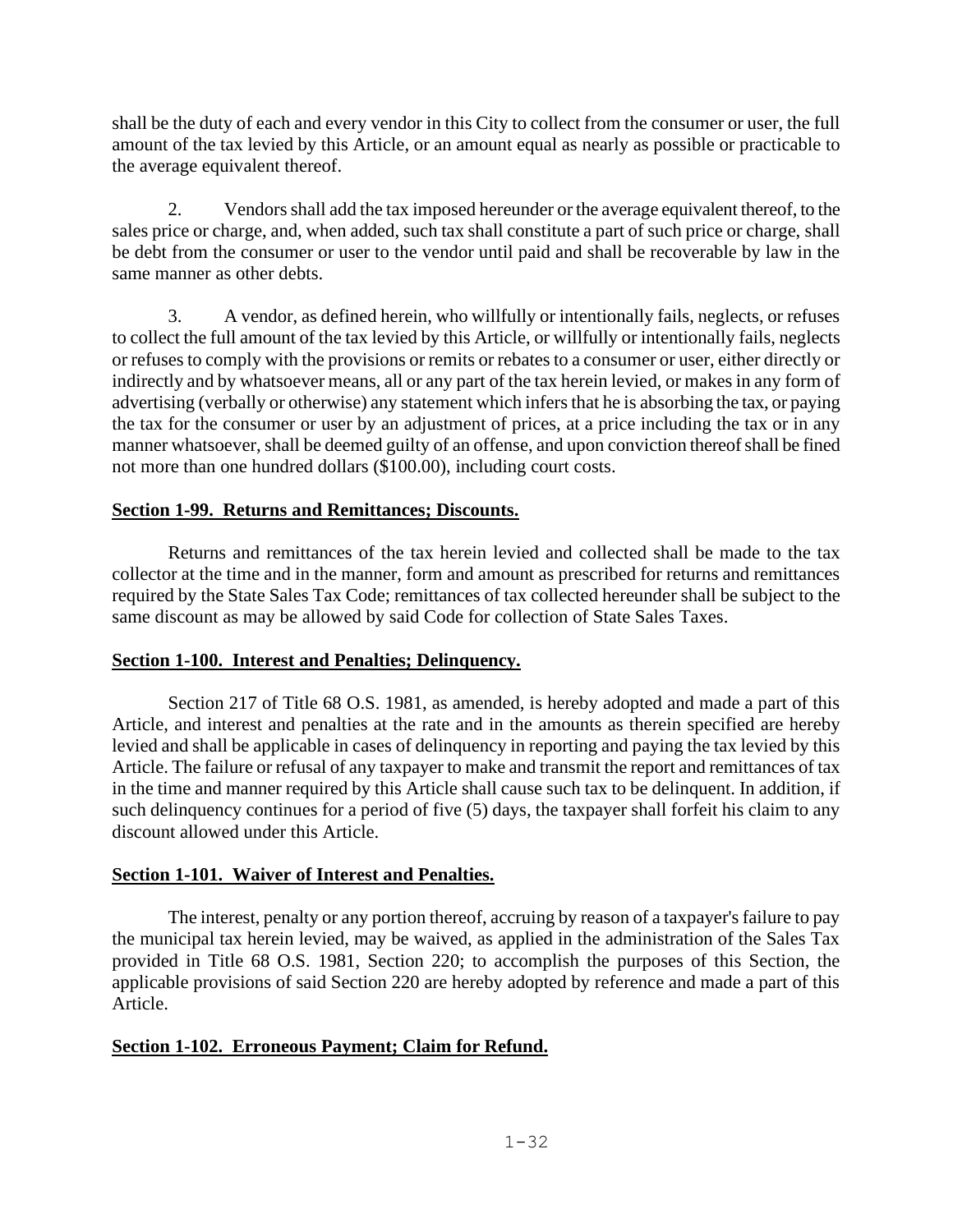shall be the duty of each and every vendor in this City to collect from the consumer or user, the full amount of the tax levied by this Article, or an amount equal as nearly as possible or practicable to the average equivalent thereof.

2. Vendors shall add the tax imposed hereunder or the average equivalent thereof, to the sales price or charge, and, when added, such tax shall constitute a part of such price or charge, shall be debt from the consumer or user to the vendor until paid and shall be recoverable by law in the same manner as other debts.

3. A vendor, as defined herein, who willfully or intentionally fails, neglects, or refuses to collect the full amount of the tax levied by this Article, or willfully or intentionally fails, neglects or refuses to comply with the provisions or remits or rebates to a consumer or user, either directly or indirectly and by whatsoever means, all or any part of the tax herein levied, or makes in any form of advertising (verbally or otherwise) any statement which infers that he is absorbing the tax, or paying the tax for the consumer or user by an adjustment of prices, at a price including the tax or in any manner whatsoever, shall be deemed guilty of an offense, and upon conviction thereof shall be fined not more than one hundred dollars ($100.00), including court costs.

**Section 1-99. Returns and Remittances; Discounts.**

Returns and remittances of the tax herein levied and collected shall be made to the tax collector at the time and in the manner, form and amount as prescribed for returns and remittances required by the State Sales Tax Code; remittances of tax collected hereunder shall be subject to the same discount as may be allowed by said Code for collection of State Sales Taxes.

**Section 1-100. Interest and Penalties; Delinquency.**

Section 217 of Title 68 O.S. 1981, as amended, is hereby adopted and made a part of this Article, and interest and penalties at the rate and in the amounts as therein specified are hereby levied and shall be applicable in cases of delinquency in reporting and paying the tax levied by this Article. The failure or refusal of any taxpayer to make and transmit the report and remittances of tax in the time and manner required by this Article shall cause such tax to be delinquent. In addition, if such delinquency continues for a period of five (5) days, the taxpayer shall forfeit his claim to any discount allowed under this Article.

**Section 1-101. Waiver of Interest and Penalties.**

The interest, penalty or any portion thereof, accruing by reason of a taxpayer's failure to pay the municipal tax herein levied, may be waived, as applied in the administration of the Sales Tax provided in Title 68 O.S. 1981, Section 220; to accomplish the purposes of this Section, the applicable provisions of said Section 220 are hereby adopted by reference and made a part of this Article.

**Section 1-102. Erroneous Payment; Claim for Refund.**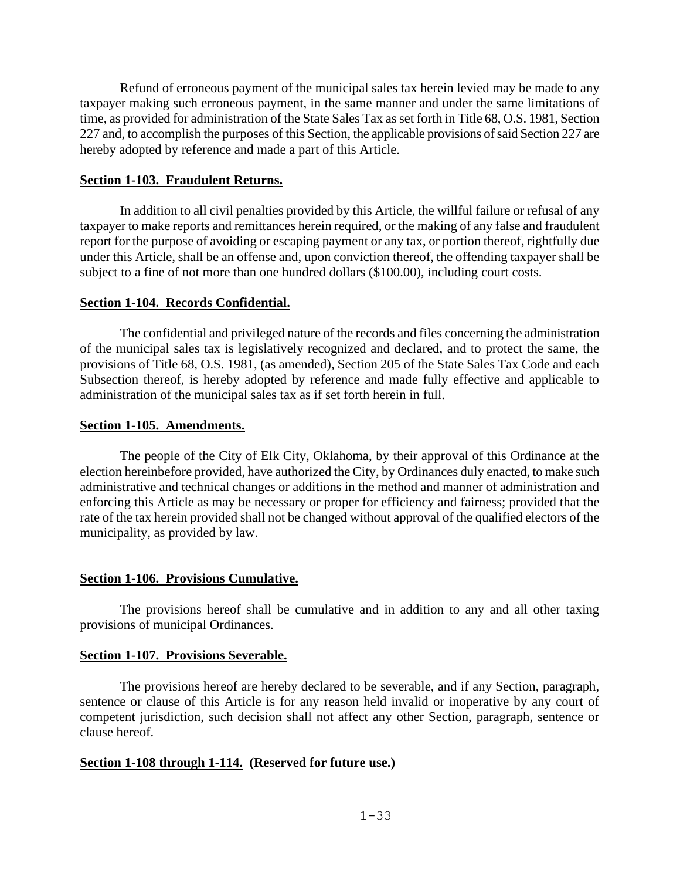Refund of erroneous payment of the municipal sales tax herein levied may be made to any taxpayer making such erroneous payment, in the same manner and under the same limitations of time, as provided for administration of the State Sales Tax as set forth in Title 68, O.S. 1981, Section 227 and, to accomplish the purposes of this Section, the applicable provisions of said Section 227 are hereby adopted by reference and made a part of this Article.

**Section 1-103. Fraudulent Returns.**

In addition to all civil penalties provided by this Article, the willful failure or refusal of any taxpayer to make reports and remittances herein required, or the making of any false and fraudulent report for the purpose of avoiding or escaping payment or any tax, or portion thereof, rightfully due under this Article, shall be an offense and, upon conviction thereof, the offending taxpayer shall be subject to a fine of not more than one hundred dollars ($100.00), including court costs.

**Section 1-104. Records Confidential.**

The confidential and privileged nature of the records and files concerning the administration of the municipal sales tax is legislatively recognized and declared, and to protect the same, the provisions of Title 68, O.S. 1981, (as amended), Section 205 of the State Sales Tax Code and each Subsection thereof, is hereby adopted by reference and made fully effective and applicable to administration of the municipal sales tax as if set forth herein in full.

**Section 1-105. Amendments.**

The people of the City of Elk City, Oklahoma, by their approval of this Ordinance at the election hereinbefore provided, have authorized the City, by Ordinances duly enacted, to make such administrative and technical changes or additions in the method and manner of administration and enforcing this Article as may be necessary or proper for efficiency and fairness; provided that the rate of the tax herein provided shall not be changed without approval of the qualified electors of the municipality, as provided by law.

**Section 1-106. Provisions Cumulative.**

The provisions hereof shall be cumulative and in addition to any and all other taxing provisions of municipal Ordinances.

**Section 1-107. Provisions Severable.**

The provisions hereof are hereby declared to be severable, and if any Section, paragraph, sentence or clause of this Article is for any reason held invalid or inoperative by any court of competent jurisdiction, such decision shall not affect any other Section, paragraph, sentence or clause hereof.

**Section 1-108 through 1-114. (Reserved for future use.)**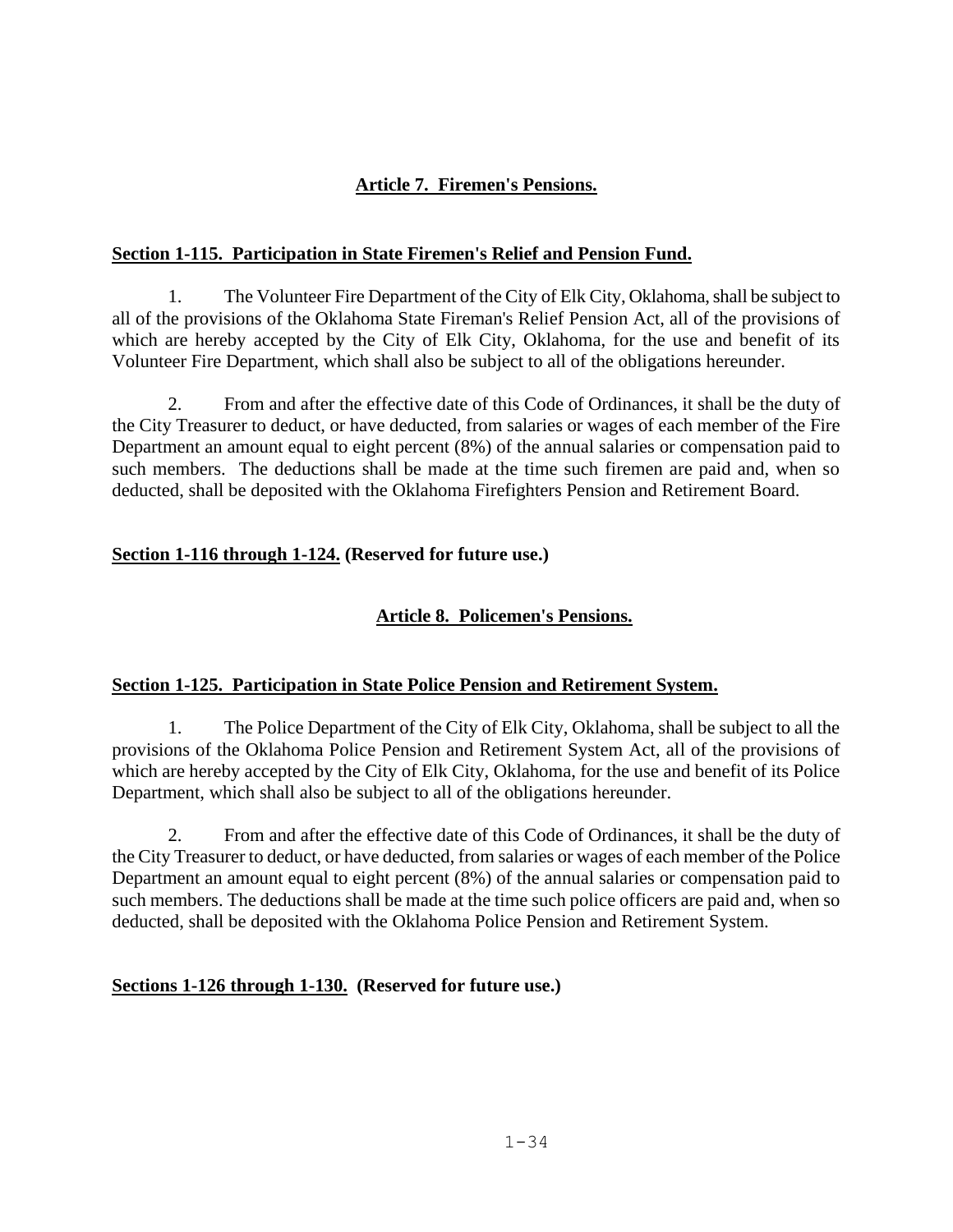## Article 7. Firemen's Pensions.

### Section 1-115. Participation in State Firemen's Relief and Pension Fund.

1. The Volunteer Fire Department of the City of Elk City, Oklahoma, shall be subject to all of the provisions of the Oklahoma State Fireman's Relief Pension Act, all of the provisions of which are hereby accepted by the City of Elk City, Oklahoma, for the use and benefit of its Volunteer Fire Department, which shall also be subject to all of the obligations hereunder.

2. From and after the effective date of this Code of Ordinances, it shall be the duty of the City Treasurer to deduct, or have deducted, from salaries or wages of each member of the Fire Department an amount equal to eight percent (8%) of the annual salaries or compensation paid to such members. The deductions shall be made at the time such firemen are paid and, when so deducted, shall be deposited with the Oklahoma Firefighters Pension and Retirement Board.

### Section 1-116 through 1-124. (Reserved for future use.)

## Article 8. Policemen's Pensions.

### Section 1-125. Participation in State Police Pension and Retirement System.

1. The Police Department of the City of Elk City, Oklahoma, shall be subject to all the provisions of the Oklahoma Police Pension and Retirement System Act, all of the provisions of which are hereby accepted by the City of Elk City, Oklahoma, for the use and benefit of its Police Department, which shall also be subject to all of the obligations hereunder.

2. From and after the effective date of this Code of Ordinances, it shall be the duty of the City Treasurer to deduct, or have deducted, from salaries or wages of each member of the Police Department an amount equal to eight percent (8%) of the annual salaries or compensation paid to such members. The deductions shall be made at the time such police officers are paid and, when so deducted, shall be deposited with the Oklahoma Police Pension and Retirement System.

### Sections 1-126 through 1-130. (Reserved for future use.)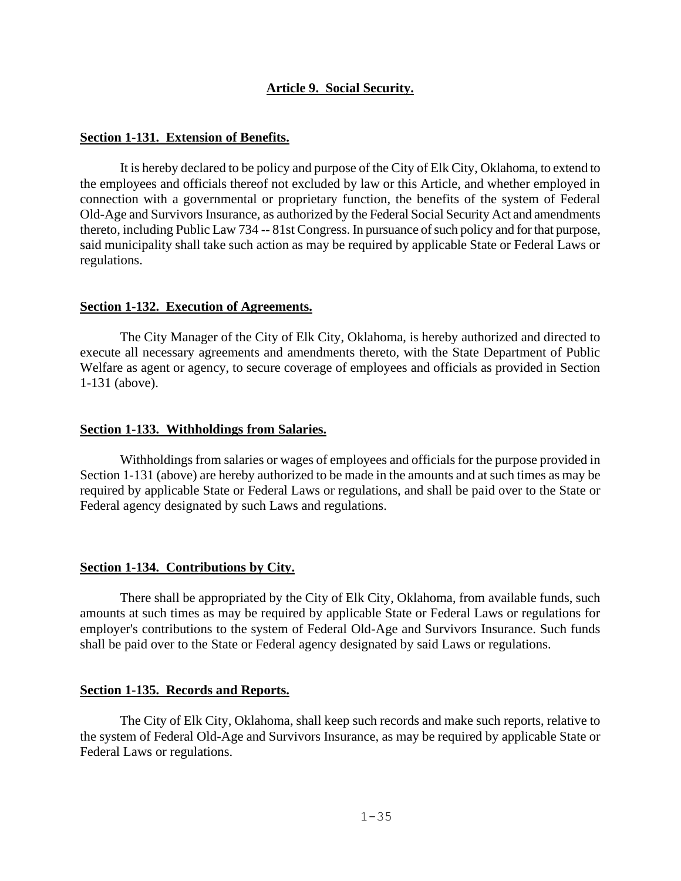## Article 9. Social Security.

### Section 1-131. Extension of Benefits.

It is hereby declared to be policy and purpose of the City of Elk City, Oklahoma, to extend to the employees and officials thereof not excluded by law or this Article, and whether employed in connection with a governmental or proprietary function, the benefits of the system of Federal Old-Age and Survivors Insurance, as authorized by the Federal Social Security Act and amendments thereto, including Public Law 734 -- 81st Congress. In pursuance of such policy and for that purpose, said municipality shall take such action as may be required by applicable State or Federal Laws or regulations.

### Section 1-132. Execution of Agreements.

The City Manager of the City of Elk City, Oklahoma, is hereby authorized and directed to execute all necessary agreements and amendments thereto, with the State Department of Public Welfare as agent or agency, to secure coverage of employees and officials as provided in Section 1-131 (above).

### Section 1-133. Withholdings from Salaries.

Withholdings from salaries or wages of employees and officials for the purpose provided in Section 1-131 (above) are hereby authorized to be made in the amounts and at such times as may be required by applicable State or Federal Laws or regulations, and shall be paid over to the State or Federal agency designated by such Laws and regulations.

### Section 1-134. Contributions by City.

There shall be appropriated by the City of Elk City, Oklahoma, from available funds, such amounts at such times as may be required by applicable State or Federal Laws or regulations for employer's contributions to the system of Federal Old-Age and Survivors Insurance. Such funds shall be paid over to the State or Federal agency designated by said Laws or regulations.

### Section 1-135. Records and Reports.

The City of Elk City, Oklahoma, shall keep such records and make such reports, relative to the system of Federal Old-Age and Survivors Insurance, as may be required by applicable State or Federal Laws or regulations.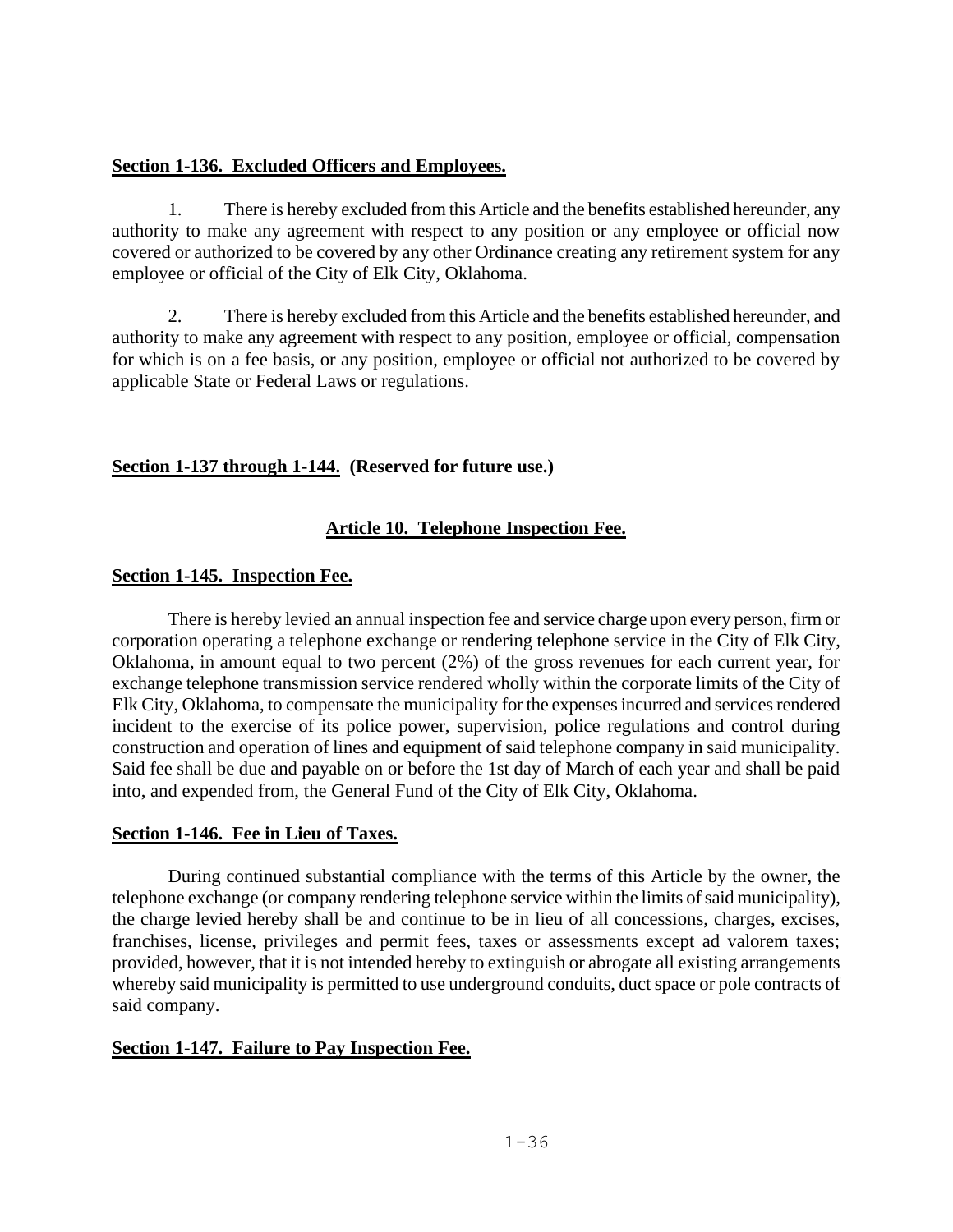**Section 1-136. Excluded Officers and Employees.**

1. There is hereby excluded from this Article and the benefits established hereunder, any authority to make any agreement with respect to any position or any employee or official now covered or authorized to be covered by any other Ordinance creating any retirement system for any employee or official of the City of Elk City, Oklahoma.

2. There is hereby excluded from this Article and the benefits established hereunder, and authority to make any agreement with respect to any position, employee or official, compensation for which is on a fee basis, or any position, employee or official not authorized to be covered by applicable State or Federal Laws or regulations.

**Section 1-137 through 1-144. (Reserved for future use.)**

## Article 10. Telephone Inspection Fee.

**Section 1-145. Inspection Fee.**

There is hereby levied an annual inspection fee and service charge upon every person, firm or corporation operating a telephone exchange or rendering telephone service in the City of Elk City, Oklahoma, in amount equal to two percent (2%) of the gross revenues for each current year, for exchange telephone transmission service rendered wholly within the corporate limits of the City of Elk City, Oklahoma, to compensate the municipality for the expenses incurred and services rendered incident to the exercise of its police power, supervision, police regulations and control during construction and operation of lines and equipment of said telephone company in said municipality. Said fee shall be due and payable on or before the 1st day of March of each year and shall be paid into, and expended from, the General Fund of the City of Elk City, Oklahoma.

**Section 1-146. Fee in Lieu of Taxes.**

During continued substantial compliance with the terms of this Article by the owner, the telephone exchange (or company rendering telephone service within the limits of said municipality), the charge levied hereby shall be and continue to be in lieu of all concessions, charges, excises, franchises, license, privileges and permit fees, taxes or assessments except ad valorem taxes; provided, however, that it is not intended hereby to extinguish or abrogate all existing arrangements whereby said municipality is permitted to use underground conduits, duct space or pole contracts of said company.

**Section 1-147. Failure to Pay Inspection Fee.**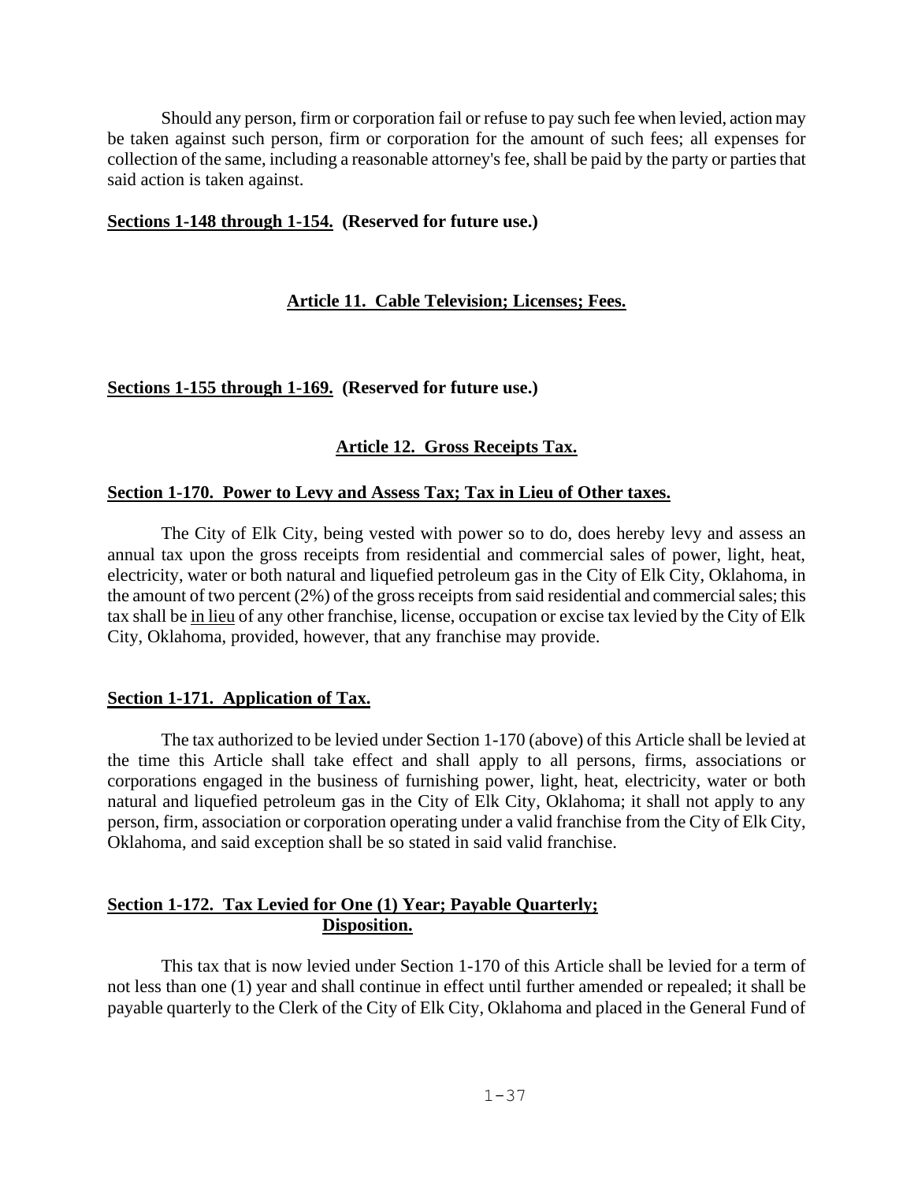Should any person, firm or corporation fail or refuse to pay such fee when levied, action may be taken against such person, firm or corporation for the amount of such fees; all expenses for collection of the same, including a reasonable attorney's fee, shall be paid by the party or parties that said action is taken against.

**Sections 1-148 through 1-154. (Reserved for future use.)**

## Article 11. Cable Television; Licenses; Fees.

**Sections 1-155 through 1-169. (Reserved for future use.)**

## Article 12. Gross Receipts Tax.

### Section 1-170. Power to Levy and Assess Tax; Tax in Lieu of Other taxes.

The City of Elk City, being vested with power so to do, does hereby levy and assess an annual tax upon the gross receipts from residential and commercial sales of power, light, heat, electricity, water or both natural and liquefied petroleum gas in the City of Elk City, Oklahoma, in the amount of two percent (2%) of the gross receipts from said residential and commercial sales; this tax shall be in lieu of any other franchise, license, occupation or excise tax levied by the City of Elk City, Oklahoma, provided, however, that any franchise may provide.

### Section 1-171. Application of Tax.

The tax authorized to be levied under Section 1-170 (above) of this Article shall be levied at the time this Article shall take effect and shall apply to all persons, firms, associations or corporations engaged in the business of furnishing power, light, heat, electricity, water or both natural and liquefied petroleum gas in the City of Elk City, Oklahoma; it shall not apply to any person, firm, association or corporation operating under a valid franchise from the City of Elk City, Oklahoma, and said exception shall be so stated in said valid franchise.

### Section 1-172. Tax Levied for One (1) Year; Payable Quarterly; Disposition.

This tax that is now levied under Section 1-170 of this Article shall be levied for a term of not less than one (1) year and shall continue in effect until further amended or repealed; it shall be payable quarterly to the Clerk of the City of Elk City, Oklahoma and placed in the General Fund of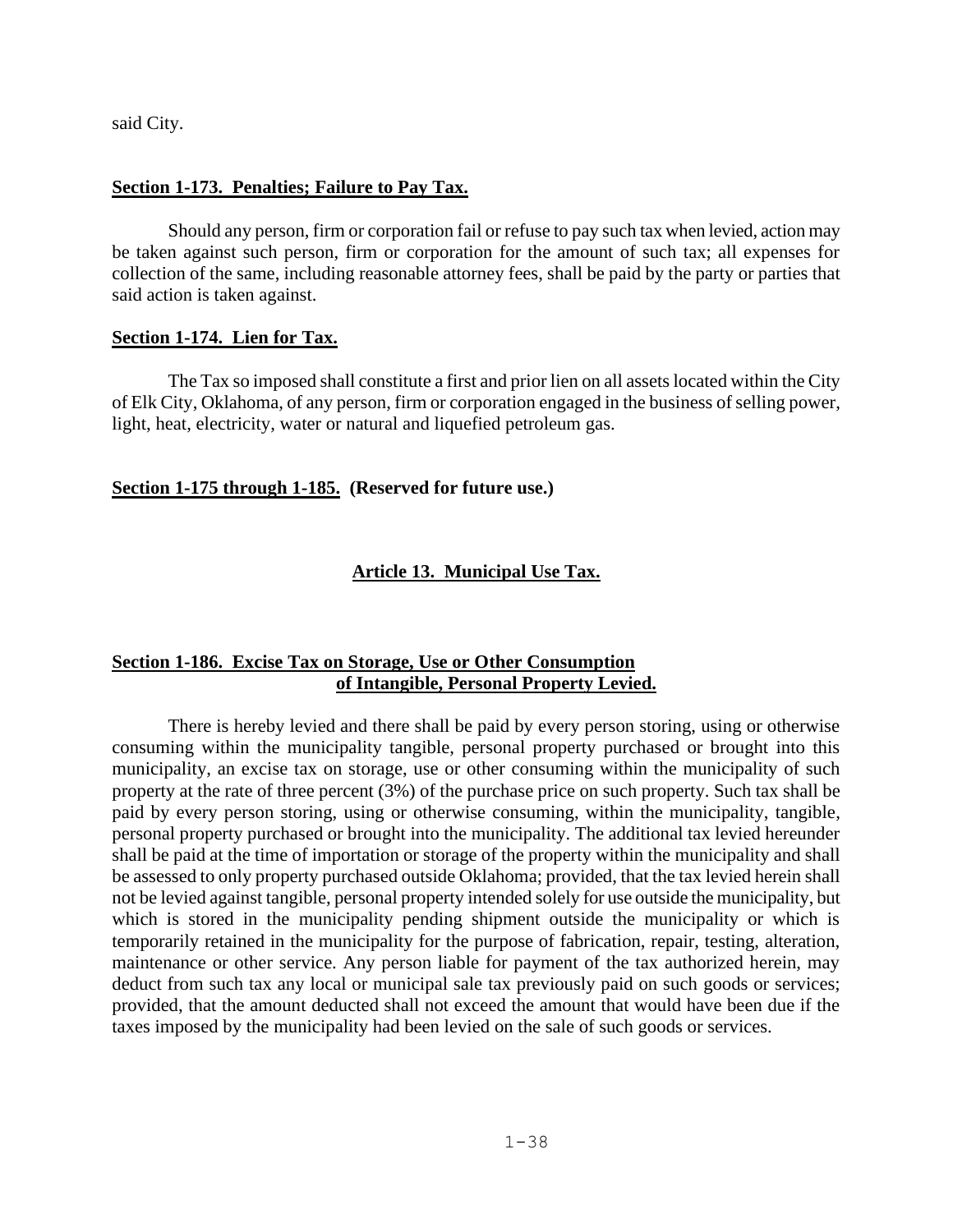said City.

**Section 1-173. Penalties; Failure to Pay Tax.**

Should any person, firm or corporation fail or refuse to pay such tax when levied, action may be taken against such person, firm or corporation for the amount of such tax; all expenses for collection of the same, including reasonable attorney fees, shall be paid by the party or parties that said action is taken against.

**Section 1-174. Lien for Tax.**

The Tax so imposed shall constitute a first and prior lien on all assets located within the City of Elk City, Oklahoma, of any person, firm or corporation engaged in the business of selling power, light, heat, electricity, water or natural and liquefied petroleum gas.

**Section 1-175 through 1-185. (Reserved for future use.)**

## Article 13. Municipal Use Tax.

**Section 1-186. Excise Tax on Storage, Use or Other Consumption of Intangible, Personal Property Levied.**

There is hereby levied and there shall be paid by every person storing, using or otherwise consuming within the municipality tangible, personal property purchased or brought into this municipality, an excise tax on storage, use or other consuming within the municipality of such property at the rate of three percent (3%) of the purchase price on such property. Such tax shall be paid by every person storing, using or otherwise consuming, within the municipality, tangible, personal property purchased or brought into the municipality. The additional tax levied hereunder shall be paid at the time of importation or storage of the property within the municipality and shall be assessed to only property purchased outside Oklahoma; provided, that the tax levied herein shall not be levied against tangible, personal property intended solely for use outside the municipality, but which is stored in the municipality pending shipment outside the municipality or which is temporarily retained in the municipality for the purpose of fabrication, repair, testing, alteration, maintenance or other service. Any person liable for payment of the tax authorized herein, may deduct from such tax any local or municipal sale tax previously paid on such goods or services; provided, that the amount deducted shall not exceed the amount that would have been due if the taxes imposed by the municipality had been levied on the sale of such goods or services.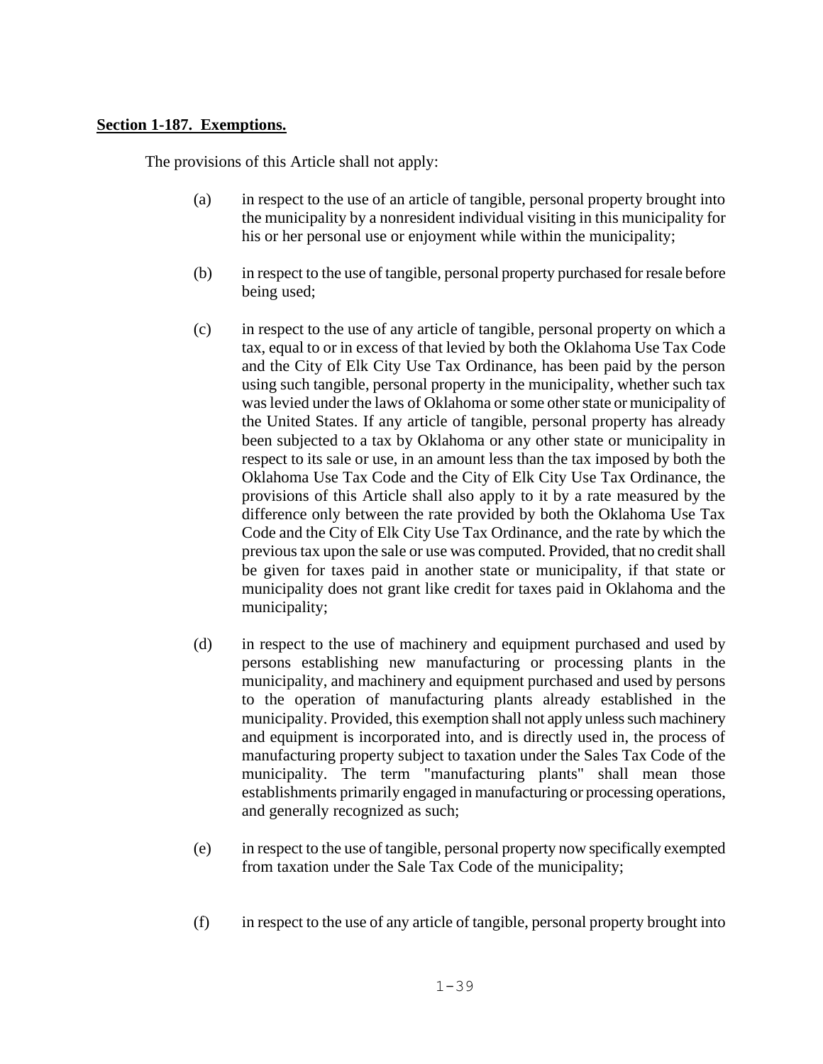**Section 1-187. Exemptions.**

The provisions of this Article shall not apply:

(a) in respect to the use of an article of tangible, personal property brought into the municipality by a nonresident individual visiting in this municipality for his or her personal use or enjoyment while within the municipality;

(b) in respect to the use of tangible, personal property purchased for resale before being used;

(c) in respect to the use of any article of tangible, personal property on which a tax, equal to or in excess of that levied by both the Oklahoma Use Tax Code and the City of Elk City Use Tax Ordinance, has been paid by the person using such tangible, personal property in the municipality, whether such tax was levied under the laws of Oklahoma or some other state or municipality of the United States. If any article of tangible, personal property has already been subjected to a tax by Oklahoma or any other state or municipality in respect to its sale or use, in an amount less than the tax imposed by both the Oklahoma Use Tax Code and the City of Elk City Use Tax Ordinance, the provisions of this Article shall also apply to it by a rate measured by the difference only between the rate provided by both the Oklahoma Use Tax Code and the City of Elk City Use Tax Ordinance, and the rate by which the previous tax upon the sale or use was computed. Provided, that no credit shall be given for taxes paid in another state or municipality, if that state or municipality does not grant like credit for taxes paid in Oklahoma and the municipality;

(d) in respect to the use of machinery and equipment purchased and used by persons establishing new manufacturing or processing plants in the municipality, and machinery and equipment purchased and used by persons to the operation of manufacturing plants already established in the municipality. Provided, this exemption shall not apply unless such machinery and equipment is incorporated into, and is directly used in, the process of manufacturing property subject to taxation under the Sales Tax Code of the municipality. The term "manufacturing plants" shall mean those establishments primarily engaged in manufacturing or processing operations, and generally recognized as such;

(e) in respect to the use of tangible, personal property now specifically exempted from taxation under the Sale Tax Code of the municipality;

(f) in respect to the use of any article of tangible, personal property brought into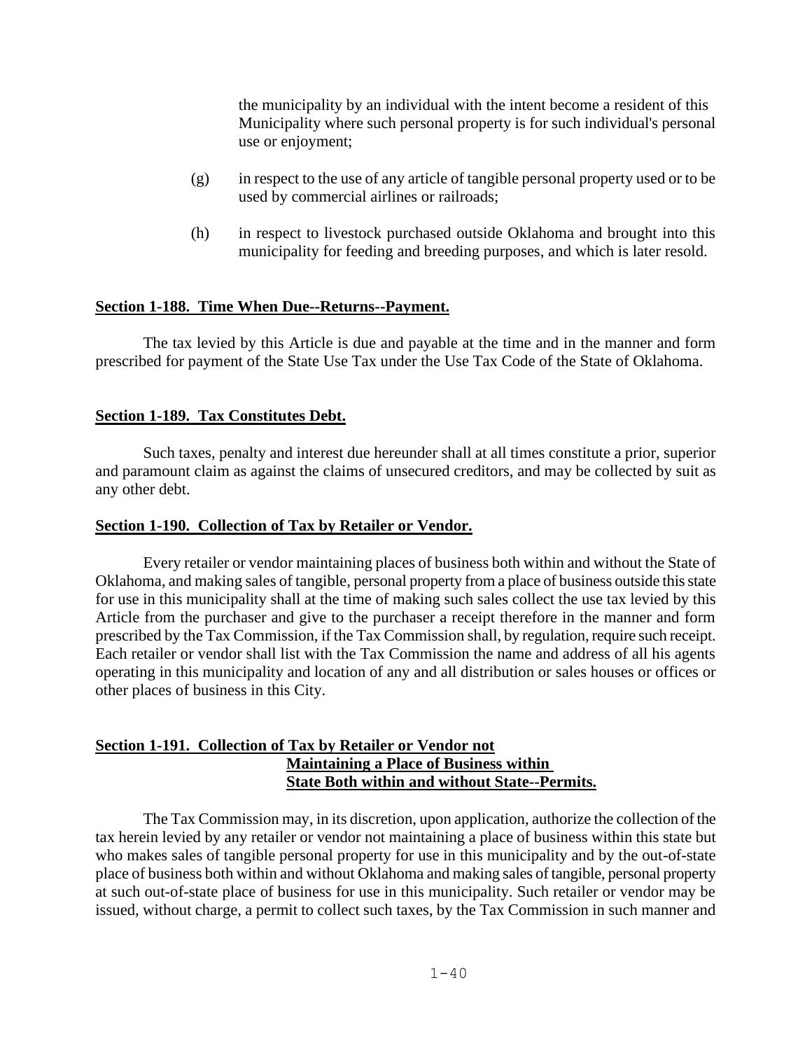the municipality by an individual with the intent become a resident of this Municipality where such personal property is for such individual's personal use or enjoyment;

(g) in respect to the use of any article of tangible personal property used or to be used by commercial airlines or railroads;

(h) in respect to livestock purchased outside Oklahoma and brought into this municipality for feeding and breeding purposes, and which is later resold.

**Section 1-188. Time When Due--Returns--Payment.**

The tax levied by this Article is due and payable at the time and in the manner and form prescribed for payment of the State Use Tax under the Use Tax Code of the State of Oklahoma.

**Section 1-189. Tax Constitutes Debt.**

Such taxes, penalty and interest due hereunder shall at all times constitute a prior, superior and paramount claim as against the claims of unsecured creditors, and may be collected by suit as any other debt.

**Section 1-190. Collection of Tax by Retailer or Vendor.**

Every retailer or vendor maintaining places of business both within and without the State of Oklahoma, and making sales of tangible, personal property from a place of business outside this state for use in this municipality shall at the time of making such sales collect the use tax levied by this Article from the purchaser and give to the purchaser a receipt therefore in the manner and form prescribed by the Tax Commission, if the Tax Commission shall, by regulation, require such receipt. Each retailer or vendor shall list with the Tax Commission the name and address of all his agents operating in this municipality and location of any and all distribution or sales houses or offices or other places of business in this City.

**Section 1-191. Collection of Tax by Retailer or Vendor not Maintaining a Place of Business within State Both within and without State--Permits.**

The Tax Commission may, in its discretion, upon application, authorize the collection of the tax herein levied by any retailer or vendor not maintaining a place of business within this state but who makes sales of tangible personal property for use in this municipality and by the out-of-state place of business both within and without Oklahoma and making sales of tangible, personal property at such out-of-state place of business for use in this municipality. Such retailer or vendor may be issued, without charge, a permit to collect such taxes, by the Tax Commission in such manner and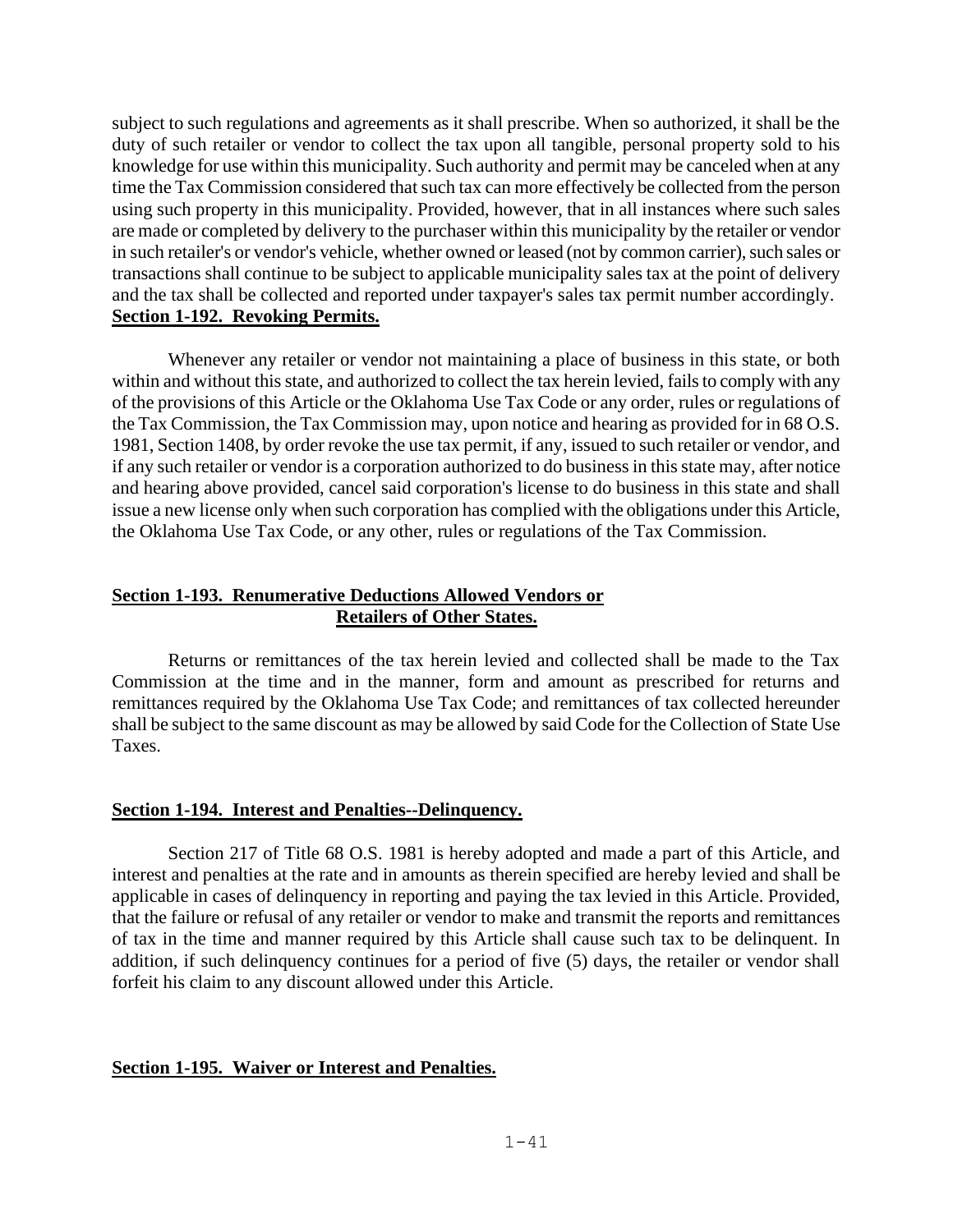subject to such regulations and agreements as it shall prescribe. When so authorized, it shall be the duty of such retailer or vendor to collect the tax upon all tangible, personal property sold to his knowledge for use within this municipality. Such authority and permit may be canceled when at any time the Tax Commission considered that such tax can more effectively be collected from the person using such property in this municipality. Provided, however, that in all instances where such sales are made or completed by delivery to the purchaser within this municipality by the retailer or vendor in such retailer's or vendor's vehicle, whether owned or leased (not by common carrier), such sales or transactions shall continue to be subject to applicable municipality sales tax at the point of delivery and the tax shall be collected and reported under taxpayer's sales tax permit number accordingly.

**Section 1-192. Revoking Permits.**

Whenever any retailer or vendor not maintaining a place of business in this state, or both within and without this state, and authorized to collect the tax herein levied, fails to comply with any of the provisions of this Article or the Oklahoma Use Tax Code or any order, rules or regulations of the Tax Commission, the Tax Commission may, upon notice and hearing as provided for in 68 O.S. 1981, Section 1408, by order revoke the use tax permit, if any, issued to such retailer or vendor, and if any such retailer or vendor is a corporation authorized to do business in this state may, after notice and hearing above provided, cancel said corporation's license to do business in this state and shall issue a new license only when such corporation has complied with the obligations under this Article, the Oklahoma Use Tax Code, or any other, rules or regulations of the Tax Commission.

**Section 1-193. Renumerative Deductions Allowed Vendors or Retailers of Other States.**

Returns or remittances of the tax herein levied and collected shall be made to the Tax Commission at the time and in the manner, form and amount as prescribed for returns and remittances required by the Oklahoma Use Tax Code; and remittances of tax collected hereunder shall be subject to the same discount as may be allowed by said Code for the Collection of State Use Taxes.

**Section 1-194. Interest and Penalties--Delinquency.**

Section 217 of Title 68 O.S. 1981 is hereby adopted and made a part of this Article, and interest and penalties at the rate and in amounts as therein specified are hereby levied and shall be applicable in cases of delinquency in reporting and paying the tax levied in this Article. Provided, that the failure or refusal of any retailer or vendor to make and transmit the reports and remittances of tax in the time and manner required by this Article shall cause such tax to be delinquent. In addition, if such delinquency continues for a period of five (5) days, the retailer or vendor shall forfeit his claim to any discount allowed under this Article.

**Section 1-195. Waiver or Interest and Penalties.**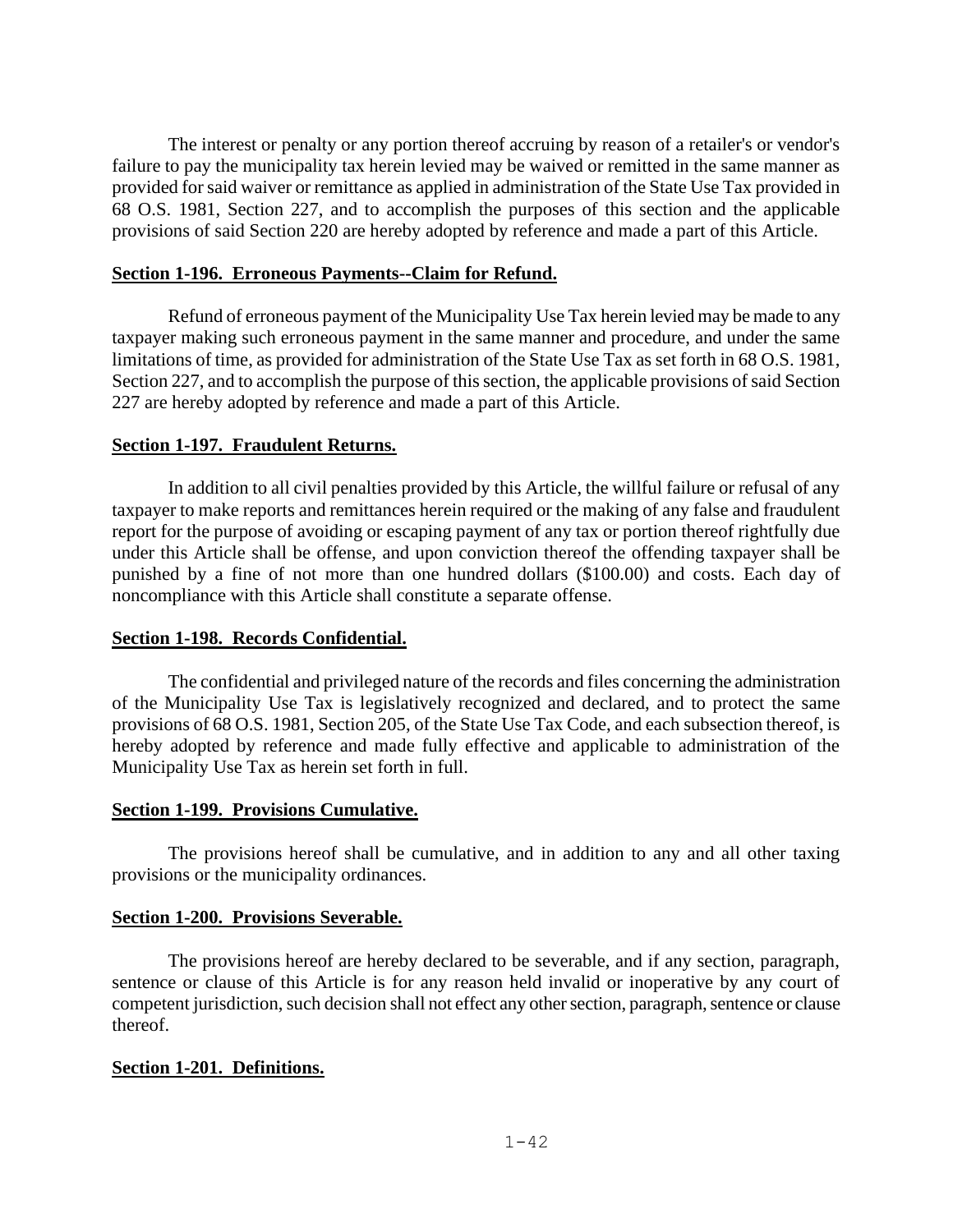The interest or penalty or any portion thereof accruing by reason of a retailer's or vendor's failure to pay the municipality tax herein levied may be waived or remitted in the same manner as provided for said waiver or remittance as applied in administration of the State Use Tax provided in 68 O.S. 1981, Section 227, and to accomplish the purposes of this section and the applicable provisions of said Section 220 are hereby adopted by reference and made a part of this Article.

**Section 1-196. Erroneous Payments--Claim for Refund.**

Refund of erroneous payment of the Municipality Use Tax herein levied may be made to any taxpayer making such erroneous payment in the same manner and procedure, and under the same limitations of time, as provided for administration of the State Use Tax as set forth in 68 O.S. 1981, Section 227, and to accomplish the purpose of this section, the applicable provisions of said Section 227 are hereby adopted by reference and made a part of this Article.

**Section 1-197. Fraudulent Returns.**

In addition to all civil penalties provided by this Article, the willful failure or refusal of any taxpayer to make reports and remittances herein required or the making of any false and fraudulent report for the purpose of avoiding or escaping payment of any tax or portion thereof rightfully due under this Article shall be offense, and upon conviction thereof the offending taxpayer shall be punished by a fine of not more than one hundred dollars ($100.00) and costs. Each day of noncompliance with this Article shall constitute a separate offense.

**Section 1-198. Records Confidential.**

The confidential and privileged nature of the records and files concerning the administration of the Municipality Use Tax is legislatively recognized and declared, and to protect the same provisions of 68 O.S. 1981, Section 205, of the State Use Tax Code, and each subsection thereof, is hereby adopted by reference and made fully effective and applicable to administration of the Municipality Use Tax as herein set forth in full.

**Section 1-199. Provisions Cumulative.**

The provisions hereof shall be cumulative, and in addition to any and all other taxing provisions or the municipality ordinances.

**Section 1-200. Provisions Severable.**

The provisions hereof are hereby declared to be severable, and if any section, paragraph, sentence or clause of this Article is for any reason held invalid or inoperative by any court of competent jurisdiction, such decision shall not effect any other section, paragraph, sentence or clause thereof.

**Section 1-201. Definitions.**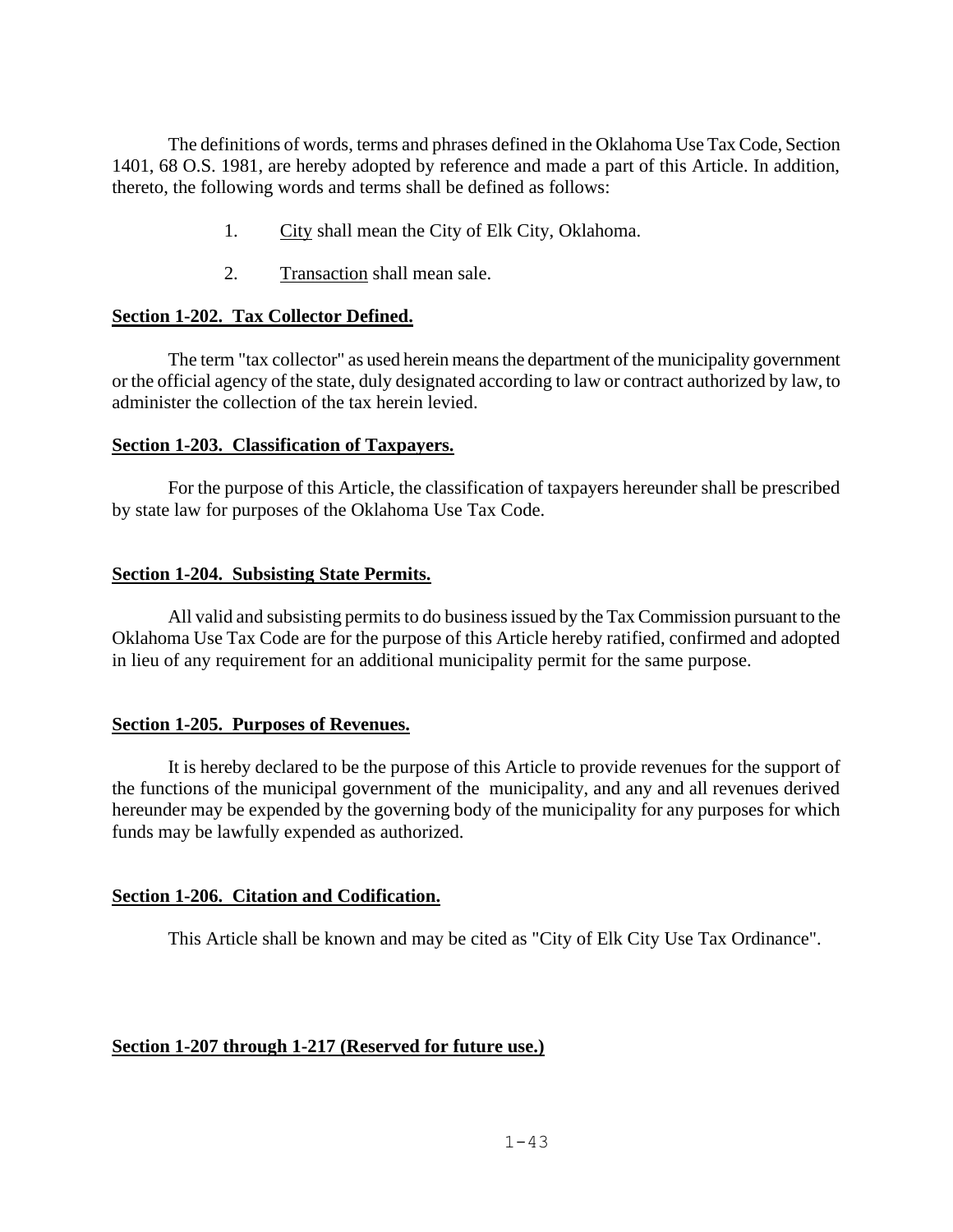The definitions of words, terms and phrases defined in the Oklahoma Use Tax Code, Section 1401, 68 O.S. 1981, are hereby adopted by reference and made a part of this Article. In addition, thereto, the following words and terms shall be defined as follows:

1. City shall mean the City of Elk City, Oklahoma.

2. Transaction shall mean sale.

**Section 1-202. Tax Collector Defined.**

The term "tax collector" as used herein means the department of the municipality government or the official agency of the state, duly designated according to law or contract authorized by law, to administer the collection of the tax herein levied.

**Section 1-203. Classification of Taxpayers.**

For the purpose of this Article, the classification of taxpayers hereunder shall be prescribed by state law for purposes of the Oklahoma Use Tax Code.

**Section 1-204. Subsisting State Permits.**

All valid and subsisting permits to do business issued by the Tax Commission pursuant to the Oklahoma Use Tax Code are for the purpose of this Article hereby ratified, confirmed and adopted in lieu of any requirement for an additional municipality permit for the same purpose.

**Section 1-205. Purposes of Revenues.**

It is hereby declared to be the purpose of this Article to provide revenues for the support of the functions of the municipal government of the municipality, and any and all revenues derived hereunder may be expended by the governing body of the municipality for any purposes for which funds may be lawfully expended as authorized.

**Section 1-206. Citation and Codification.**

This Article shall be known and may be cited as "City of Elk City Use Tax Ordinance".

**Section 1-207 through 1-217 (Reserved for future use.)**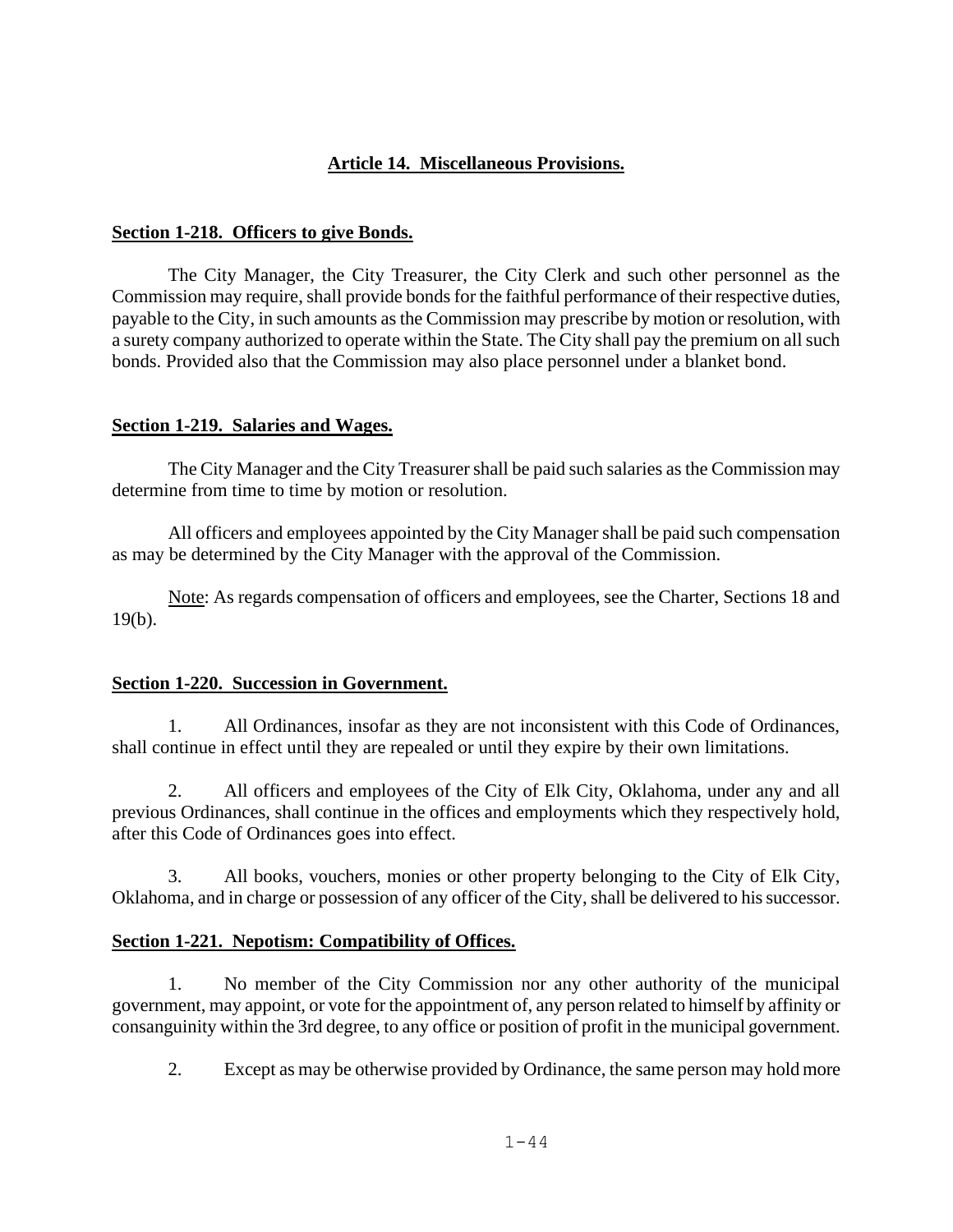## Article 14. Miscellaneous Provisions.

### Section 1-218. Officers to give Bonds.

The City Manager, the City Treasurer, the City Clerk and such other personnel as the Commission may require, shall provide bonds for the faithful performance of their respective duties, payable to the City, in such amounts as the Commission may prescribe by motion or resolution, with a surety company authorized to operate within the State. The City shall pay the premium on all such bonds. Provided also that the Commission may also place personnel under a blanket bond.

### Section 1-219. Salaries and Wages.

The City Manager and the City Treasurer shall be paid such salaries as the Commission may determine from time to time by motion or resolution.

All officers and employees appointed by the City Manager shall be paid such compensation as may be determined by the City Manager with the approval of the Commission.

Note: As regards compensation of officers and employees, see the Charter, Sections 18 and 19(b).

### Section 1-220. Succession in Government.

1. All Ordinances, insofar as they are not inconsistent with this Code of Ordinances, shall continue in effect until they are repealed or until they expire by their own limitations.

2. All officers and employees of the City of Elk City, Oklahoma, under any and all previous Ordinances, shall continue in the offices and employments which they respectively hold, after this Code of Ordinances goes into effect.

3. All books, vouchers, monies or other property belonging to the City of Elk City, Oklahoma, and in charge or possession of any officer of the City, shall be delivered to his successor.

### Section 1-221. Nepotism: Compatibility of Offices.

1. No member of the City Commission nor any other authority of the municipal government, may appoint, or vote for the appointment of, any person related to himself by affinity or consanguinity within the 3rd degree, to any office or position of profit in the municipal government.

2. Except as may be otherwise provided by Ordinance, the same person may hold more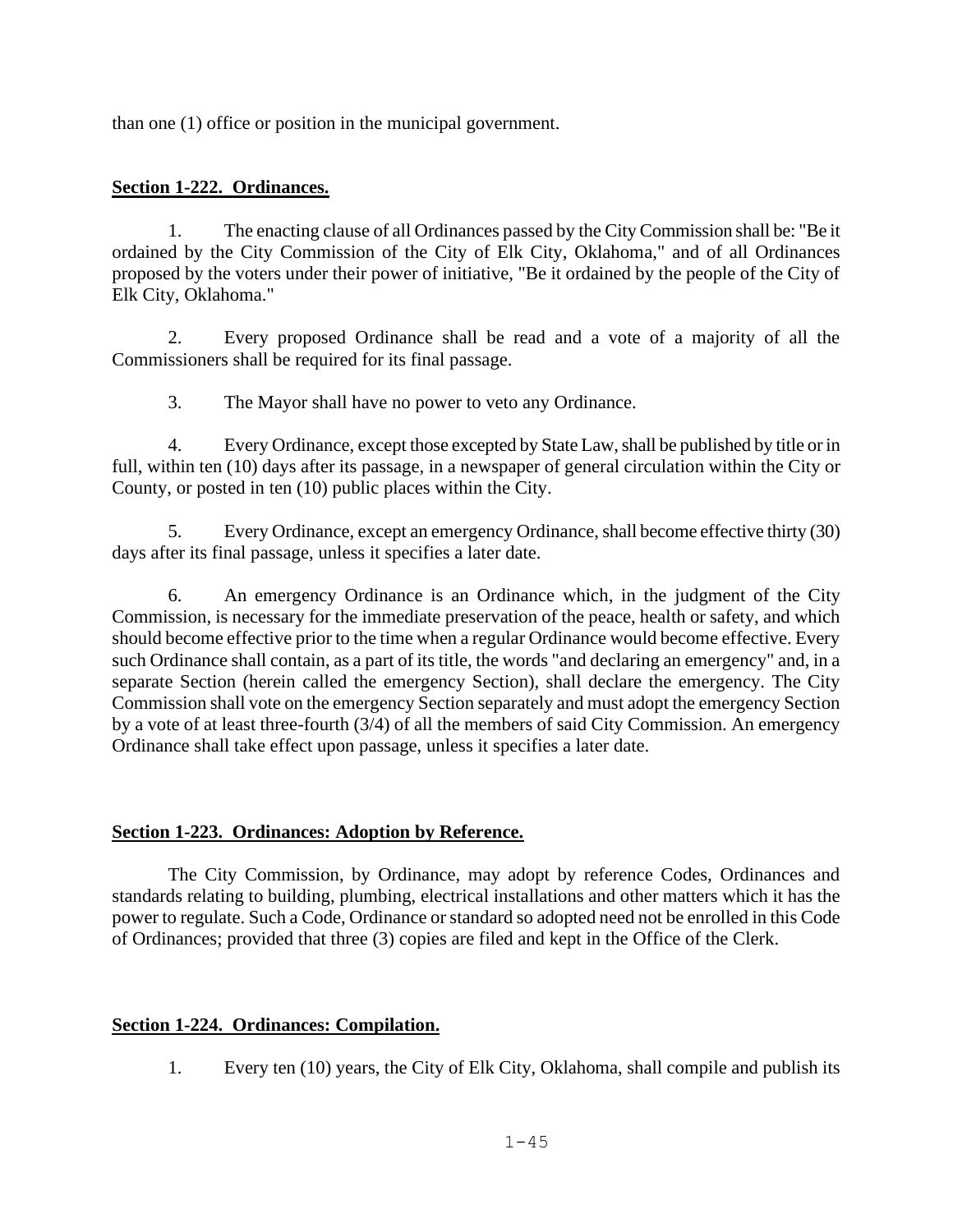than one (1) office or position in the municipal government.

**Section 1-222. Ordinances.**

1. The enacting clause of all Ordinances passed by the City Commission shall be: "Be it ordained by the City Commission of the City of Elk City, Oklahoma," and of all Ordinances proposed by the voters under their power of initiative, "Be it ordained by the people of the City of Elk City, Oklahoma."

2. Every proposed Ordinance shall be read and a vote of a majority of all the Commissioners shall be required for its final passage.

3. The Mayor shall have no power to veto any Ordinance.

4. Every Ordinance, except those excepted by State Law, shall be published by title or in full, within ten (10) days after its passage, in a newspaper of general circulation within the City or County, or posted in ten (10) public places within the City.

5. Every Ordinance, except an emergency Ordinance, shall become effective thirty (30) days after its final passage, unless it specifies a later date.

6. An emergency Ordinance is an Ordinance which, in the judgment of the City Commission, is necessary for the immediate preservation of the peace, health or safety, and which should become effective prior to the time when a regular Ordinance would become effective. Every such Ordinance shall contain, as a part of its title, the words "and declaring an emergency" and, in a separate Section (herein called the emergency Section), shall declare the emergency. The City Commission shall vote on the emergency Section separately and must adopt the emergency Section by a vote of at least three-fourth (3/4) of all the members of said City Commission. An emergency Ordinance shall take effect upon passage, unless it specifies a later date.

**Section 1-223. Ordinances: Adoption by Reference.**

The City Commission, by Ordinance, may adopt by reference Codes, Ordinances and standards relating to building, plumbing, electrical installations and other matters which it has the power to regulate. Such a Code, Ordinance or standard so adopted need not be enrolled in this Code of Ordinances; provided that three (3) copies are filed and kept in the Office of the Clerk.

**Section 1-224. Ordinances: Compilation.**

1. Every ten (10) years, the City of Elk City, Oklahoma, shall compile and publish its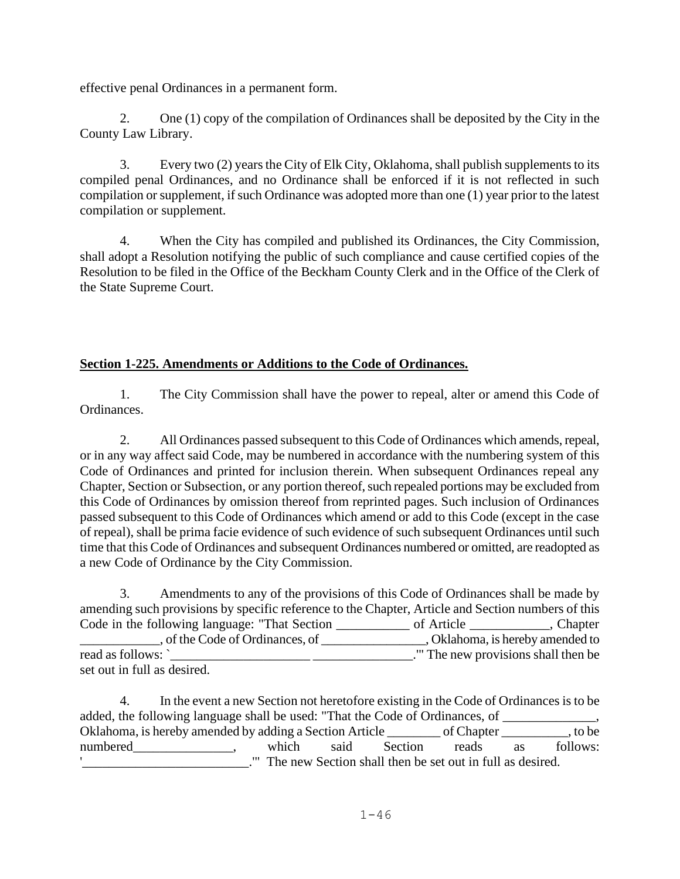effective penal Ordinances in a permanent form.

2. One (1) copy of the compilation of Ordinances shall be deposited by the City in the County Law Library.

3. Every two (2) years the City of Elk City, Oklahoma, shall publish supplements to its compiled penal Ordinances, and no Ordinance shall be enforced if it is not reflected in such compilation or supplement, if such Ordinance was adopted more than one (1) year prior to the latest compilation or supplement.

4. When the City has compiled and published its Ordinances, the City Commission, shall adopt a Resolution notifying the public of such compliance and cause certified copies of the Resolution to be filed in the Office of the Beckham County Clerk and in the Office of the Clerk of the State Supreme Court.

**Section 1-225. Amendments or Additions to the Code of Ordinances.**

1. The City Commission shall have the power to repeal, alter or amend this Code of Ordinances.

2. All Ordinances passed subsequent to this Code of Ordinances which amends, repeal, or in any way affect said Code, may be numbered in accordance with the numbering system of this Code of Ordinances and printed for inclusion therein. When subsequent Ordinances repeal any Chapter, Section or Subsection, or any portion thereof, such repealed portions may be excluded from this Code of Ordinances by omission thereof from reprinted pages. Such inclusion of Ordinances passed subsequent to this Code of Ordinances which amend or add to this Code (except in the case of repeal), shall be prima facie evidence of such evidence of such subsequent Ordinances until such time that this Code of Ordinances and subsequent Ordinances numbered or omitted, are readopted as a new Code of Ordinance by the City Commission.

3. Amendments to any of the provisions of this Code of Ordinances shall be made by amending such provisions by specific reference to the Chapter, Article and Section numbers of this Code in the following language: "That Section ___________ of Article ____________, Chapter ____________, of the Code of Ordinances, of ________________, Oklahoma, is hereby amended to read as follows: `_____________________ _______________.'" The new provisions shall then be set out in full as desired.

4. In the event a new Section not heretofore existing in the Code of Ordinances is to be added, the following language shall be used: "That the Code of Ordinances, of ______________, Oklahoma, is hereby amended by adding a Section Article ________ of Chapter __________, to be numbered_______________, which said Section reads as follows: '_________________________.'" The new Section shall then be set out in full as desired.